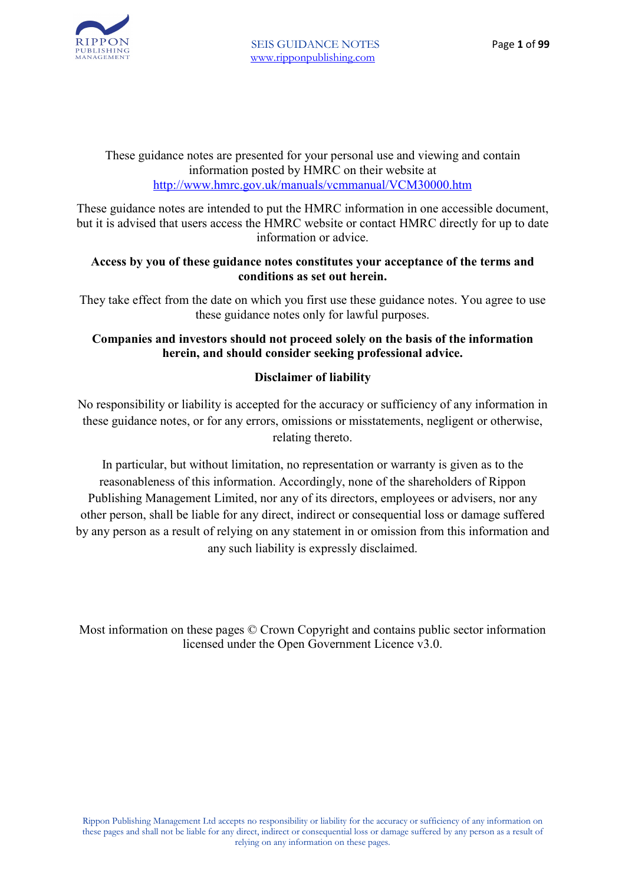These guidance notes are presented for your personal use and viewing and contain information posted by HMRC on their website at http://www.hmrc.gov.uk/manuals/vcmmanual/VCM30000.htm

These guidance notes are intended to put the HMRC information in one accessible document, but it is advised that users access the HMRC website or contact HMRC directly for up to date information or advice.

**Access by you of these guidance notes constitutes your acceptance of the terms and conditions as set out herein.**

They take effect from the date on which you first use these guidance notes. You agree to use these guidance notes only for lawful purposes.

**Companies and investors should not proceed solely on the basis of the information herein, and should consider seeking professional advice.**

**Disclaimer of liability**

No responsibility or liability is accepted for the accuracy or sufficiency of any information in these guidance notes, or for any errors, omissions or misstatements, negligent or otherwise, relating thereto.

In particular, but without limitation, no representation or warranty is given as to the reasonableness of this information. Accordingly, none of the shareholders of Rippon Publishing Management Limited, nor any of its directors, employees or advisers, nor any other person, shall be liable for any direct, indirect or consequential loss or damage suffered by any person as a result of relying on any statement in or omission from this information and any such liability is expressly disclaimed.

Most information on these pages © Crown Copyright and contains public sector information licensed under the Open Government Licence v3.0.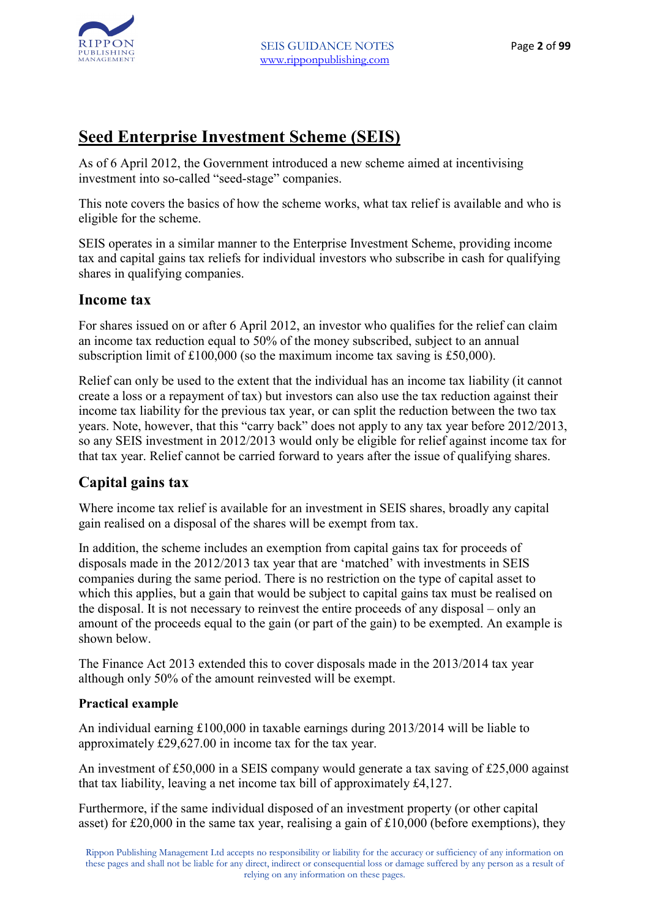# Seed Enterprise Investment Scheme (SEIS)

As of 6 April 2012, the Government introduced a new scheme aimed at incentivising investment into so-called "seed-stage" companies.

This note covers the basics of how the scheme works, what tax relief is available and who is eligible for the scheme.

SEIS operates in a similar manner to the Enterprise Investment Scheme, providing income tax and capital gains tax reliefs for individual investors who subscribe in cash for qualifying shares in qualifying companies.

## Income tax

For shares issued on or after 6 April 2012, an investor who qualifies for the relief can claim an income tax reduction equal to 50% of the money subscribed, subject to an annual subscription limit of £100,000 (so the maximum income tax saving is £50,000).

Relief can only be used to the extent that the individual has an income tax liability (it cannot create a loss or a repayment of tax) but investors can also use the tax reduction against their income tax liability for the previous tax year, or can split the reduction between the two tax years. Note, however, that this "carry back" does not apply to any tax year before 2012/2013, so any SEIS investment in 2012/2013 would only be eligible for relief against income tax for that tax year. Relief cannot be carried forward to years after the issue of qualifying shares.

## Capital gains tax

Where income tax relief is available for an investment in SEIS shares, broadly any capital gain realised on a disposal of the shares will be exempt from tax.

In addition, the scheme includes an exemption from capital gains tax for proceeds of disposals made in the 2012/2013 tax year that are 'matched' with investments in SEIS companies during the same period. There is no restriction on the type of capital asset to which this applies, but a gain that would be subject to capital gains tax must be realised on the disposal. It is not necessary to reinvest the entire proceeds of any disposal – only an amount of the proceeds equal to the gain (or part of the gain) to be exempted. An example is shown below.

The Finance Act 2013 extended this to cover disposals made in the 2013/2014 tax year although only 50% of the amount reinvested will be exempt.

### Practical example

An individual earning £100,000 in taxable earnings during 2013/2014 will be liable to approximately £29,627.00 in income tax for the tax year.

An investment of £50,000 in a SEIS company would generate a tax saving of £25,000 against that tax liability, leaving a net income tax bill of approximately £4,127.

Furthermore, if the same individual disposed of an investment property (or other capital asset) for £20,000 in the same tax year, realising a gain of £10,000 (before exemptions), they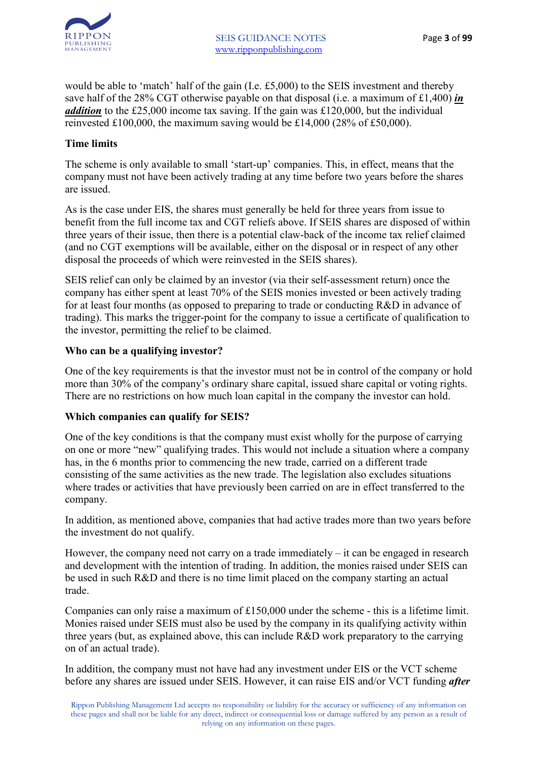would be able to 'match' half of the gain (I.e. £5,000) to the SEIS investment and thereby save half of the 28% CGT otherwise payable on that disposal (i.e. a maximum of £1,400) ***in addition*** to the £25,000 income tax saving. If the gain was £120,000, but the individual reinvested £100,000, the maximum saving would be £14,000 (28% of £50,000).

**Time limits**

The scheme is only available to small 'start-up' companies. This, in effect, means that the company must not have been actively trading at any time before two years before the shares are issued.

As is the case under EIS, the shares must generally be held for three years from issue to benefit from the full income tax and CGT reliefs above. If SEIS shares are disposed of within three years of their issue, then there is a potential claw-back of the income tax relief claimed (and no CGT exemptions will be available, either on the disposal or in respect of any other disposal the proceeds of which were reinvested in the SEIS shares).

SEIS relief can only be claimed by an investor (via their self-assessment return) once the company has either spent at least 70% of the SEIS monies invested or been actively trading for at least four months (as opposed to preparing to trade or conducting R&D in advance of trading). This marks the trigger-point for the company to issue a certificate of qualification to the investor, permitting the relief to be claimed.

**Who can be a qualifying investor?**

One of the key requirements is that the investor must not be in control of the company or hold more than 30% of the company's ordinary share capital, issued share capital or voting rights. There are no restrictions on how much loan capital in the company the investor can hold.

**Which companies can qualify for SEIS?**

One of the key conditions is that the company must exist wholly for the purpose of carrying on one or more "new" qualifying trades. This would not include a situation where a company has, in the 6 months prior to commencing the new trade, carried on a different trade consisting of the same activities as the new trade. The legislation also excludes situations where trades or activities that have previously been carried on are in effect transferred to the company.

In addition, as mentioned above, companies that had active trades more than two years before the investment do not qualify.

However, the company need not carry on a trade immediately – it can be engaged in research and development with the intention of trading. In addition, the monies raised under SEIS can be used in such R&D and there is no time limit placed on the company starting an actual trade.

Companies can only raise a maximum of £150,000 under the scheme - this is a lifetime limit. Monies raised under SEIS must also be used by the company in its qualifying activity within three years (but, as explained above, this can include R&D work preparatory to the carrying on of an actual trade).

In addition, the company must not have had any investment under EIS or the VCT scheme before any shares are issued under SEIS. However, it can raise EIS and/or VCT funding ***after***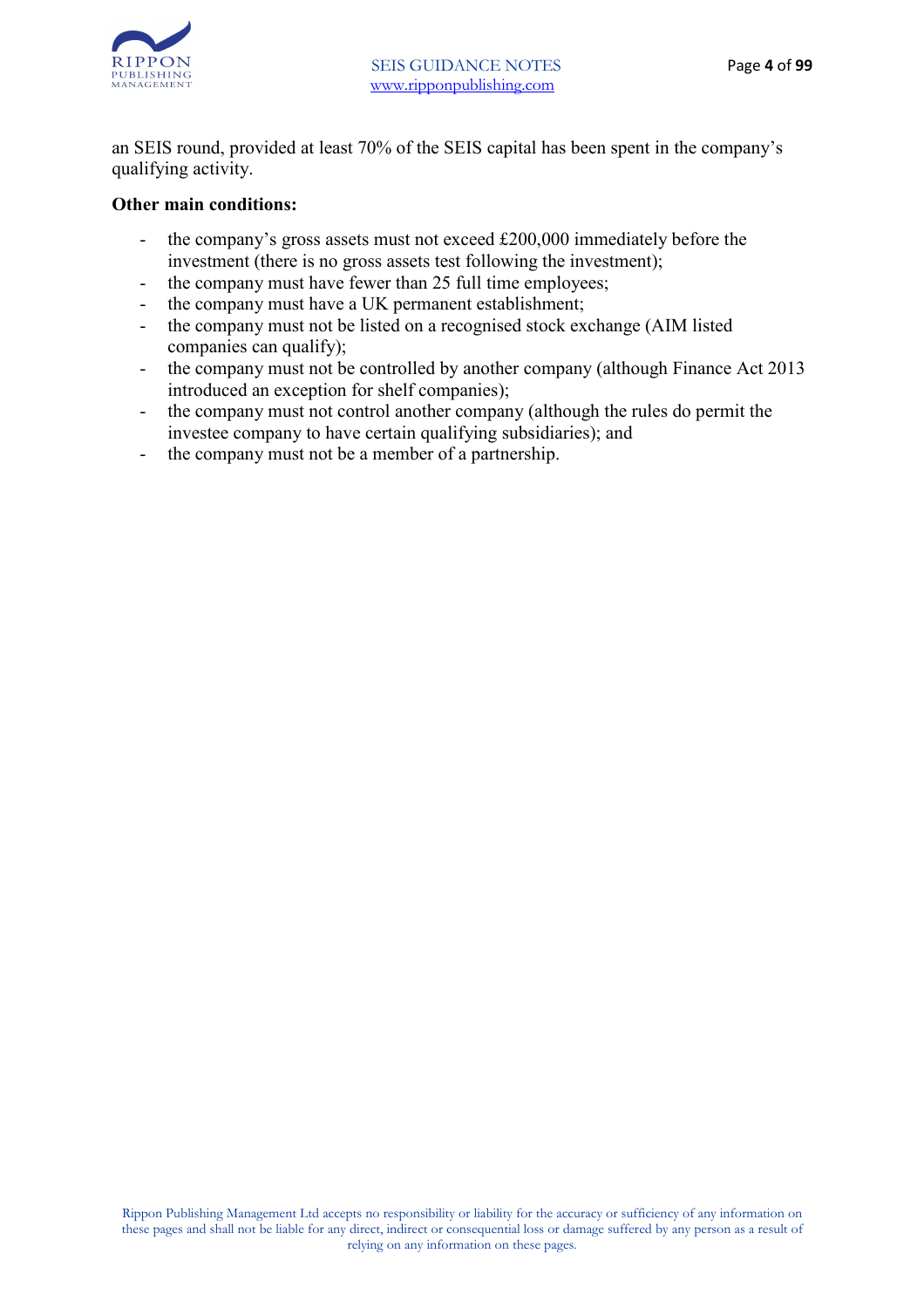an SEIS round, provided at least 70% of the SEIS capital has been spent in the company's qualifying activity.

**Other main conditions:**

- the company's gross assets must not exceed £200,000 immediately before the investment (there is no gross assets test following the investment);
- the company must have fewer than 25 full time employees;
- the company must have a UK permanent establishment;
- the company must not be listed on a recognised stock exchange (AIM listed companies can qualify);
- the company must not be controlled by another company (although Finance Act 2013 introduced an exception for shelf companies);
- the company must not control another company (although the rules do permit the investee company to have certain qualifying subsidiaries); and
- the company must not be a member of a partnership.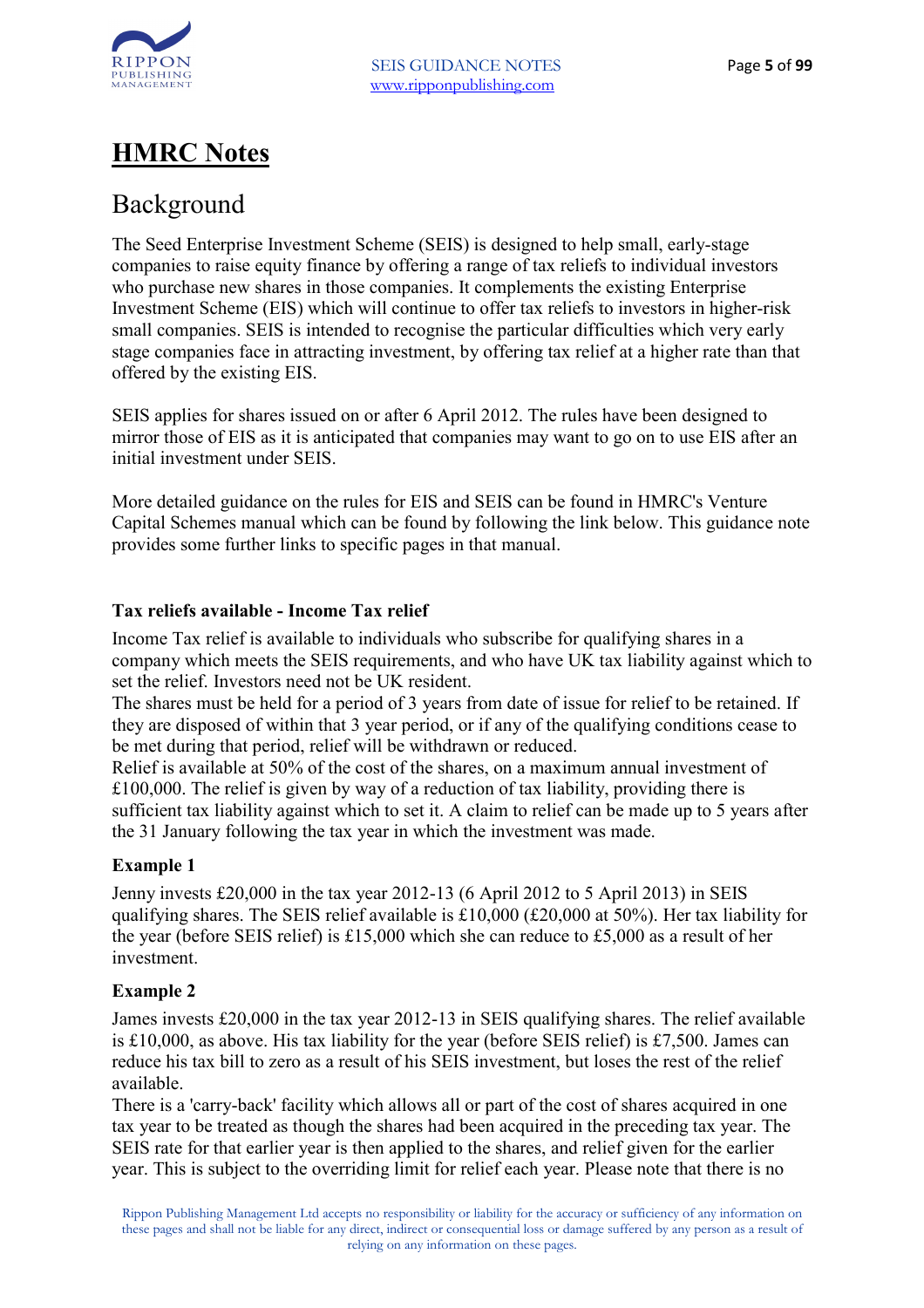# HMRC Notes

## Background

The Seed Enterprise Investment Scheme (SEIS) is designed to help small, early-stage companies to raise equity finance by offering a range of tax reliefs to individual investors who purchase new shares in those companies. It complements the existing Enterprise Investment Scheme (EIS) which will continue to offer tax reliefs to investors in higher-risk small companies. SEIS is intended to recognise the particular difficulties which very early stage companies face in attracting investment, by offering tax relief at a higher rate than that offered by the existing EIS.

SEIS applies for shares issued on or after 6 April 2012. The rules have been designed to mirror those of EIS as it is anticipated that companies may want to go on to use EIS after an initial investment under SEIS.

More detailed guidance on the rules for EIS and SEIS can be found in HMRC's Venture Capital Schemes manual which can be found by following the link below. This guidance note provides some further links to specific pages in that manual.

**Tax reliefs available - Income Tax relief**

Income Tax relief is available to individuals who subscribe for qualifying shares in a company which meets the SEIS requirements, and who have UK tax liability against which to set the relief. Investors need not be UK resident.

The shares must be held for a period of 3 years from date of issue for relief to be retained. If they are disposed of within that 3 year period, or if any of the qualifying conditions cease to be met during that period, relief will be withdrawn or reduced.

Relief is available at 50% of the cost of the shares, on a maximum annual investment of £100,000. The relief is given by way of a reduction of tax liability, providing there is sufficient tax liability against which to set it. A claim to relief can be made up to 5 years after the 31 January following the tax year in which the investment was made.

**Example 1**

Jenny invests £20,000 in the tax year 2012-13 (6 April 2012 to 5 April 2013) in SEIS qualifying shares. The SEIS relief available is £10,000 (£20,000 at 50%). Her tax liability for the year (before SEIS relief) is £15,000 which she can reduce to £5,000 as a result of her investment.

**Example 2**

James invests £20,000 in the tax year 2012-13 in SEIS qualifying shares. The relief available is £10,000, as above. His tax liability for the year (before SEIS relief) is £7,500. James can reduce his tax bill to zero as a result of his SEIS investment, but loses the rest of the relief available.

There is a 'carry-back' facility which allows all or part of the cost of shares acquired in one tax year to be treated as though the shares had been acquired in the preceding tax year. The SEIS rate for that earlier year is then applied to the shares, and relief given for the earlier year. This is subject to the overriding limit for relief each year. Please note that there is no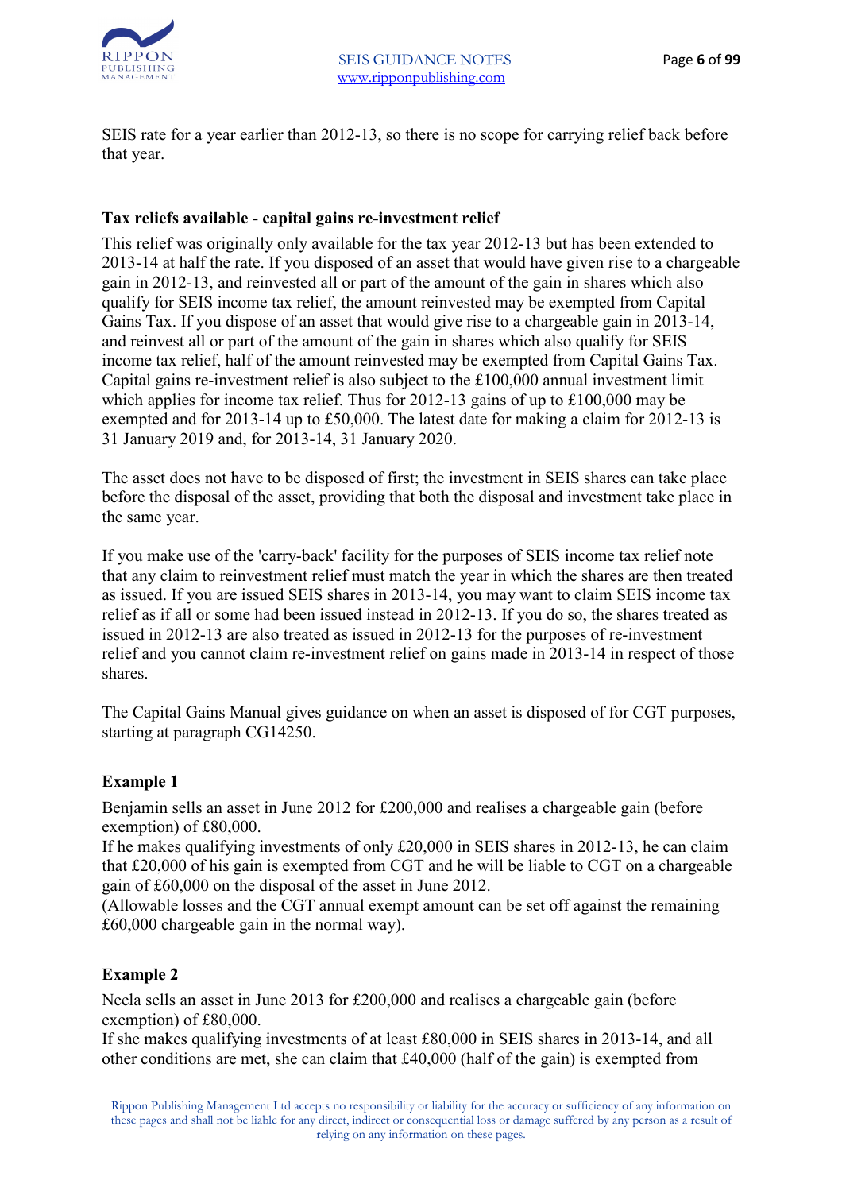SEIS rate for a year earlier than 2012-13, so there is no scope for carrying relief back before that year.

**Tax reliefs available - capital gains re-investment relief**

This relief was originally only available for the tax year 2012-13 but has been extended to 2013-14 at half the rate. If you disposed of an asset that would have given rise to a chargeable gain in 2012-13, and reinvested all or part of the amount of the gain in shares which also qualify for SEIS income tax relief, the amount reinvested may be exempted from Capital Gains Tax. If you dispose of an asset that would give rise to a chargeable gain in 2013-14, and reinvest all or part of the amount of the gain in shares which also qualify for SEIS income tax relief, half of the amount reinvested may be exempted from Capital Gains Tax. Capital gains re-investment relief is also subject to the £100,000 annual investment limit which applies for income tax relief. Thus for 2012-13 gains of up to £100,000 may be exempted and for 2013-14 up to £50,000. The latest date for making a claim for 2012-13 is 31 January 2019 and, for 2013-14, 31 January 2020.

The asset does not have to be disposed of first; the investment in SEIS shares can take place before the disposal of the asset, providing that both the disposal and investment take place in the same year.

If you make use of the 'carry-back' facility for the purposes of SEIS income tax relief note that any claim to reinvestment relief must match the year in which the shares are then treated as issued. If you are issued SEIS shares in 2013-14, you may want to claim SEIS income tax relief as if all or some had been issued instead in 2012-13. If you do so, the shares treated as issued in 2012-13 are also treated as issued in 2012-13 for the purposes of re-investment relief and you cannot claim re-investment relief on gains made in 2013-14 in respect of those shares.

The Capital Gains Manual gives guidance on when an asset is disposed of for CGT purposes, starting at paragraph CG14250.

**Example 1**

Benjamin sells an asset in June 2012 for £200,000 and realises a chargeable gain (before exemption) of £80,000.
If he makes qualifying investments of only £20,000 in SEIS shares in 2012-13, he can claim that £20,000 of his gain is exempted from CGT and he will be liable to CGT on a chargeable gain of £60,000 on the disposal of the asset in June 2012.
(Allowable losses and the CGT annual exempt amount can be set off against the remaining £60,000 chargeable gain in the normal way).

**Example 2**

Neela sells an asset in June 2013 for £200,000 and realises a chargeable gain (before exemption) of £80,000.
If she makes qualifying investments of at least £80,000 in SEIS shares in 2013-14, and all other conditions are met, she can claim that £40,000 (half of the gain) is exempted from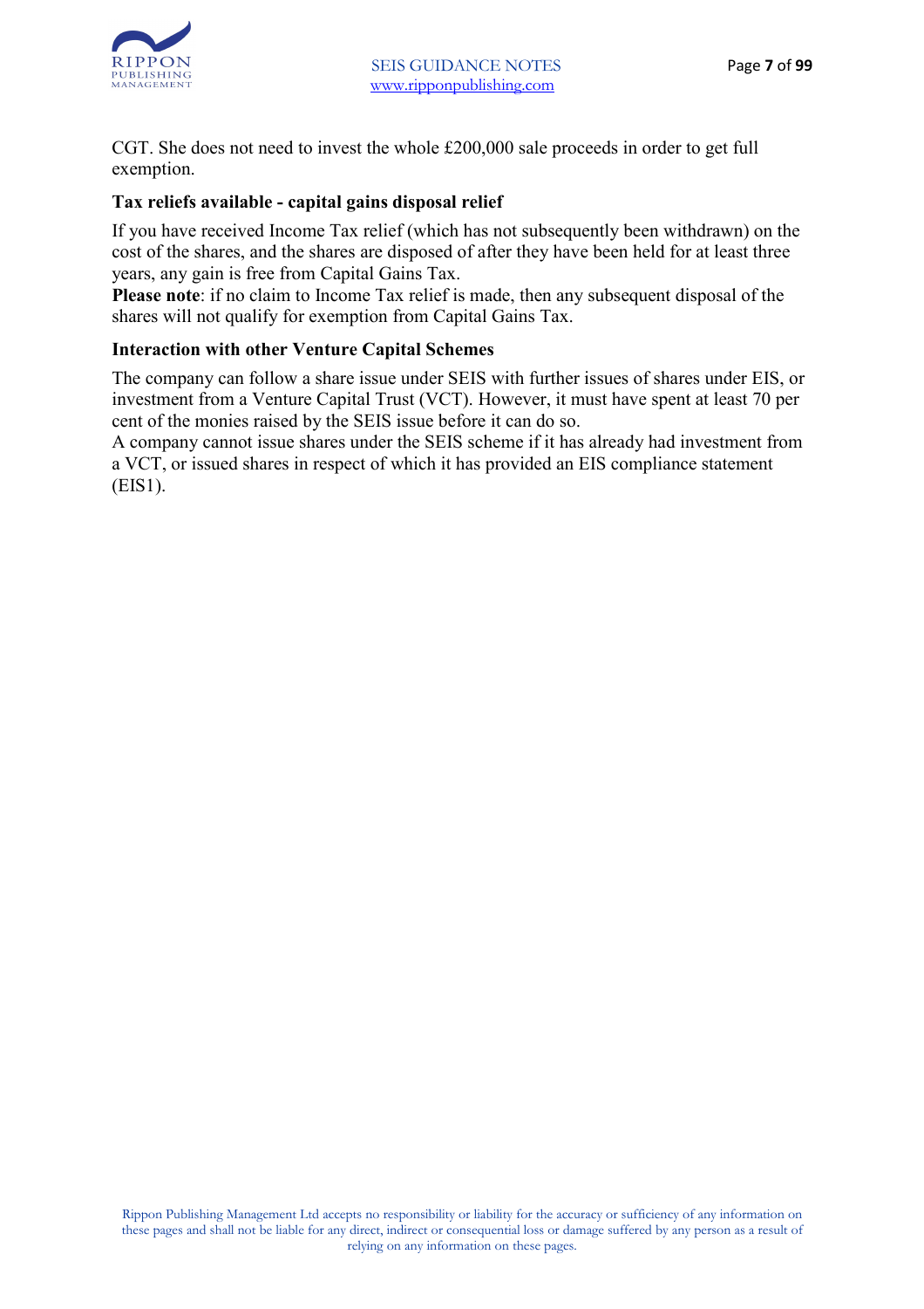CGT. She does not need to invest the whole £200,000 sale proceeds in order to get full exemption.

### Tax reliefs available - capital gains disposal relief

If you have received Income Tax relief (which has not subsequently been withdrawn) on the cost of the shares, and the shares are disposed of after they have been held for at least three years, any gain is free from Capital Gains Tax.

**Please note**: if no claim to Income Tax relief is made, then any subsequent disposal of the shares will not qualify for exemption from Capital Gains Tax.

### Interaction with other Venture Capital Schemes

The company can follow a share issue under SEIS with further issues of shares under EIS, or investment from a Venture Capital Trust (VCT). However, it must have spent at least 70 per cent of the monies raised by the SEIS issue before it can do so.

A company cannot issue shares under the SEIS scheme if it has already had investment from a VCT, or issued shares in respect of which it has provided an EIS compliance statement (EIS1).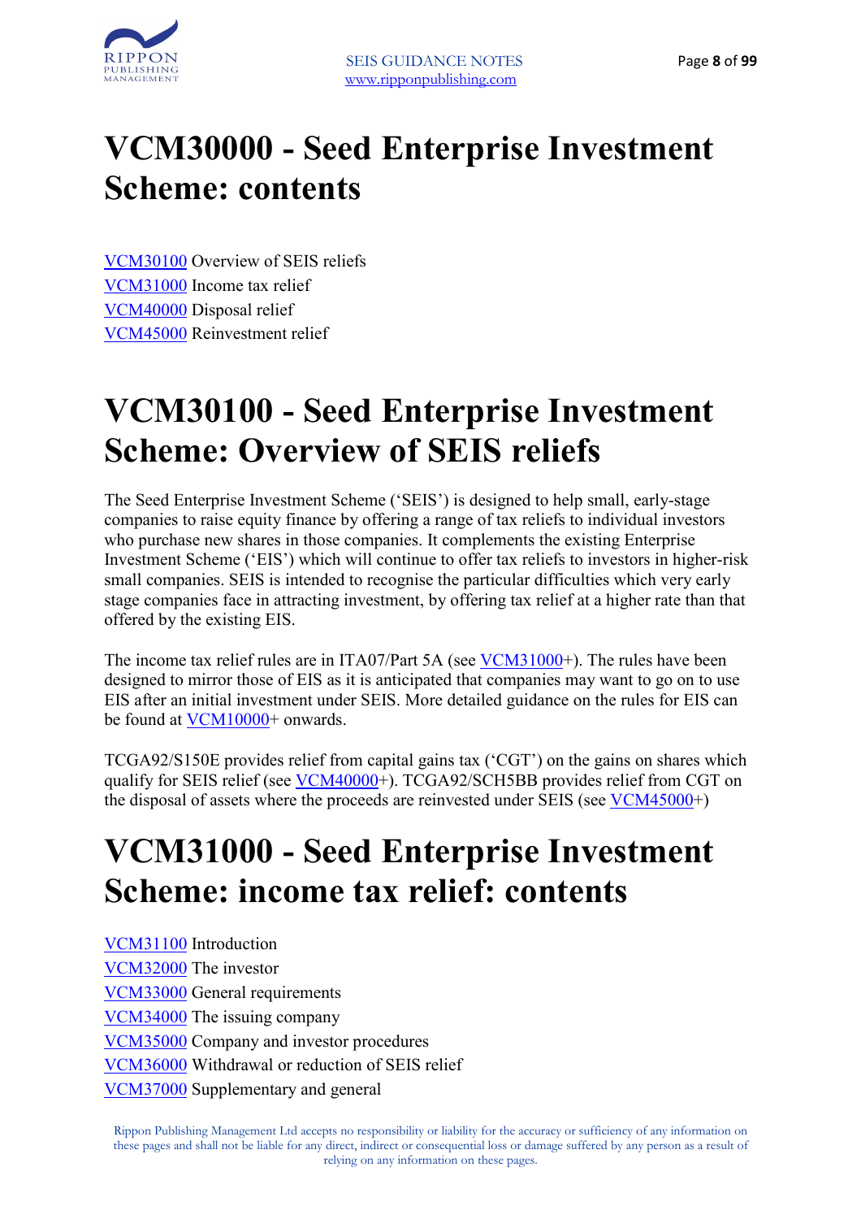# VCM30000 - Seed Enterprise Investment Scheme: contents

VCM30100 Overview of SEIS reliefs
VCM31000 Income tax relief
VCM40000 Disposal relief
VCM45000 Reinvestment relief

# VCM30100 - Seed Enterprise Investment Scheme: Overview of SEIS reliefs

The Seed Enterprise Investment Scheme ('SEIS') is designed to help small, early-stage companies to raise equity finance by offering a range of tax reliefs to individual investors who purchase new shares in those companies. It complements the existing Enterprise Investment Scheme ('EIS') which will continue to offer tax reliefs to investors in higher-risk small companies. SEIS is intended to recognise the particular difficulties which very early stage companies face in attracting investment, by offering tax relief at a higher rate than that offered by the existing EIS.

The income tax relief rules are in ITA07/Part 5A (see VCM31000+). The rules have been designed to mirror those of EIS as it is anticipated that companies may want to go on to use EIS after an initial investment under SEIS. More detailed guidance on the rules for EIS can be found at VCM10000+ onwards.

TCGA92/S150E provides relief from capital gains tax ('CGT') on the gains on shares which qualify for SEIS relief (see VCM40000+). TCGA92/SCH5BB provides relief from CGT on the disposal of assets where the proceeds are reinvested under SEIS (see VCM45000+)

# VCM31000 - Seed Enterprise Investment Scheme: income tax relief: contents

VCM31100 Introduction
VCM32000 The investor
VCM33000 General requirements
VCM34000 The issuing company
VCM35000 Company and investor procedures
VCM36000 Withdrawal or reduction of SEIS relief
VCM37000 Supplementary and general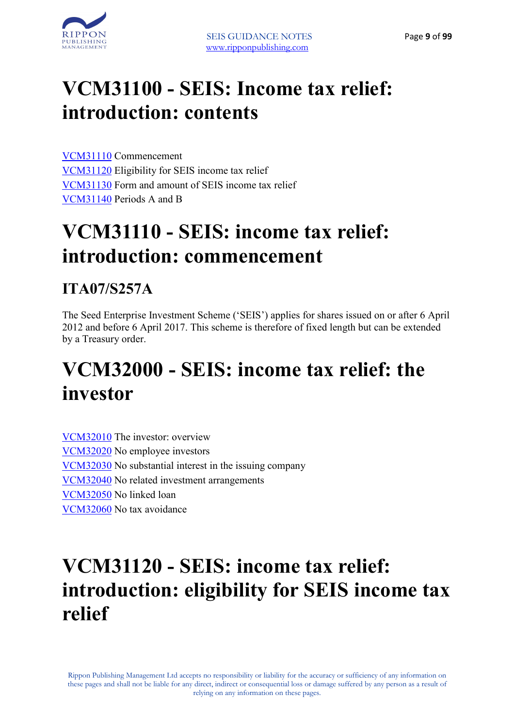# VCM31100 - SEIS: Income tax relief: introduction: contents

VCM31110 Commencement
VCM31120 Eligibility for SEIS income tax relief
VCM31130 Form and amount of SEIS income tax relief
VCM31140 Periods A and B

# VCM31110 - SEIS: income tax relief: introduction: commencement

## ITA07/S257A

The Seed Enterprise Investment Scheme ('SEIS') applies for shares issued on or after 6 April 2012 and before 6 April 2017. This scheme is therefore of fixed length but can be extended by a Treasury order.

# VCM32000 - SEIS: income tax relief: the investor

VCM32010 The investor: overview
VCM32020 No employee investors
VCM32030 No substantial interest in the issuing company
VCM32040 No related investment arrangements
VCM32050 No linked loan
VCM32060 No tax avoidance

# VCM31120 - SEIS: income tax relief: introduction: eligibility for SEIS income tax relief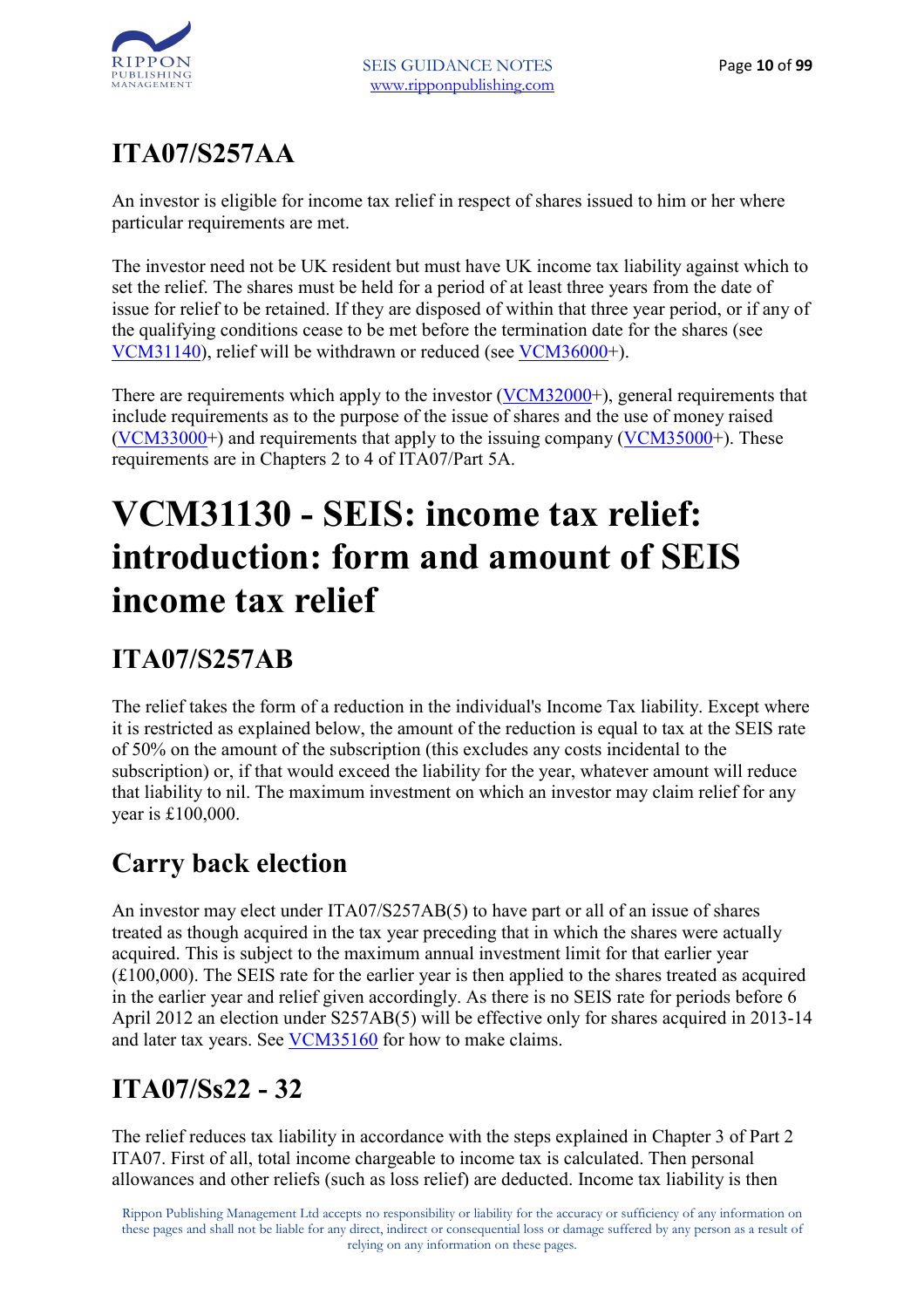## ITA07/S257AA

An investor is eligible for income tax relief in respect of shares issued to him or her where particular requirements are met.

The investor need not be UK resident but must have UK income tax liability against which to set the relief. The shares must be held for a period of at least three years from the date of issue for relief to be retained. If they are disposed of within that three year period, or if any of the qualifying conditions cease to be met before the termination date for the shares (see VCM31140), relief will be withdrawn or reduced (see VCM36000+).

There are requirements which apply to the investor (VCM32000+), general requirements that include requirements as to the purpose of the issue of shares and the use of money raised (VCM33000+) and requirements that apply to the issuing company (VCM35000+). These requirements are in Chapters 2 to 4 of ITA07/Part 5A.

# VCM31130 - SEIS: income tax relief: introduction: form and amount of SEIS income tax relief

## ITA07/S257AB

The relief takes the form of a reduction in the individual's Income Tax liability. Except where it is restricted as explained below, the amount of the reduction is equal to tax at the SEIS rate of 50% on the amount of the subscription (this excludes any costs incidental to the subscription) or, if that would exceed the liability for the year, whatever amount will reduce that liability to nil. The maximum investment on which an investor may claim relief for any year is £100,000.

## Carry back election

An investor may elect under ITA07/S257AB(5) to have part or all of an issue of shares treated as though acquired in the tax year preceding that in which the shares were actually acquired. This is subject to the maximum annual investment limit for that earlier year (£100,000). The SEIS rate for the earlier year is then applied to the shares treated as acquired in the earlier year and relief given accordingly. As there is no SEIS rate for periods before 6 April 2012 an election under S257AB(5) will be effective only for shares acquired in 2013-14 and later tax years. See VCM35160 for how to make claims.

## ITA07/Ss22 - 32

The relief reduces tax liability in accordance with the steps explained in Chapter 3 of Part 2 ITA07. First of all, total income chargeable to income tax is calculated. Then personal allowances and other reliefs (such as loss relief) are deducted. Income tax liability is then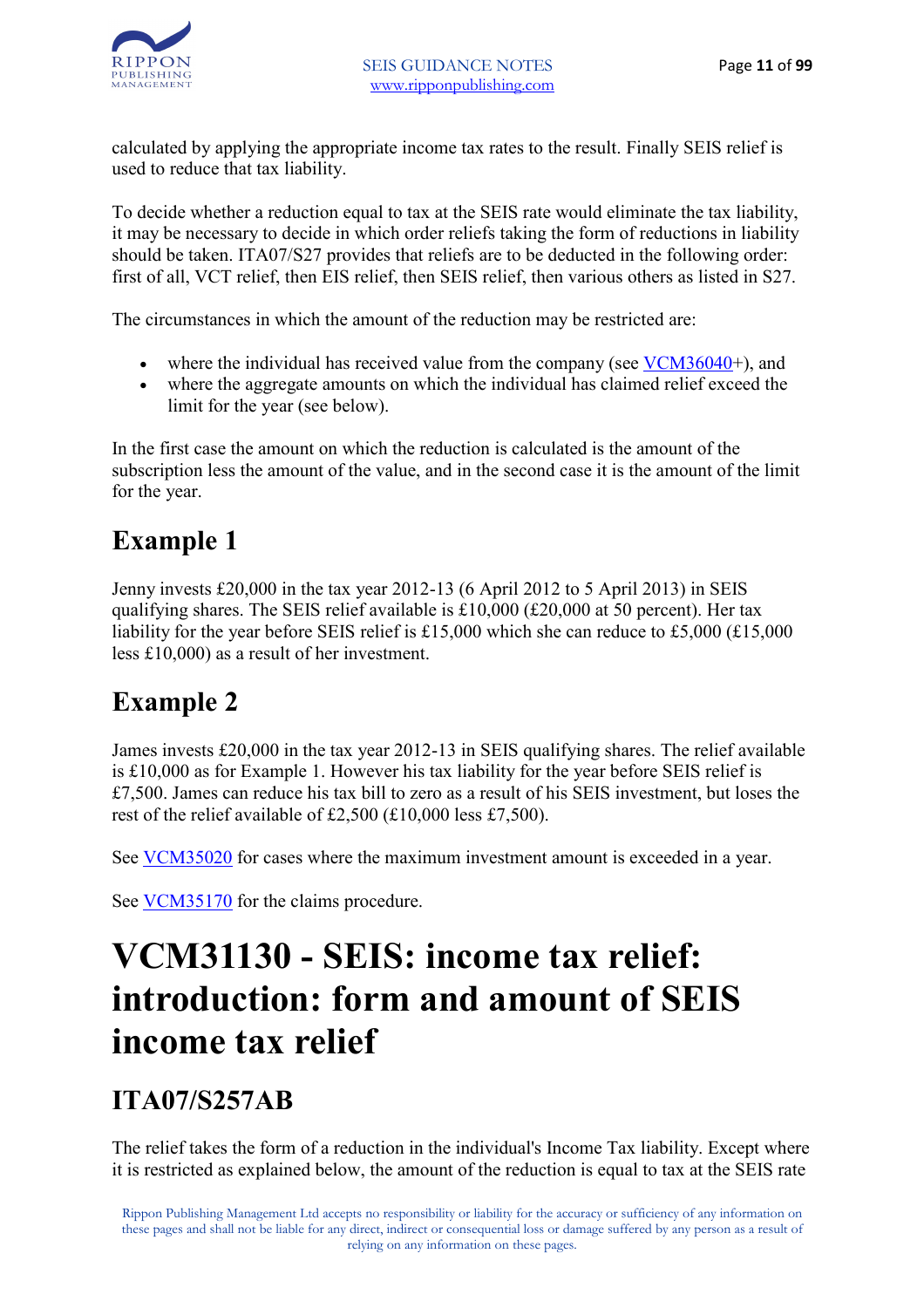calculated by applying the appropriate income tax rates to the result. Finally SEIS relief is used to reduce that tax liability.

To decide whether a reduction equal to tax at the SEIS rate would eliminate the tax liability, it may be necessary to decide in which order reliefs taking the form of reductions in liability should be taken. ITA07/S27 provides that reliefs are to be deducted in the following order: first of all, VCT relief, then EIS relief, then SEIS relief, then various others as listed in S27.

The circumstances in which the amount of the reduction may be restricted are:

- where the individual has received value from the company (see VCM36040+), and
- where the aggregate amounts on which the individual has claimed relief exceed the limit for the year (see below).

In the first case the amount on which the reduction is calculated is the amount of the subscription less the amount of the value, and in the second case it is the amount of the limit for the year.

## Example 1

Jenny invests £20,000 in the tax year 2012-13 (6 April 2012 to 5 April 2013) in SEIS qualifying shares. The SEIS relief available is £10,000 (£20,000 at 50 percent). Her tax liability for the year before SEIS relief is £15,000 which she can reduce to £5,000 (£15,000 less £10,000) as a result of her investment.

## Example 2

James invests £20,000 in the tax year 2012-13 in SEIS qualifying shares. The relief available is £10,000 as for Example 1. However his tax liability for the year before SEIS relief is £7,500. James can reduce his tax bill to zero as a result of his SEIS investment, but loses the rest of the relief available of £2,500 (£10,000 less £7,500).

See VCM35020 for cases where the maximum investment amount is exceeded in a year.

See VCM35170 for the claims procedure.

# VCM31130 - SEIS: income tax relief: introduction: form and amount of SEIS income tax relief

## ITA07/S257AB

The relief takes the form of a reduction in the individual's Income Tax liability. Except where it is restricted as explained below, the amount of the reduction is equal to tax at the SEIS rate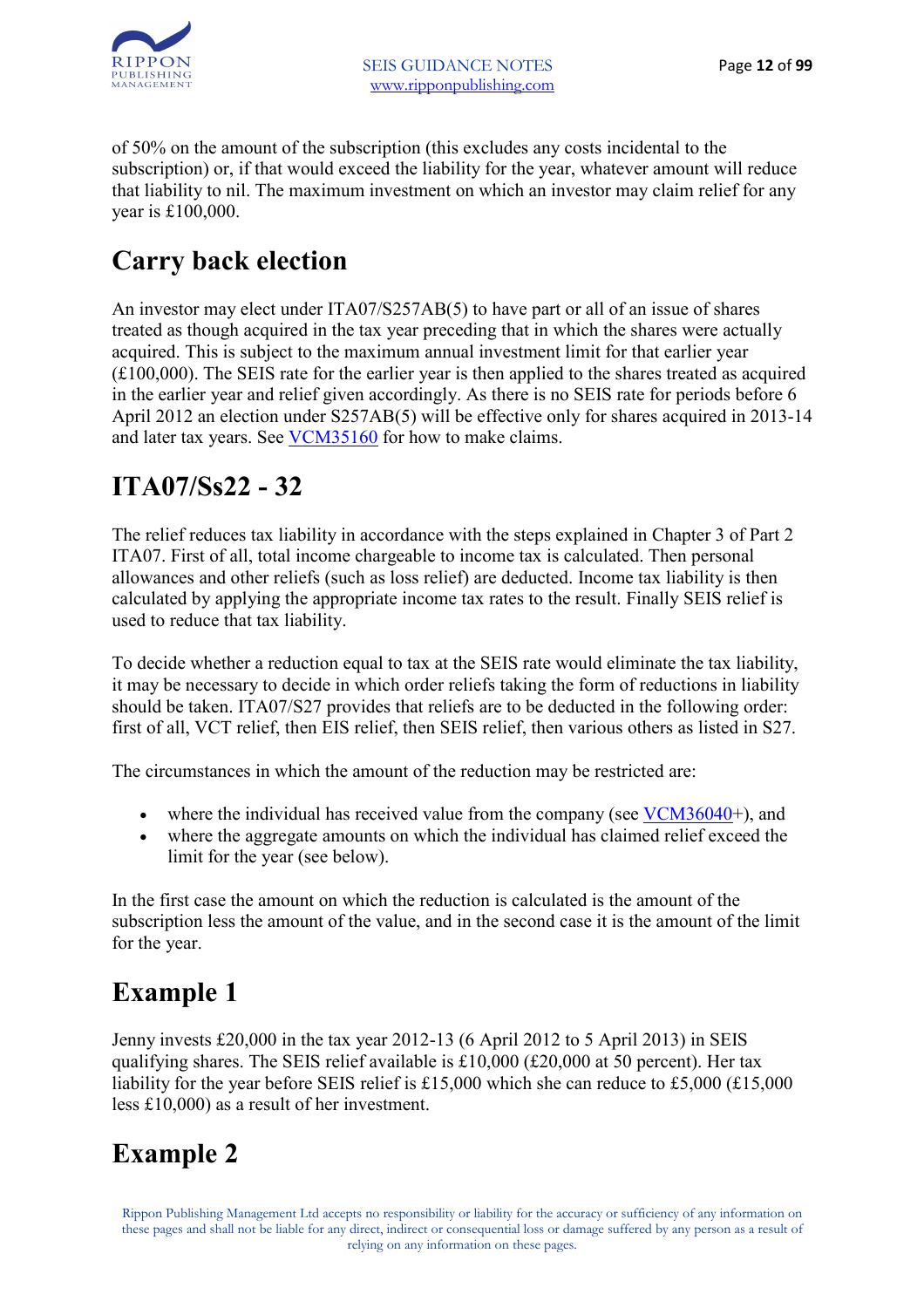of 50% on the amount of the subscription (this excludes any costs incidental to the subscription) or, if that would exceed the liability for the year, whatever amount will reduce that liability to nil. The maximum investment on which an investor may claim relief for any year is £100,000.

# Carry back election

An investor may elect under ITA07/S257AB(5) to have part or all of an issue of shares treated as though acquired in the tax year preceding that in which the shares were actually acquired. This is subject to the maximum annual investment limit for that earlier year (£100,000). The SEIS rate for the earlier year is then applied to the shares treated as acquired in the earlier year and relief given accordingly. As there is no SEIS rate for periods before 6 April 2012 an election under S257AB(5) will be effective only for shares acquired in 2013-14 and later tax years. See VCM35160 for how to make claims.

# ITA07/Ss22 - 32

The relief reduces tax liability in accordance with the steps explained in Chapter 3 of Part 2 ITA07. First of all, total income chargeable to income tax is calculated. Then personal allowances and other reliefs (such as loss relief) are deducted. Income tax liability is then calculated by applying the appropriate income tax rates to the result. Finally SEIS relief is used to reduce that tax liability.

To decide whether a reduction equal to tax at the SEIS rate would eliminate the tax liability, it may be necessary to decide in which order reliefs taking the form of reductions in liability should be taken. ITA07/S27 provides that reliefs are to be deducted in the following order: first of all, VCT relief, then EIS relief, then SEIS relief, then various others as listed in S27.

The circumstances in which the amount of the reduction may be restricted are:

- where the individual has received value from the company (see VCM36040+), and
- where the aggregate amounts on which the individual has claimed relief exceed the limit for the year (see below).

In the first case the amount on which the reduction is calculated is the amount of the subscription less the amount of the value, and in the second case it is the amount of the limit for the year.

# Example 1

Jenny invests £20,000 in the tax year 2012-13 (6 April 2012 to 5 April 2013) in SEIS qualifying shares. The SEIS relief available is £10,000 (£20,000 at 50 percent). Her tax liability for the year before SEIS relief is £15,000 which she can reduce to £5,000 (£15,000 less £10,000) as a result of her investment.

# Example 2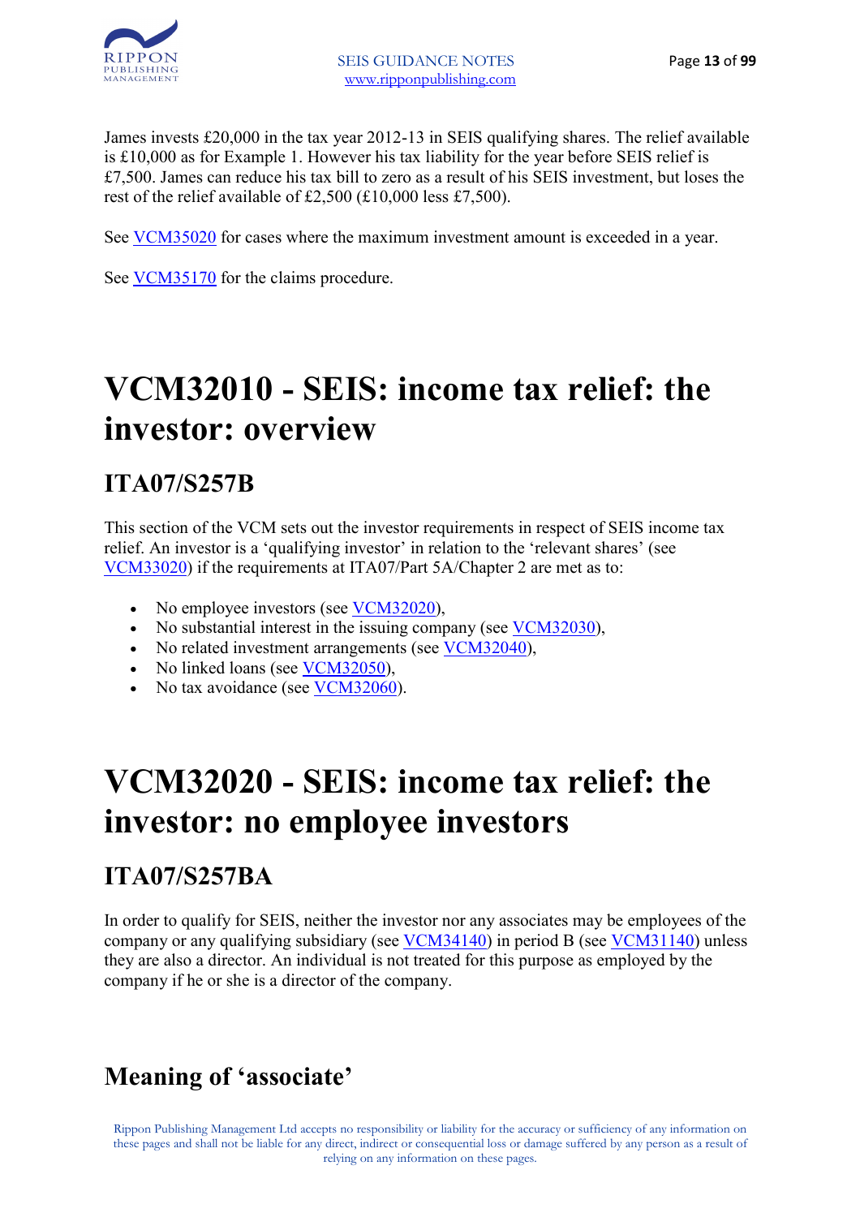James invests £20,000 in the tax year 2012-13 in SEIS qualifying shares. The relief available is £10,000 as for Example 1. However his tax liability for the year before SEIS relief is £7,500. James can reduce his tax bill to zero as a result of his SEIS investment, but loses the rest of the relief available of £2,500 (£10,000 less £7,500).

See VCM35020 for cases where the maximum investment amount is exceeded in a year.

See VCM35170 for the claims procedure.

# VCM32010 - SEIS: income tax relief: the investor: overview

## ITA07/S257B

This section of the VCM sets out the investor requirements in respect of SEIS income tax relief. An investor is a 'qualifying investor' in relation to the 'relevant shares' (see VCM33020) if the requirements at ITA07/Part 5A/Chapter 2 are met as to:

- No employee investors (see VCM32020),
- No substantial interest in the issuing company (see VCM32030),
- No related investment arrangements (see VCM32040),
- No linked loans (see VCM32050),
- No tax avoidance (see VCM32060).

# VCM32020 - SEIS: income tax relief: the investor: no employee investors

## ITA07/S257BA

In order to qualify for SEIS, neither the investor nor any associates may be employees of the company or any qualifying subsidiary (see VCM34140) in period B (see VCM31140) unless they are also a director. An individual is not treated for this purpose as employed by the company if he or she is a director of the company.

## Meaning of 'associate'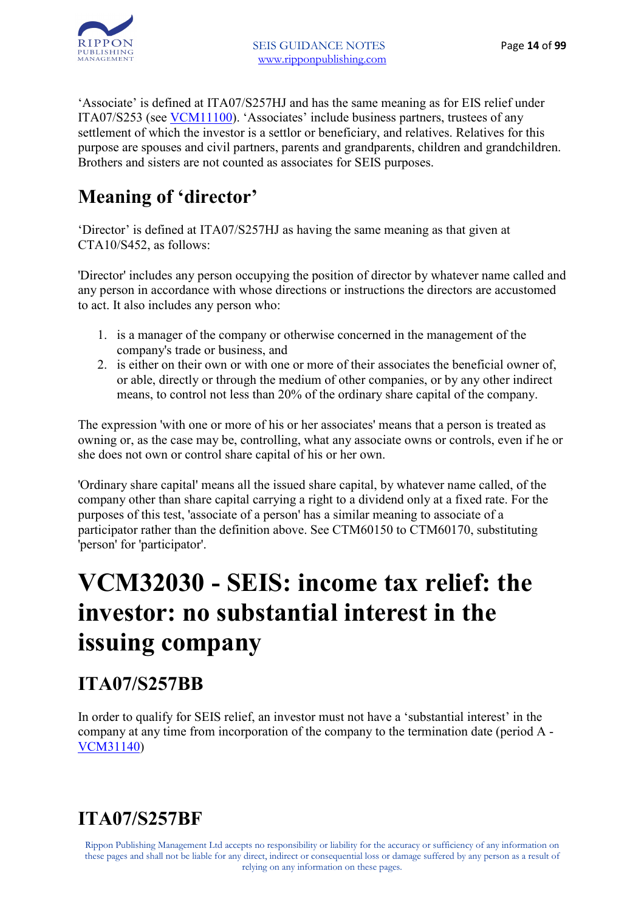'Associate' is defined at ITA07/S257HJ and has the same meaning as for EIS relief under ITA07/S253 (see VCM11100). 'Associates' include business partners, trustees of any settlement of which the investor is a settlor or beneficiary, and relatives. Relatives for this purpose are spouses and civil partners, parents and grandparents, children and grandchildren. Brothers and sisters are not counted as associates for SEIS purposes.

## Meaning of 'director'

'Director' is defined at ITA07/S257HJ as having the same meaning as that given at CTA10/S452, as follows:

'Director' includes any person occupying the position of director by whatever name called and any person in accordance with whose directions or instructions the directors are accustomed to act. It also includes any person who:

1. is a manager of the company or otherwise concerned in the management of the company's trade or business, and
2. is either on their own or with one or more of their associates the beneficial owner of, or able, directly or through the medium of other companies, or by any other indirect means, to control not less than 20% of the ordinary share capital of the company.

The expression 'with one or more of his or her associates' means that a person is treated as owning or, as the case may be, controlling, what any associate owns or controls, even if he or she does not own or control share capital of his or her own.

'Ordinary share capital' means all the issued share capital, by whatever name called, of the company other than share capital carrying a right to a dividend only at a fixed rate. For the purposes of this test, 'associate of a person' has a similar meaning to associate of a participator rather than the definition above. See CTM60150 to CTM60170, substituting 'person' for 'participator'.

# VCM32030 - SEIS: income tax relief: the investor: no substantial interest in the issuing company

## ITA07/S257BB

In order to qualify for SEIS relief, an investor must not have a 'substantial interest' in the company at any time from incorporation of the company to the termination date (period A - VCM31140)

## ITA07/S257BF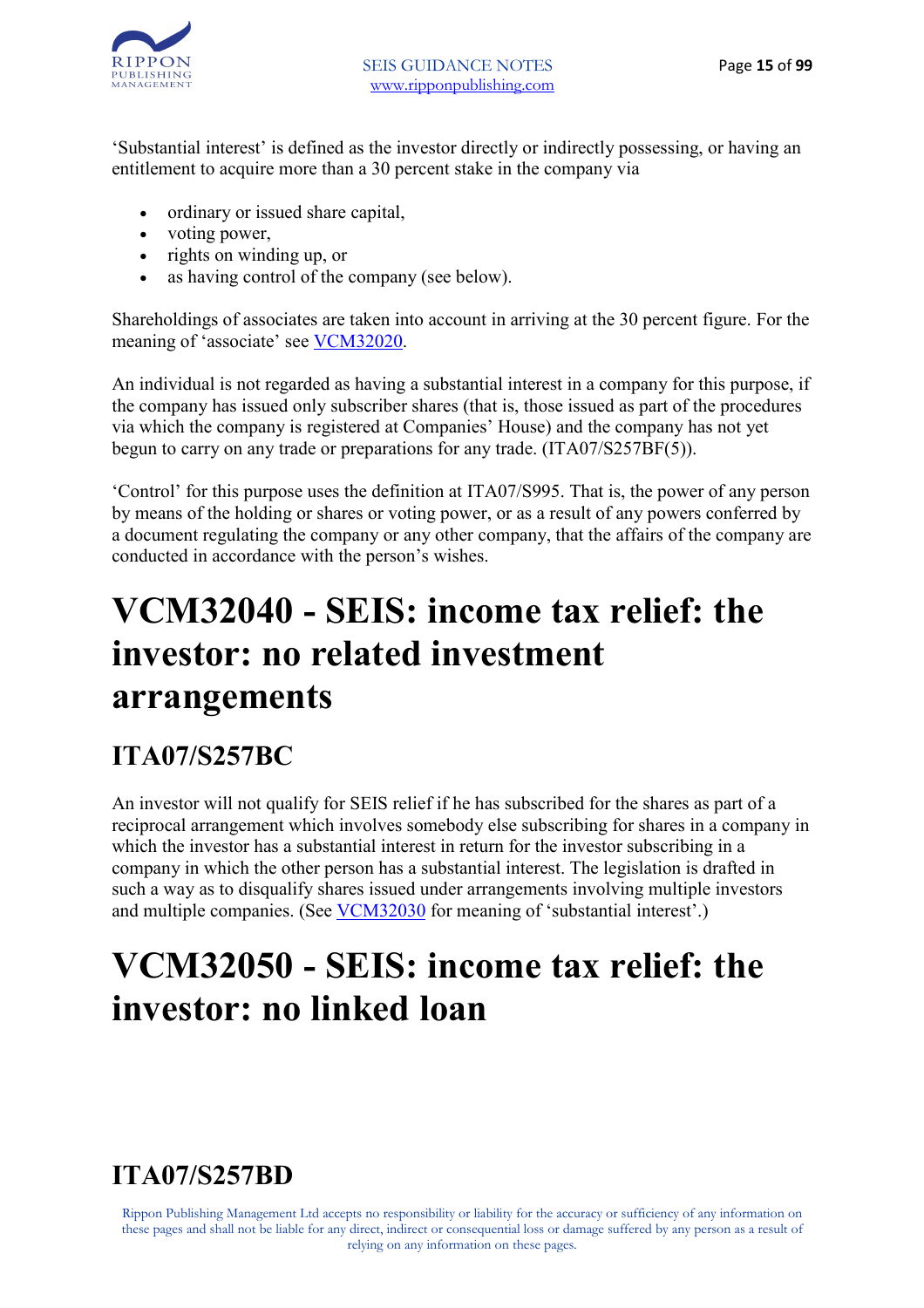'Substantial interest' is defined as the investor directly or indirectly possessing, or having an entitlement to acquire more than a 30 percent stake in the company via

- ordinary or issued share capital,
- voting power,
- rights on winding up, or
- as having control of the company (see below).

Shareholdings of associates are taken into account in arriving at the 30 percent figure. For the meaning of 'associate' see VCM32020.

An individual is not regarded as having a substantial interest in a company for this purpose, if the company has issued only subscriber shares (that is, those issued as part of the procedures via which the company is registered at Companies' House) and the company has not yet begun to carry on any trade or preparations for any trade. (ITA07/S257BF(5)).

'Control' for this purpose uses the definition at ITA07/S995. That is, the power of any person by means of the holding or shares or voting power, or as a result of any powers conferred by a document regulating the company or any other company, that the affairs of the company are conducted in accordance with the person's wishes.

# VCM32040 - SEIS: income tax relief: the investor: no related investment arrangements

## ITA07/S257BC

An investor will not qualify for SEIS relief if he has subscribed for the shares as part of a reciprocal arrangement which involves somebody else subscribing for shares in a company in which the investor has a substantial interest in return for the investor subscribing in a company in which the other person has a substantial interest. The legislation is drafted in such a way as to disqualify shares issued under arrangements involving multiple investors and multiple companies. (See VCM32030 for meaning of 'substantial interest'.)

# VCM32050 - SEIS: income tax relief: the investor: no linked loan

## ITA07/S257BD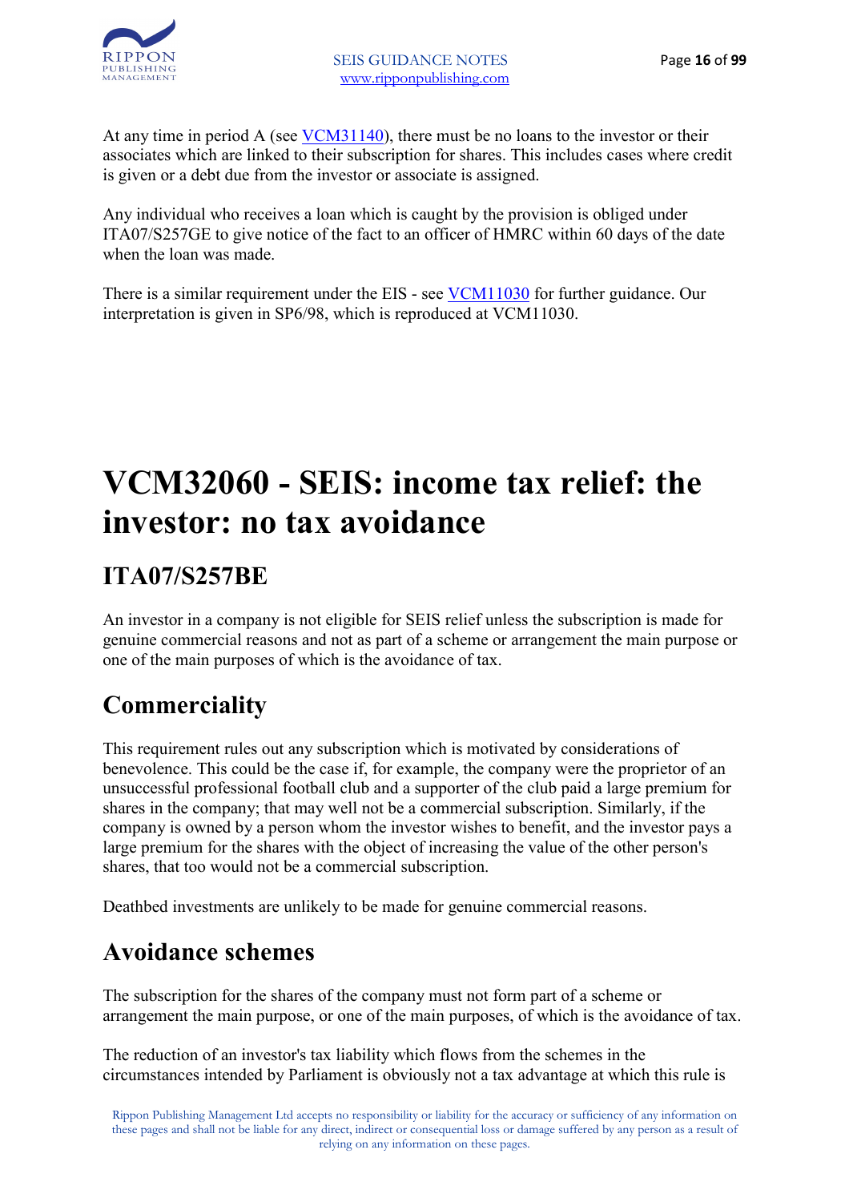At any time in period A (see VCM31140), there must be no loans to the investor or their associates which are linked to their subscription for shares. This includes cases where credit is given or a debt due from the investor or associate is assigned.

Any individual who receives a loan which is caught by the provision is obliged under ITA07/S257GE to give notice of the fact to an officer of HMRC within 60 days of the date when the loan was made.

There is a similar requirement under the EIS - see VCM11030 for further guidance. Our interpretation is given in SP6/98, which is reproduced at VCM11030.

# VCM32060 - SEIS: income tax relief: the investor: no tax avoidance

## ITA07/S257BE

An investor in a company is not eligible for SEIS relief unless the subscription is made for genuine commercial reasons and not as part of a scheme or arrangement the main purpose or one of the main purposes of which is the avoidance of tax.

## Commerciality

This requirement rules out any subscription which is motivated by considerations of benevolence. This could be the case if, for example, the company were the proprietor of an unsuccessful professional football club and a supporter of the club paid a large premium for shares in the company; that may well not be a commercial subscription. Similarly, if the company is owned by a person whom the investor wishes to benefit, and the investor pays a large premium for the shares with the object of increasing the value of the other person's shares, that too would not be a commercial subscription.

Deathbed investments are unlikely to be made for genuine commercial reasons.

## Avoidance schemes

The subscription for the shares of the company must not form part of a scheme or arrangement the main purpose, or one of the main purposes, of which is the avoidance of tax.

The reduction of an investor's tax liability which flows from the schemes in the circumstances intended by Parliament is obviously not a tax advantage at which this rule is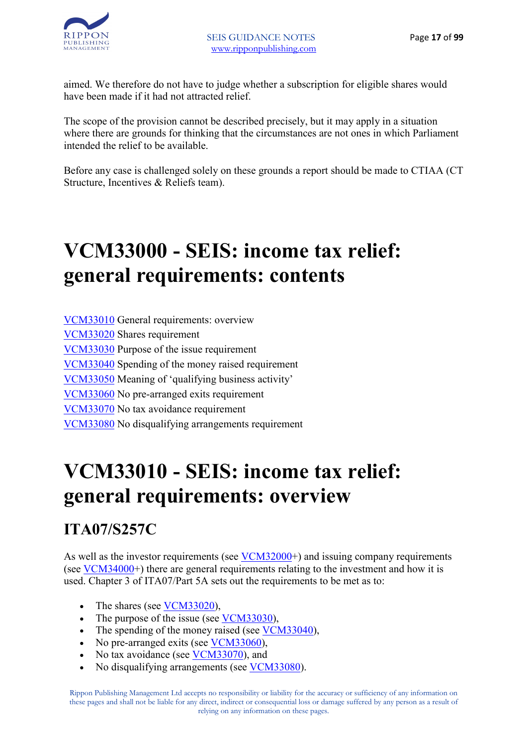aimed. We therefore do not have to judge whether a subscription for eligible shares would have been made if it had not attracted relief.

The scope of the provision cannot be described precisely, but it may apply in a situation where there are grounds for thinking that the circumstances are not ones in which Parliament intended the relief to be available.

Before any case is challenged solely on these grounds a report should be made to CTIAA (CT Structure, Incentives & Reliefs team).

# VCM33000 - SEIS: income tax relief: general requirements: contents

VCM33010 General requirements: overview
VCM33020 Shares requirement
VCM33030 Purpose of the issue requirement
VCM33040 Spending of the money raised requirement
VCM33050 Meaning of 'qualifying business activity'
VCM33060 No pre-arranged exits requirement
VCM33070 No tax avoidance requirement
VCM33080 No disqualifying arrangements requirement

# VCM33010 - SEIS: income tax relief: general requirements: overview

## ITA07/S257C

As well as the investor requirements (see VCM32000+) and issuing company requirements (see VCM34000+) there are general requirements relating to the investment and how it is used. Chapter 3 of ITA07/Part 5A sets out the requirements to be met as to:

- The shares (see VCM33020),
- The purpose of the issue (see VCM33030),
- The spending of the money raised (see VCM33040),
- No pre-arranged exits (see VCM33060),
- No tax avoidance (see VCM33070), and
- No disqualifying arrangements (see VCM33080).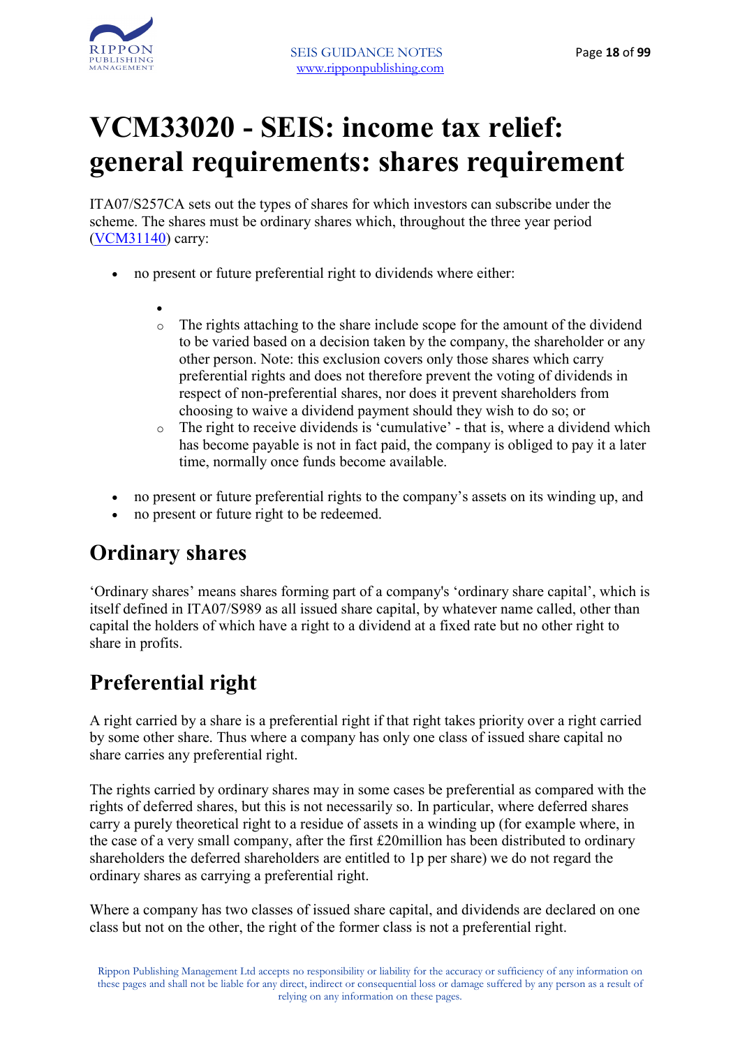# VCM33020 - SEIS: income tax relief: general requirements: shares requirement

ITA07/S257CA sets out the types of shares for which investors can subscribe under the scheme. The shares must be ordinary shares which, throughout the three year period (VCM31140) carry:

- no present or future preferential right to dividends where either:
    - The rights attaching to the share include scope for the amount of the dividend to be varied based on a decision taken by the company, the shareholder or any other person. Note: this exclusion covers only those shares which carry preferential rights and does not therefore prevent the voting of dividends in respect of non-preferential shares, nor does it prevent shareholders from choosing to waive a dividend payment should they wish to do so; or
    - The right to receive dividends is 'cumulative' - that is, where a dividend which has become payable is not in fact paid, the company is obliged to pay it a later time, normally once funds become available.
- no present or future preferential rights to the company's assets on its winding up, and
- no present or future right to be redeemed.

## Ordinary shares

'Ordinary shares' means shares forming part of a company's 'ordinary share capital', which is itself defined in ITA07/S989 as all issued share capital, by whatever name called, other than capital the holders of which have a right to a dividend at a fixed rate but no other right to share in profits.

## Preferential right

A right carried by a share is a preferential right if that right takes priority over a right carried by some other share. Thus where a company has only one class of issued share capital no share carries any preferential right.

The rights carried by ordinary shares may in some cases be preferential as compared with the rights of deferred shares, but this is not necessarily so. In particular, where deferred shares carry a purely theoretical right to a residue of assets in a winding up (for example where, in the case of a very small company, after the first £20million has been distributed to ordinary shareholders the deferred shareholders are entitled to 1p per share) we do not regard the ordinary shares as carrying a preferential right.

Where a company has two classes of issued share capital, and dividends are declared on one class but not on the other, the right of the former class is not a preferential right.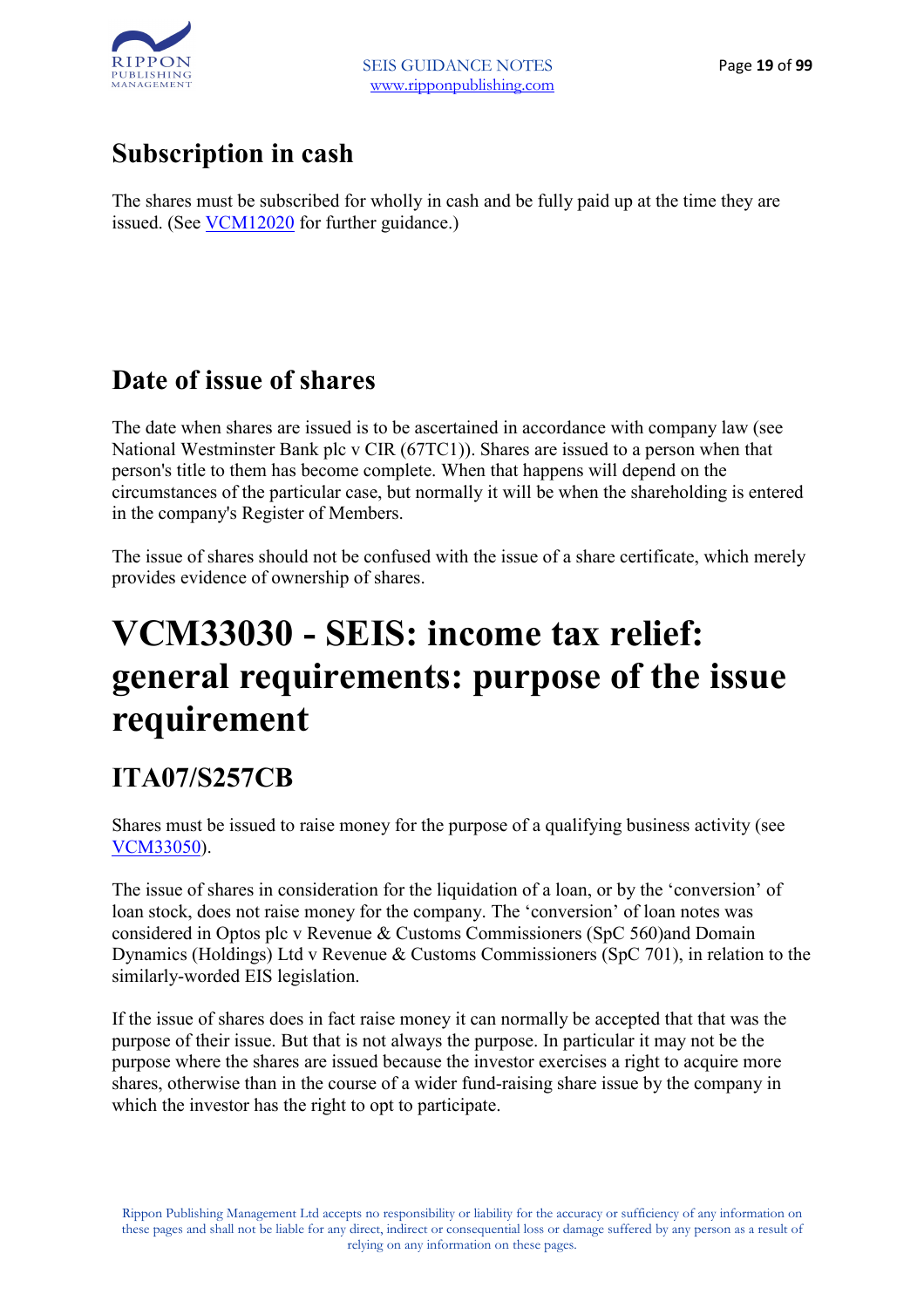## Subscription in cash

The shares must be subscribed for wholly in cash and be fully paid up at the time they are issued. (See VCM12020 for further guidance.)

## Date of issue of shares

The date when shares are issued is to be ascertained in accordance with company law (see National Westminster Bank plc v CIR (67TC1)). Shares are issued to a person when that person's title to them has become complete. When that happens will depend on the circumstances of the particular case, but normally it will be when the shareholding is entered in the company's Register of Members.

The issue of shares should not be confused with the issue of a share certificate, which merely provides evidence of ownership of shares.

# VCM33030 - SEIS: income tax relief: general requirements: purpose of the issue requirement

## ITA07/S257CB

Shares must be issued to raise money for the purpose of a qualifying business activity (see VCM33050).

The issue of shares in consideration for the liquidation of a loan, or by the 'conversion' of loan stock, does not raise money for the company. The 'conversion' of loan notes was considered in Optos plc v Revenue & Customs Commissioners (SpC 560)and Domain Dynamics (Holdings) Ltd v Revenue & Customs Commissioners (SpC 701), in relation to the similarly-worded EIS legislation.

If the issue of shares does in fact raise money it can normally be accepted that that was the purpose of their issue. But that is not always the purpose. In particular it may not be the purpose where the shares are issued because the investor exercises a right to acquire more shares, otherwise than in the course of a wider fund-raising share issue by the company in which the investor has the right to opt to participate.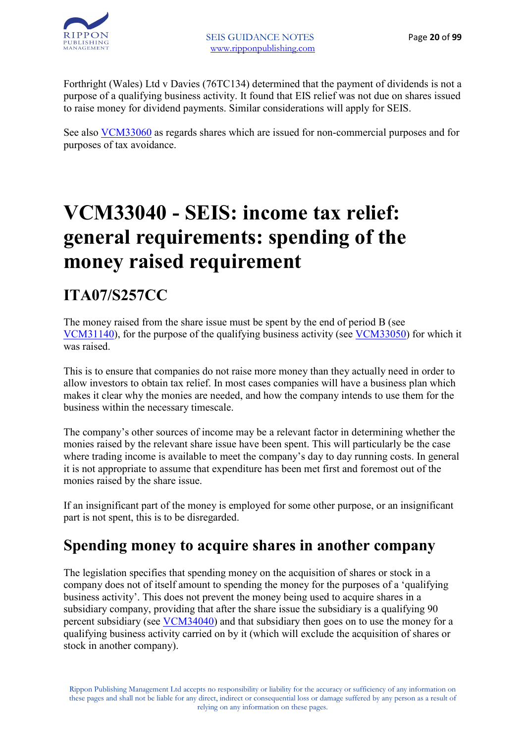Forthright (Wales) Ltd v Davies (76TC134) determined that the payment of dividends is not a purpose of a qualifying business activity. It found that EIS relief was not due on shares issued to raise money for dividend payments. Similar considerations will apply for SEIS.

See also [VCM33060](VCM33060) as regards shares which are issued for non-commercial purposes and for purposes of tax avoidance.

# VCM33040 - SEIS: income tax relief: general requirements: spending of the money raised requirement

## ITA07/S257CC

The money raised from the share issue must be spent by the end of period B (see VCM31140), for the purpose of the qualifying business activity (see VCM33050) for which it was raised.

This is to ensure that companies do not raise more money than they actually need in order to allow investors to obtain tax relief. In most cases companies will have a business plan which makes it clear why the monies are needed, and how the company intends to use them for the business within the necessary timescale.

The company's other sources of income may be a relevant factor in determining whether the monies raised by the relevant share issue have been spent. This will particularly be the case where trading income is available to meet the company's day to day running costs. In general it is not appropriate to assume that expenditure has been met first and foremost out of the monies raised by the share issue.

If an insignificant part of the money is employed for some other purpose, or an insignificant part is not spent, this is to be disregarded.

## Spending money to acquire shares in another company

The legislation specifies that spending money on the acquisition of shares or stock in a company does not of itself amount to spending the money for the purposes of a 'qualifying business activity'. This does not prevent the money being used to acquire shares in a subsidiary company, providing that after the share issue the subsidiary is a qualifying 90 percent subsidiary (see VCM34040) and that subsidiary then goes on to use the money for a qualifying business activity carried on by it (which will exclude the acquisition of shares or stock in another company).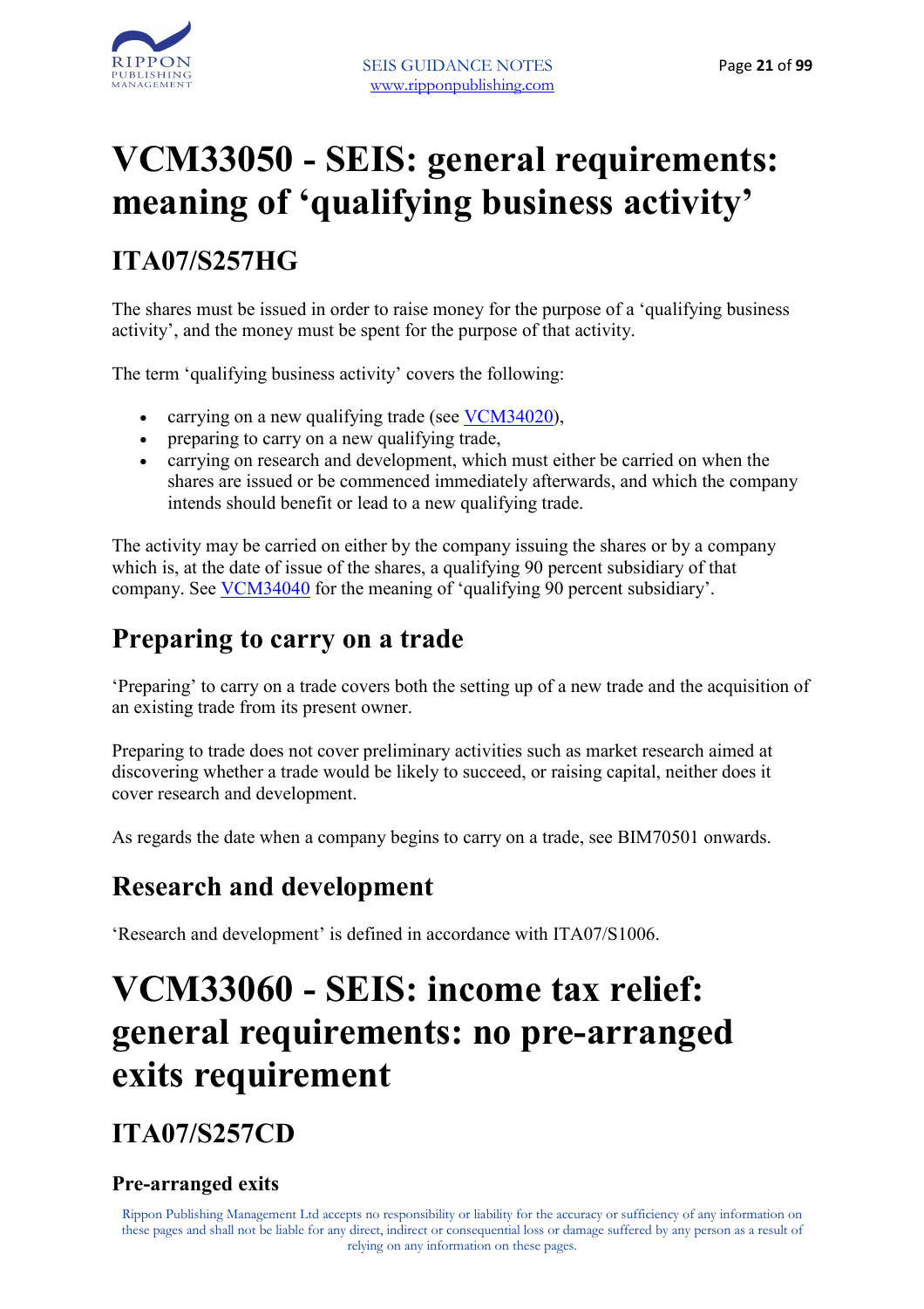# VCM33050 - SEIS: general requirements: meaning of 'qualifying business activity'

## ITA07/S257HG

The shares must be issued in order to raise money for the purpose of a 'qualifying business activity', and the money must be spent for the purpose of that activity.

The term 'qualifying business activity' covers the following:

- carrying on a new qualifying trade (see VCM34020),
- preparing to carry on a new qualifying trade,
- carrying on research and development, which must either be carried on when the shares are issued or be commenced immediately afterwards, and which the company intends should benefit or lead to a new qualifying trade.

The activity may be carried on either by the company issuing the shares or by a company which is, at the date of issue of the shares, a qualifying 90 percent subsidiary of that company. See VCM34040 for the meaning of 'qualifying 90 percent subsidiary'.

## Preparing to carry on a trade

'Preparing' to carry on a trade covers both the setting up of a new trade and the acquisition of an existing trade from its present owner.

Preparing to trade does not cover preliminary activities such as market research aimed at discovering whether a trade would be likely to succeed, or raising capital, neither does it cover research and development.

As regards the date when a company begins to carry on a trade, see BIM70501 onwards.

## Research and development

'Research and development' is defined in accordance with ITA07/S1006.

# VCM33060 - SEIS: income tax relief: general requirements: no pre-arranged exits requirement

## ITA07/S257CD

### Pre-arranged exits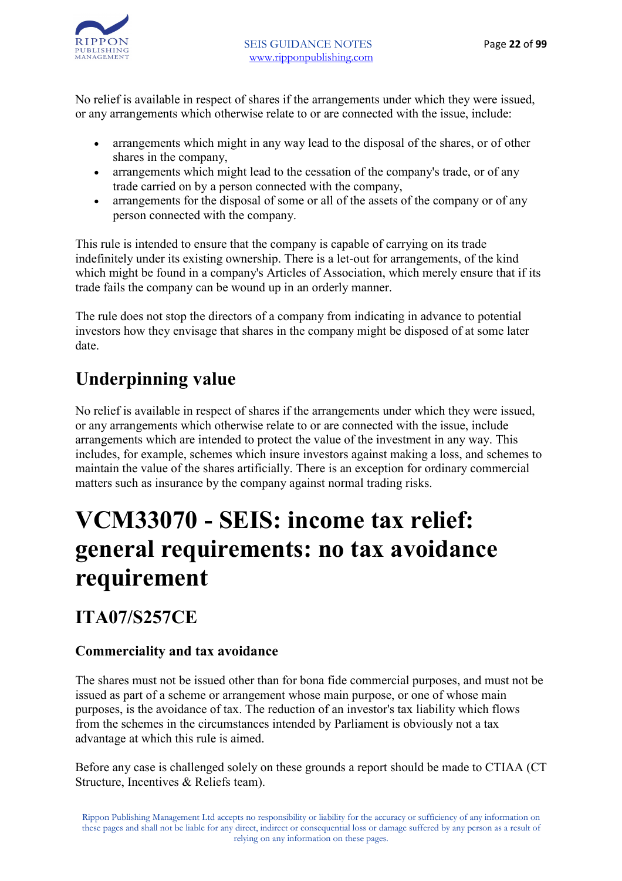No relief is available in respect of shares if the arrangements under which they were issued, or any arrangements which otherwise relate to or are connected with the issue, include:

- arrangements which might in any way lead to the disposal of the shares, or of other shares in the company,
- arrangements which might lead to the cessation of the company's trade, or of any trade carried on by a person connected with the company,
- arrangements for the disposal of some or all of the assets of the company or of any person connected with the company.

This rule is intended to ensure that the company is capable of carrying on its trade indefinitely under its existing ownership. There is a let-out for arrangements, of the kind which might be found in a company's Articles of Association, which merely ensure that if its trade fails the company can be wound up in an orderly manner.

The rule does not stop the directors of a company from indicating in advance to potential investors how they envisage that shares in the company might be disposed of at some later date.

## Underpinning value

No relief is available in respect of shares if the arrangements under which they were issued, or any arrangements which otherwise relate to or are connected with the issue, include arrangements which are intended to protect the value of the investment in any way. This includes, for example, schemes which insure investors against making a loss, and schemes to maintain the value of the shares artificially. There is an exception for ordinary commercial matters such as insurance by the company against normal trading risks.

# VCM33070 - SEIS: income tax relief: general requirements: no tax avoidance requirement

## ITA07/S257CE

### Commerciality and tax avoidance

The shares must not be issued other than for bona fide commercial purposes, and must not be issued as part of a scheme or arrangement whose main purpose, or one of whose main purposes, is the avoidance of tax. The reduction of an investor's tax liability which flows from the schemes in the circumstances intended by Parliament is obviously not a tax advantage at which this rule is aimed.

Before any case is challenged solely on these grounds a report should be made to CTIAA (CT Structure, Incentives & Reliefs team).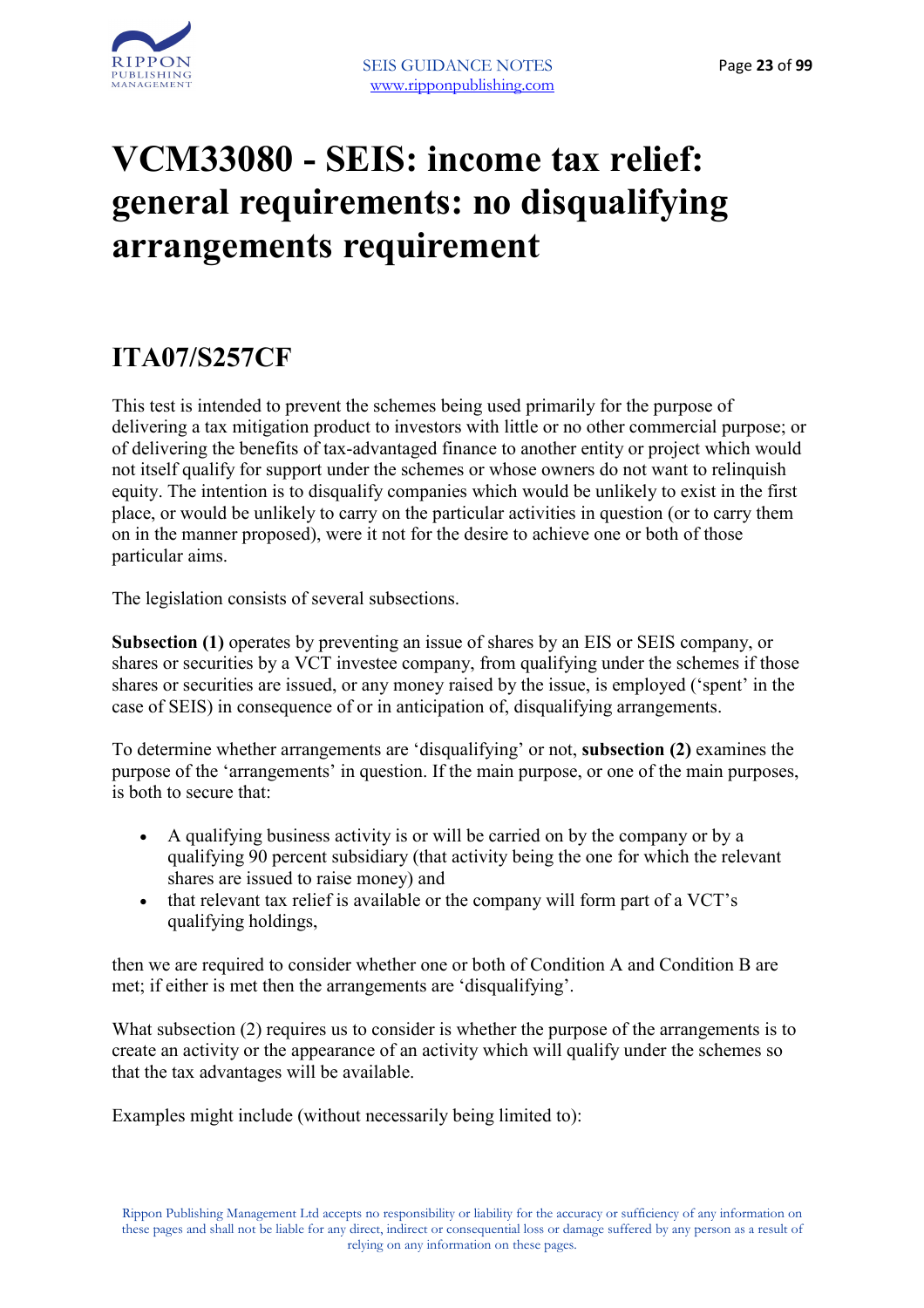# VCM33080 - SEIS: income tax relief: general requirements: no disqualifying arrangements requirement

## ITA07/S257CF

This test is intended to prevent the schemes being used primarily for the purpose of delivering a tax mitigation product to investors with little or no other commercial purpose; or of delivering the benefits of tax-advantaged finance to another entity or project which would not itself qualify for support under the schemes or whose owners do not want to relinquish equity. The intention is to disqualify companies which would be unlikely to exist in the first place, or would be unlikely to carry on the particular activities in question (or to carry them on in the manner proposed), were it not for the desire to achieve one or both of those particular aims.

The legislation consists of several subsections.

**Subsection (1)** operates by preventing an issue of shares by an EIS or SEIS company, or shares or securities by a VCT investee company, from qualifying under the schemes if those shares or securities are issued, or any money raised by the issue, is employed ('spent' in the case of SEIS) in consequence of or in anticipation of, disqualifying arrangements.

To determine whether arrangements are 'disqualifying' or not, **subsection (2)** examines the purpose of the 'arrangements' in question. If the main purpose, or one of the main purposes, is both to secure that:

- A qualifying business activity is or will be carried on by the company or by a qualifying 90 percent subsidiary (that activity being the one for which the relevant shares are issued to raise money) and
- that relevant tax relief is available or the company will form part of a VCT's qualifying holdings,

then we are required to consider whether one or both of Condition A and Condition B are met; if either is met then the arrangements are 'disqualifying'.

What subsection (2) requires us to consider is whether the purpose of the arrangements is to create an activity or the appearance of an activity which will qualify under the schemes so that the tax advantages will be available.

Examples might include (without necessarily being limited to):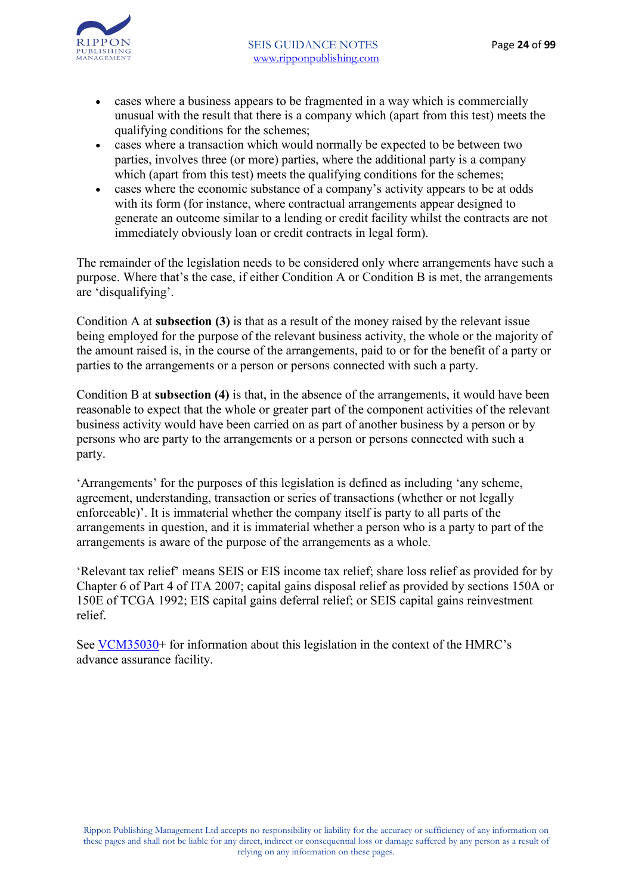- cases where a business appears to be fragmented in a way which is commercially unusual with the result that there is a company which (apart from this test) meets the qualifying conditions for the schemes;
- cases where a transaction which would normally be expected to be between two parties, involves three (or more) parties, where the additional party is a company which (apart from this test) meets the qualifying conditions for the schemes;
- cases where the economic substance of a company's activity appears to be at odds with its form (for instance, where contractual arrangements appear designed to generate an outcome similar to a lending or credit facility whilst the contracts are not immediately obviously loan or credit contracts in legal form).

The remainder of the legislation needs to be considered only where arrangements have such a purpose. Where that's the case, if either Condition A or Condition B is met, the arrangements are 'disqualifying'.

Condition A at **subsection (3)** is that as a result of the money raised by the relevant issue being employed for the purpose of the relevant business activity, the whole or the majority of the amount raised is, in the course of the arrangements, paid to or for the benefit of a party or parties to the arrangements or a person or persons connected with such a party.

Condition B at **subsection (4)** is that, in the absence of the arrangements, it would have been reasonable to expect that the whole or greater part of the component activities of the relevant business activity would have been carried on as part of another business by a person or by persons who are party to the arrangements or a person or persons connected with such a party.

'Arrangements' for the purposes of this legislation is defined as including 'any scheme, agreement, understanding, transaction or series of transactions (whether or not legally enforceable)'. It is immaterial whether the company itself is party to all parts of the arrangements in question, and it is immaterial whether a person who is a party to part of the arrangements is aware of the purpose of the arrangements as a whole.

'Relevant tax relief' means SEIS or EIS income tax relief; share loss relief as provided for by Chapter 6 of Part 4 of ITA 2007; capital gains disposal relief as provided by sections 150A or 150E of TCGA 1992; EIS capital gains deferral relief; or SEIS capital gains reinvestment relief.

See VCM35030+ for information about this legislation in the context of the HMRC's advance assurance facility.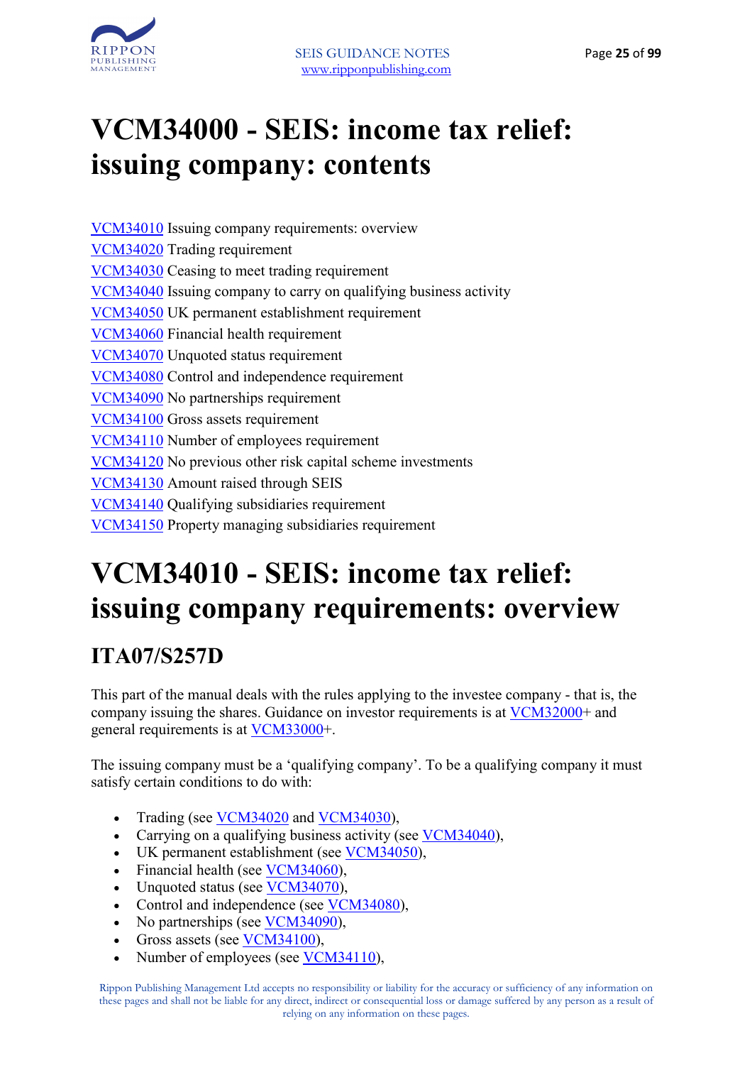# VCM34000 - SEIS: income tax relief: issuing company: contents

VCM34010 Issuing company requirements: overview
VCM34020 Trading requirement
VCM34030 Ceasing to meet trading requirement
VCM34040 Issuing company to carry on qualifying business activity
VCM34050 UK permanent establishment requirement
VCM34060 Financial health requirement
VCM34070 Unquoted status requirement
VCM34080 Control and independence requirement
VCM34090 No partnerships requirement
VCM34100 Gross assets requirement
VCM34110 Number of employees requirement
VCM34120 No previous other risk capital scheme investments
VCM34130 Amount raised through SEIS
VCM34140 Qualifying subsidiaries requirement
VCM34150 Property managing subsidiaries requirement

# VCM34010 - SEIS: income tax relief: issuing company requirements: overview

## ITA07/S257D

This part of the manual deals with the rules applying to the investee company - that is, the company issuing the shares. Guidance on investor requirements is at VCM32000+ and general requirements is at VCM33000+.

The issuing company must be a 'qualifying company'. To be a qualifying company it must satisfy certain conditions to do with:

- Trading (see VCM34020 and VCM34030),
- Carrying on a qualifying business activity (see VCM34040),
- UK permanent establishment (see VCM34050),
- Financial health (see VCM34060),
- Unquoted status (see VCM34070),
- Control and independence (see VCM34080),
- No partnerships (see VCM34090),
- Gross assets (see VCM34100),
- Number of employees (see VCM34110),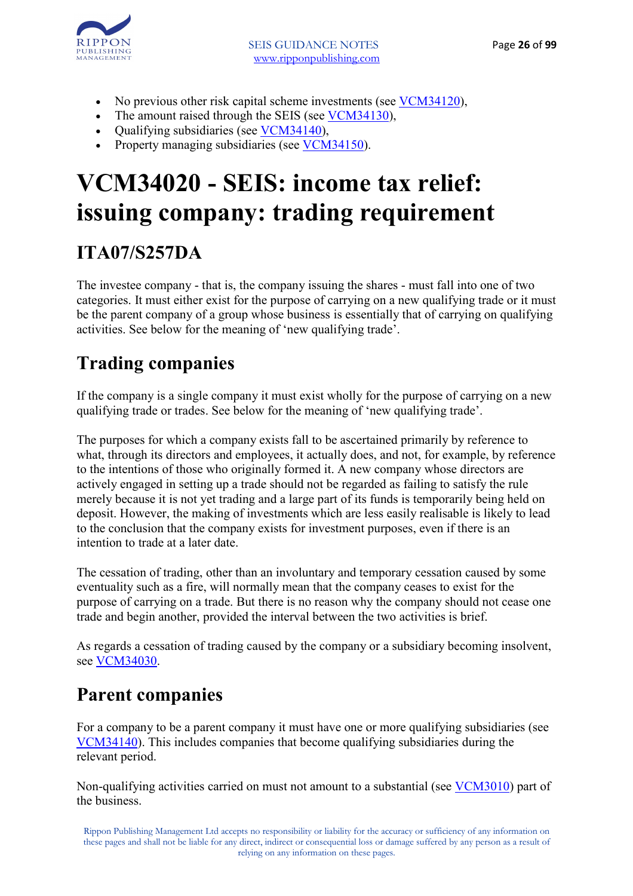- No previous other risk capital scheme investments (see VCM34120),
- The amount raised through the SEIS (see VCM34130),
- Qualifying subsidiaries (see VCM34140),
- Property managing subsidiaries (see VCM34150).

# VCM34020 - SEIS: income tax relief: issuing company: trading requirement

## ITA07/S257DA

The investee company - that is, the company issuing the shares - must fall into one of two categories. It must either exist for the purpose of carrying on a new qualifying trade or it must be the parent company of a group whose business is essentially that of carrying on qualifying activities. See below for the meaning of 'new qualifying trade'.

## Trading companies

If the company is a single company it must exist wholly for the purpose of carrying on a new qualifying trade or trades. See below for the meaning of 'new qualifying trade'.

The purposes for which a company exists fall to be ascertained primarily by reference to what, through its directors and employees, it actually does, and not, for example, by reference to the intentions of those who originally formed it. A new company whose directors are actively engaged in setting up a trade should not be regarded as failing to satisfy the rule merely because it is not yet trading and a large part of its funds is temporarily being held on deposit. However, the making of investments which are less easily realisable is likely to lead to the conclusion that the company exists for investment purposes, even if there is an intention to trade at a later date.

The cessation of trading, other than an involuntary and temporary cessation caused by some eventuality such as a fire, will normally mean that the company ceases to exist for the purpose of carrying on a trade. But there is no reason why the company should not cease one trade and begin another, provided the interval between the two activities is brief.

As regards a cessation of trading caused by the company or a subsidiary becoming insolvent, see VCM34030.

## Parent companies

For a company to be a parent company it must have one or more qualifying subsidiaries (see VCM34140). This includes companies that become qualifying subsidiaries during the relevant period.

Non-qualifying activities carried on must not amount to a substantial (see VCM3010) part of the business.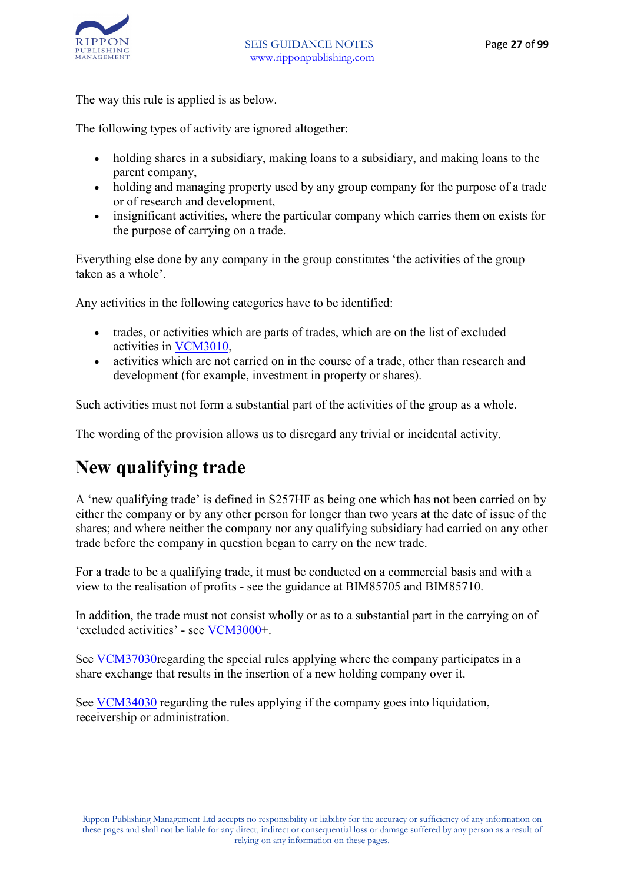The way this rule is applied is as below.

The following types of activity are ignored altogether:

- holding shares in a subsidiary, making loans to a subsidiary, and making loans to the parent company,
- holding and managing property used by any group company for the purpose of a trade or of research and development,
- insignificant activities, where the particular company which carries them on exists for the purpose of carrying on a trade.

Everything else done by any company in the group constitutes 'the activities of the group taken as a whole'.

Any activities in the following categories have to be identified:

- trades, or activities which are parts of trades, which are on the list of excluded activities in VCM3010,
- activities which are not carried on in the course of a trade, other than research and development (for example, investment in property or shares).

Such activities must not form a substantial part of the activities of the group as a whole.

The wording of the provision allows us to disregard any trivial or incidental activity.

# New qualifying trade

A 'new qualifying trade' is defined in S257HF as being one which has not been carried on by either the company or by any other person for longer than two years at the date of issue of the shares; and where neither the company nor any qualifying subsidiary had carried on any other trade before the company in question began to carry on the new trade.

For a trade to be a qualifying trade, it must be conducted on a commercial basis and with a view to the realisation of profits - see the guidance at BIM85705 and BIM85710.

In addition, the trade must not consist wholly or as to a substantial part in the carrying on of 'excluded activities' - see VCM3000+.

See VCM37030regarding the special rules applying where the company participates in a share exchange that results in the insertion of a new holding company over it.

See VCM34030 regarding the rules applying if the company goes into liquidation, receivership or administration.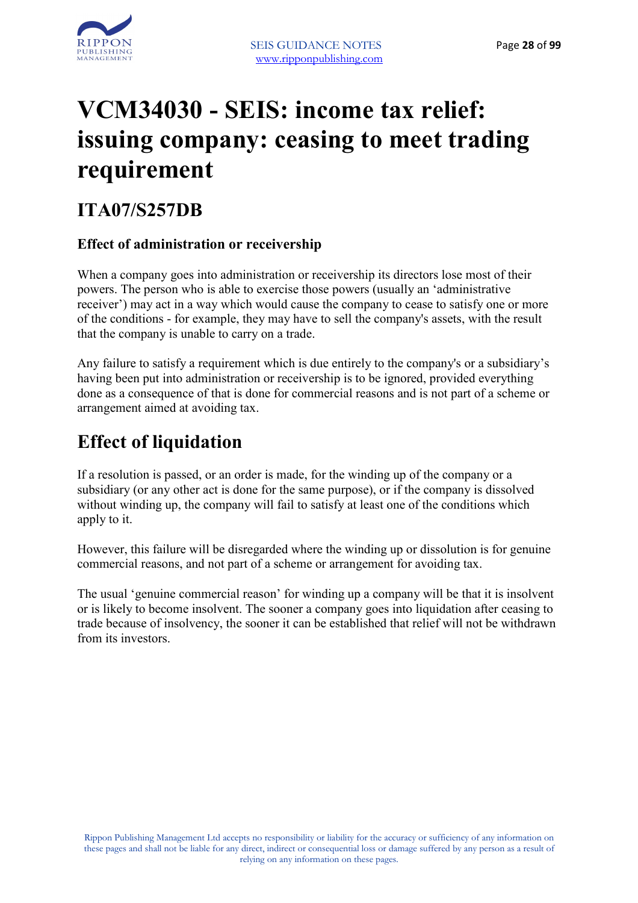# VCM34030 - SEIS: income tax relief: issuing company: ceasing to meet trading requirement

## ITA07/S257DB

### Effect of administration or receivership

When a company goes into administration or receivership its directors lose most of their powers. The person who is able to exercise those powers (usually an 'administrative receiver') may act in a way which would cause the company to cease to satisfy one or more of the conditions - for example, they may have to sell the company's assets, with the result that the company is unable to carry on a trade.

Any failure to satisfy a requirement which is due entirely to the company's or a subsidiary's having been put into administration or receivership is to be ignored, provided everything done as a consequence of that is done for commercial reasons and is not part of a scheme or arrangement aimed at avoiding tax.

## Effect of liquidation

If a resolution is passed, or an order is made, for the winding up of the company or a subsidiary (or any other act is done for the same purpose), or if the company is dissolved without winding up, the company will fail to satisfy at least one of the conditions which apply to it.

However, this failure will be disregarded where the winding up or dissolution is for genuine commercial reasons, and not part of a scheme or arrangement for avoiding tax.

The usual 'genuine commercial reason' for winding up a company will be that it is insolvent or is likely to become insolvent. The sooner a company goes into liquidation after ceasing to trade because of insolvency, the sooner it can be established that relief will not be withdrawn from its investors.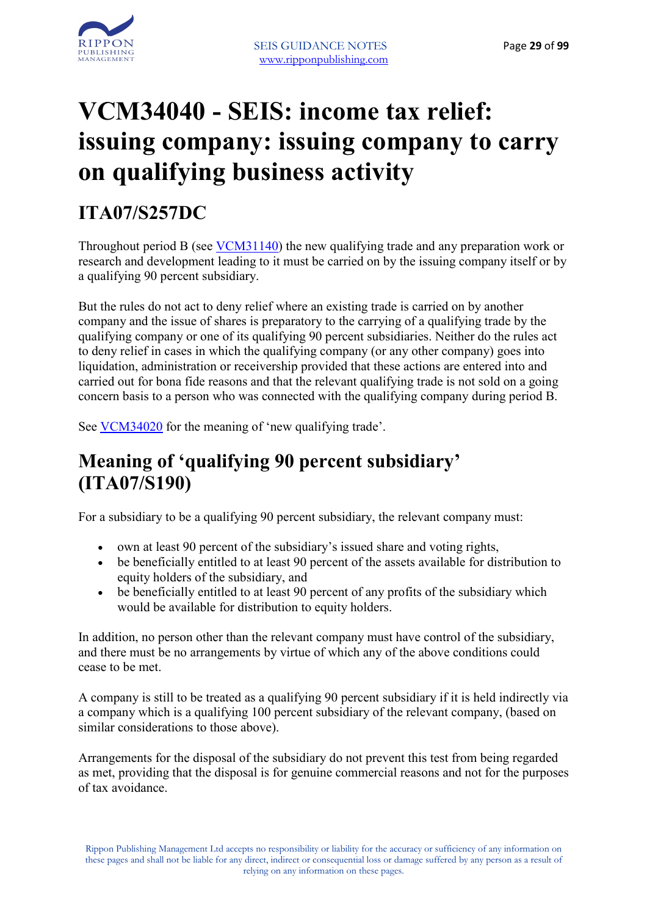# VCM34040 - SEIS: income tax relief: issuing company: issuing company to carry on qualifying business activity

## ITA07/S257DC

Throughout period B (see VCM31140) the new qualifying trade and any preparation work or research and development leading to it must be carried on by the issuing company itself or by a qualifying 90 percent subsidiary.

But the rules do not act to deny relief where an existing trade is carried on by another company and the issue of shares is preparatory to the carrying of a qualifying trade by the qualifying company or one of its qualifying 90 percent subsidiaries. Neither do the rules act to deny relief in cases in which the qualifying company (or any other company) goes into liquidation, administration or receivership provided that these actions are entered into and carried out for bona fide reasons and that the relevant qualifying trade is not sold on a going concern basis to a person who was connected with the qualifying company during period B.

See VCM34020 for the meaning of 'new qualifying trade'.

## Meaning of 'qualifying 90 percent subsidiary' (ITA07/S190)

For a subsidiary to be a qualifying 90 percent subsidiary, the relevant company must:

- own at least 90 percent of the subsidiary's issued share and voting rights,
- be beneficially entitled to at least 90 percent of the assets available for distribution to equity holders of the subsidiary, and
- be beneficially entitled to at least 90 percent of any profits of the subsidiary which would be available for distribution to equity holders.

In addition, no person other than the relevant company must have control of the subsidiary, and there must be no arrangements by virtue of which any of the above conditions could cease to be met.

A company is still to be treated as a qualifying 90 percent subsidiary if it is held indirectly via a company which is a qualifying 100 percent subsidiary of the relevant company, (based on similar considerations to those above).

Arrangements for the disposal of the subsidiary do not prevent this test from being regarded as met, providing that the disposal is for genuine commercial reasons and not for the purposes of tax avoidance.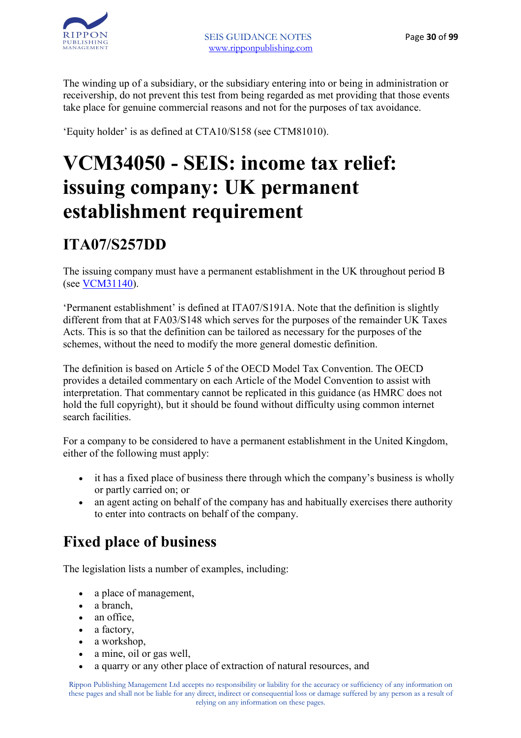The winding up of a subsidiary, or the subsidiary entering into or being in administration or receivership, do not prevent this test from being regarded as met providing that those events take place for genuine commercial reasons and not for the purposes of tax avoidance.

'Equity holder' is as defined at CTA10/S158 (see CTM81010).

# VCM34050 - SEIS: income tax relief: issuing company: UK permanent establishment requirement

## ITA07/S257DD

The issuing company must have a permanent establishment in the UK throughout period B (see VCM31140).

'Permanent establishment' is defined at ITA07/S191A. Note that the definition is slightly different from that at FA03/S148 which serves for the purposes of the remainder UK Taxes Acts. This is so that the definition can be tailored as necessary for the purposes of the schemes, without the need to modify the more general domestic definition.

The definition is based on Article 5 of the OECD Model Tax Convention. The OECD provides a detailed commentary on each Article of the Model Convention to assist with interpretation. That commentary cannot be replicated in this guidance (as HMRC does not hold the full copyright), but it should be found without difficulty using common internet search facilities.

For a company to be considered to have a permanent establishment in the United Kingdom, either of the following must apply:

- it has a fixed place of business there through which the company's business is wholly or partly carried on; or
- an agent acting on behalf of the company has and habitually exercises there authority to enter into contracts on behalf of the company.

## Fixed place of business

The legislation lists a number of examples, including:

- a place of management,
- a branch,
- an office,
- a factory,
- a workshop,
- a mine, oil or gas well,
- a quarry or any other place of extraction of natural resources, and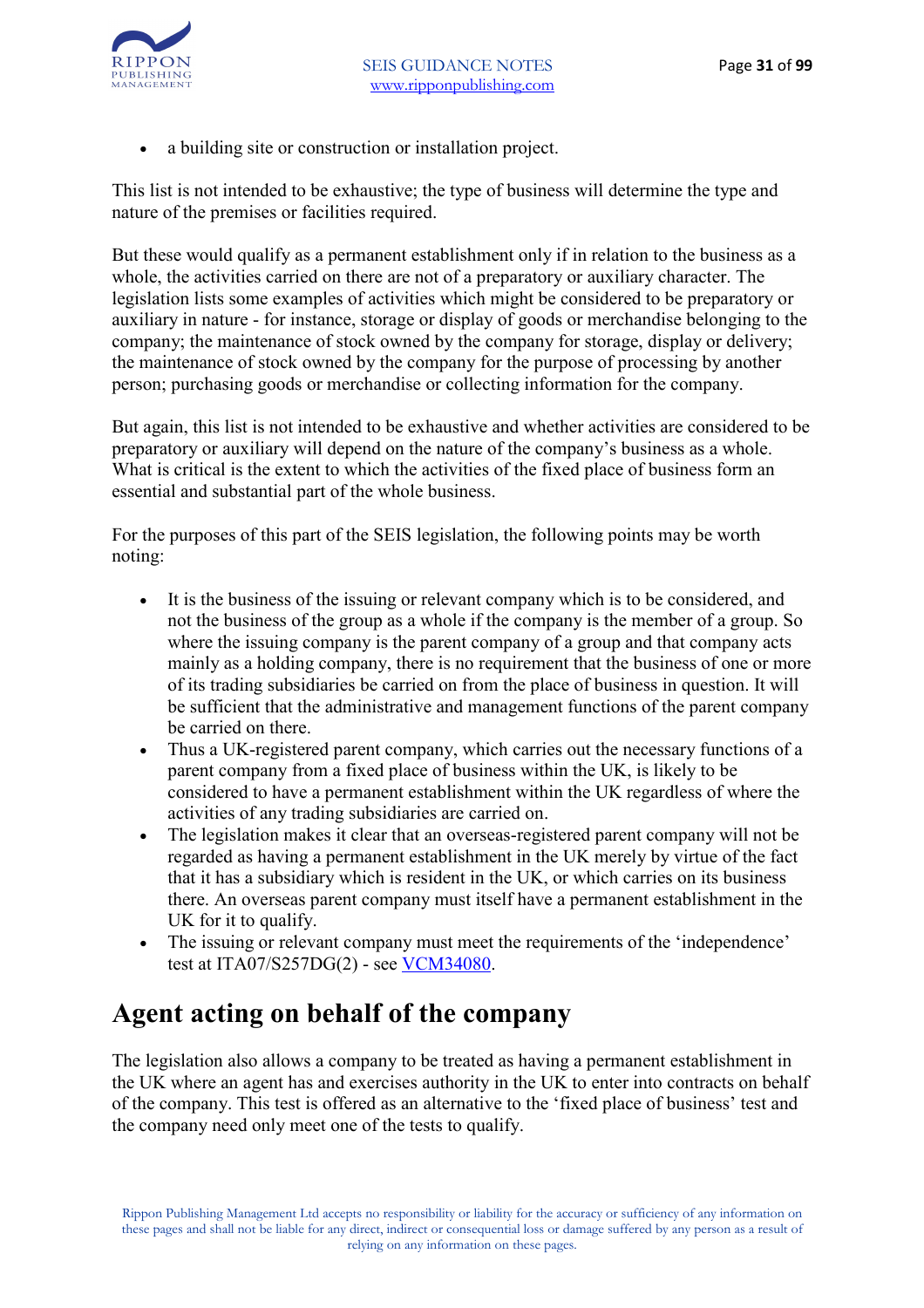- a building site or construction or installation project.

This list is not intended to be exhaustive; the type of business will determine the type and nature of the premises or facilities required.

But these would qualify as a permanent establishment only if in relation to the business as a whole, the activities carried on there are not of a preparatory or auxiliary character. The legislation lists some examples of activities which might be considered to be preparatory or auxiliary in nature - for instance, storage or display of goods or merchandise belonging to the company; the maintenance of stock owned by the company for storage, display or delivery; the maintenance of stock owned by the company for the purpose of processing by another person; purchasing goods or merchandise or collecting information for the company.

But again, this list is not intended to be exhaustive and whether activities are considered to be preparatory or auxiliary will depend on the nature of the company's business as a whole. What is critical is the extent to which the activities of the fixed place of business form an essential and substantial part of the whole business.

For the purposes of this part of the SEIS legislation, the following points may be worth noting:

- It is the business of the issuing or relevant company which is to be considered, and not the business of the group as a whole if the company is the member of a group. So where the issuing company is the parent company of a group and that company acts mainly as a holding company, there is no requirement that the business of one or more of its trading subsidiaries be carried on from the place of business in question. It will be sufficient that the administrative and management functions of the parent company be carried on there.
- Thus a UK-registered parent company, which carries out the necessary functions of a parent company from a fixed place of business within the UK, is likely to be considered to have a permanent establishment within the UK regardless of where the activities of any trading subsidiaries are carried on.
- The legislation makes it clear that an overseas-registered parent company will not be regarded as having a permanent establishment in the UK merely by virtue of the fact that it has a subsidiary which is resident in the UK, or which carries on its business there. An overseas parent company must itself have a permanent establishment in the UK for it to qualify.
- The issuing or relevant company must meet the requirements of the 'independence' test at ITA07/S257DG(2) - see VCM34080.

# Agent acting on behalf of the company

The legislation also allows a company to be treated as having a permanent establishment in the UK where an agent has and exercises authority in the UK to enter into contracts on behalf of the company. This test is offered as an alternative to the 'fixed place of business' test and the company need only meet one of the tests to qualify.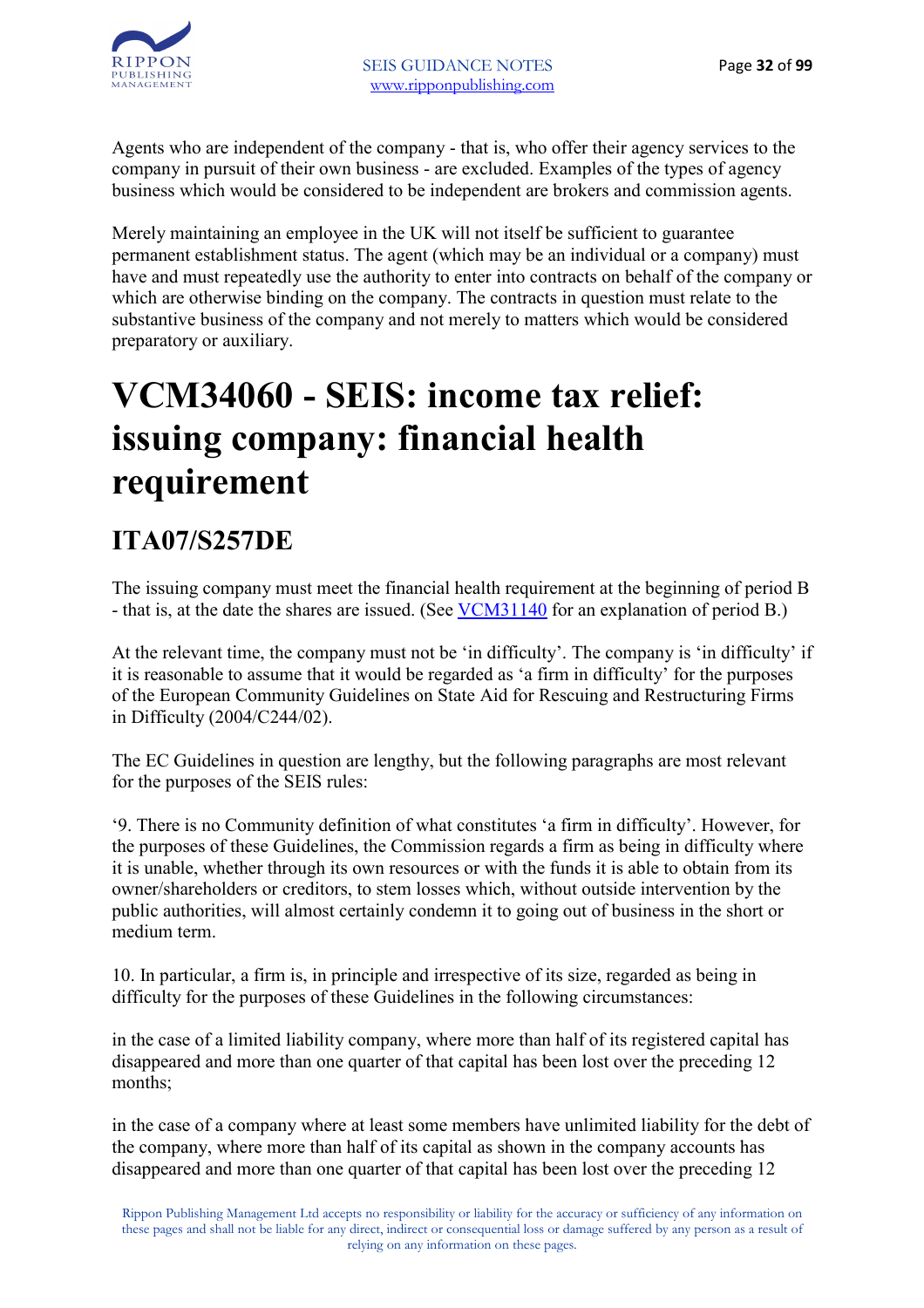Agents who are independent of the company - that is, who offer their agency services to the company in pursuit of their own business - are excluded. Examples of the types of agency business which would be considered to be independent are brokers and commission agents.

Merely maintaining an employee in the UK will not itself be sufficient to guarantee permanent establishment status. The agent (which may be an individual or a company) must have and must repeatedly use the authority to enter into contracts on behalf of the company or which are otherwise binding on the company. The contracts in question must relate to the substantive business of the company and not merely to matters which would be considered preparatory or auxiliary.

# VCM34060 - SEIS: income tax relief: issuing company: financial health requirement

## ITA07/S257DE

The issuing company must meet the financial health requirement at the beginning of period B - that is, at the date the shares are issued. (See VCM31140 for an explanation of period B.)

At the relevant time, the company must not be 'in difficulty'. The company is 'in difficulty' if it is reasonable to assume that it would be regarded as 'a firm in difficulty' for the purposes of the European Community Guidelines on State Aid for Rescuing and Restructuring Firms in Difficulty (2004/C244/02).

The EC Guidelines in question are lengthy, but the following paragraphs are most relevant for the purposes of the SEIS rules:

'9. There is no Community definition of what constitutes 'a firm in difficulty'. However, for the purposes of these Guidelines, the Commission regards a firm as being in difficulty where it is unable, whether through its own resources or with the funds it is able to obtain from its owner/shareholders or creditors, to stem losses which, without outside intervention by the public authorities, will almost certainly condemn it to going out of business in the short or medium term.

10. In particular, a firm is, in principle and irrespective of its size, regarded as being in difficulty for the purposes of these Guidelines in the following circumstances:

in the case of a limited liability company, where more than half of its registered capital has disappeared and more than one quarter of that capital has been lost over the preceding 12 months;

in the case of a company where at least some members have unlimited liability for the debt of the company, where more than half of its capital as shown in the company accounts has disappeared and more than one quarter of that capital has been lost over the preceding 12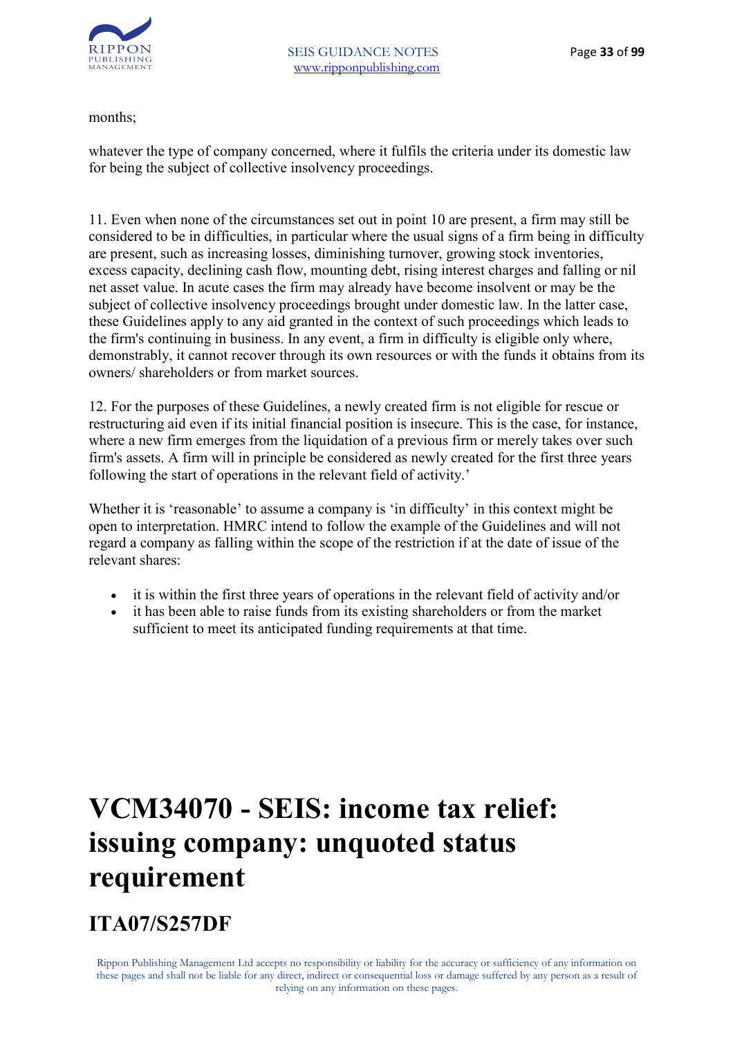months;

whatever the type of company concerned, where it fulfils the criteria under its domestic law for being the subject of collective insolvency proceedings.

11. Even when none of the circumstances set out in point 10 are present, a firm may still be considered to be in difficulties, in particular where the usual signs of a firm being in difficulty are present, such as increasing losses, diminishing turnover, growing stock inventories, excess capacity, declining cash flow, mounting debt, rising interest charges and falling or nil net asset value. In acute cases the firm may already have become insolvent or may be the subject of collective insolvency proceedings brought under domestic law. In the latter case, these Guidelines apply to any aid granted in the context of such proceedings which leads to the firm's continuing in business. In any event, a firm in difficulty is eligible only where, demonstrably, it cannot recover through its own resources or with the funds it obtains from its owners/ shareholders or from market sources.

12. For the purposes of these Guidelines, a newly created firm is not eligible for rescue or restructuring aid even if its initial financial position is insecure. This is the case, for instance, where a new firm emerges from the liquidation of a previous firm or merely takes over such firm's assets. A firm will in principle be considered as newly created for the first three years following the start of operations in the relevant field of activity.'

Whether it is 'reasonable' to assume a company is 'in difficulty' in this context might be open to interpretation. HMRC intend to follow the example of the Guidelines and will not regard a company as falling within the scope of the restriction if at the date of issue of the relevant shares:

- it is within the first three years of operations in the relevant field of activity and/or
- it has been able to raise funds from its existing shareholders or from the market sufficient to meet its anticipated funding requirements at that time.

# VCM34070 - SEIS: income tax relief: issuing company: unquoted status requirement

## ITA07/S257DF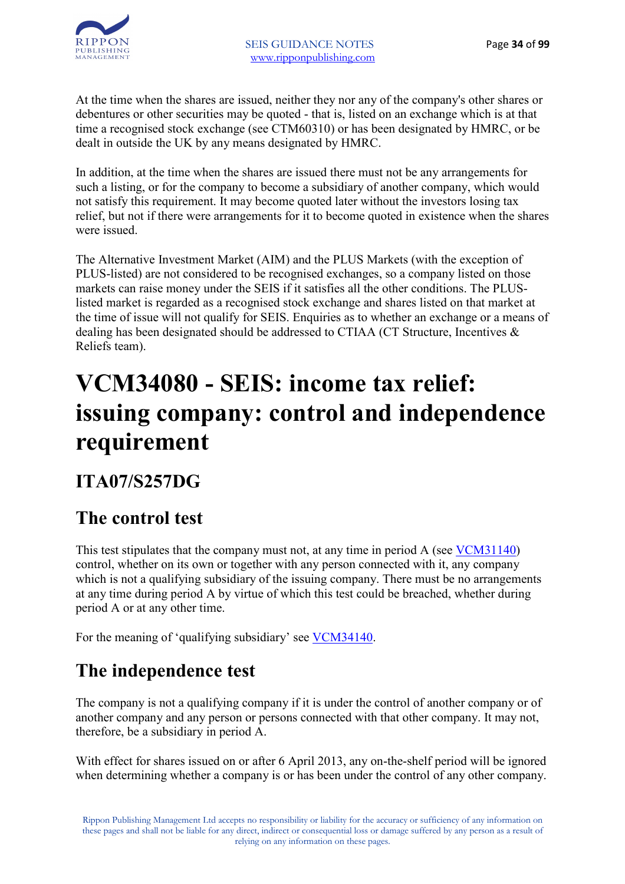At the time when the shares are issued, neither they nor any of the company's other shares or debentures or other securities may be quoted - that is, listed on an exchange which is at that time a recognised stock exchange (see CTM60310) or has been designated by HMRC, or be dealt in outside the UK by any means designated by HMRC.

In addition, at the time when the shares are issued there must not be any arrangements for such a listing, or for the company to become a subsidiary of another company, which would not satisfy this requirement. It may become quoted later without the investors losing tax relief, but not if there were arrangements for it to become quoted in existence when the shares were issued.

The Alternative Investment Market (AIM) and the PLUS Markets (with the exception of PLUS-listed) are not considered to be recognised exchanges, so a company listed on those markets can raise money under the SEIS if it satisfies all the other conditions. The PLUS-listed market is regarded as a recognised stock exchange and shares listed on that market at the time of issue will not qualify for SEIS. Enquiries as to whether an exchange or a means of dealing has been designated should be addressed to CTIAA (CT Structure, Incentives & Reliefs team).

# VCM34080 - SEIS: income tax relief: issuing company: control and independence requirement

## ITA07/S257DG

## The control test

This test stipulates that the company must not, at any time in period A (see VCM31140) control, whether on its own or together with any person connected with it, any company which is not a qualifying subsidiary of the issuing company. There must be no arrangements at any time during period A by virtue of which this test could be breached, whether during period A or at any other time.

For the meaning of 'qualifying subsidiary' see VCM34140.

## The independence test

The company is not a qualifying company if it is under the control of another company or of another company and any person or persons connected with that other company. It may not, therefore, be a subsidiary in period A.

With effect for shares issued on or after 6 April 2013, any on-the-shelf period will be ignored when determining whether a company is or has been under the control of any other company.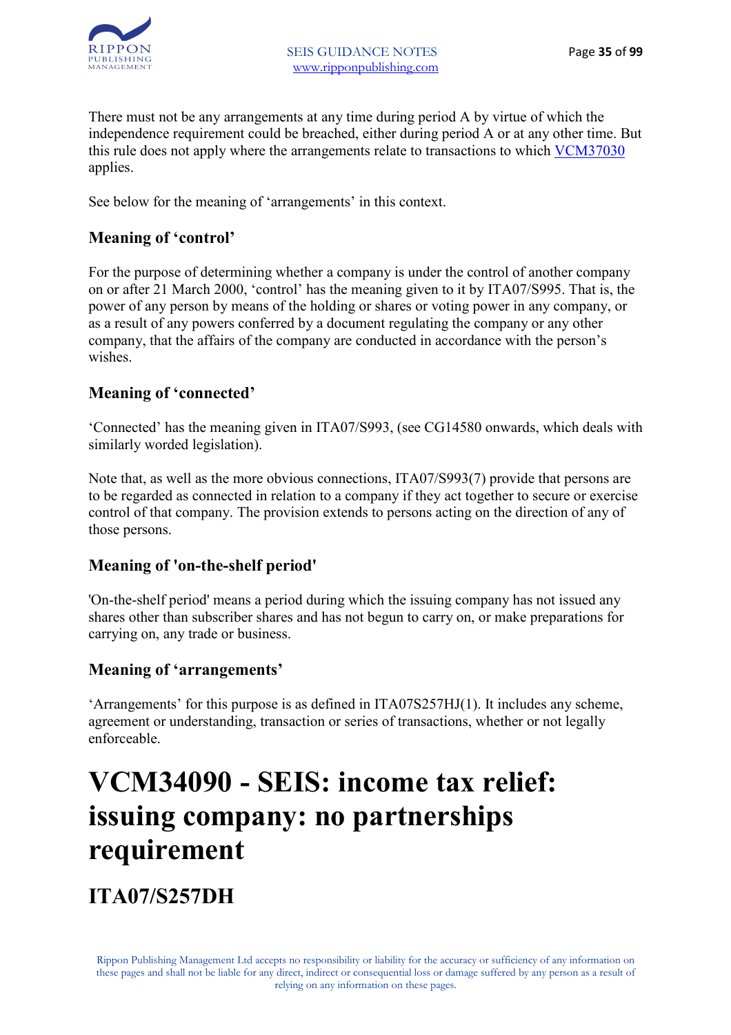There must not be any arrangements at any time during period A by virtue of which the independence requirement could be breached, either during period A or at any other time. But this rule does not apply where the arrangements relate to transactions to which VCM37030 applies.

See below for the meaning of 'arrangements' in this context.

### Meaning of 'control'

For the purpose of determining whether a company is under the control of another company on or after 21 March 2000, 'control' has the meaning given to it by ITA07/S995. That is, the power of any person by means of the holding or shares or voting power in any company, or as a result of any powers conferred by a document regulating the company or any other company, that the affairs of the company are conducted in accordance with the person's wishes.

### Meaning of 'connected'

'Connected' has the meaning given in ITA07/S993, (see CG14580 onwards, which deals with similarly worded legislation).

Note that, as well as the more obvious connections, ITA07/S993(7) provide that persons are to be regarded as connected in relation to a company if they act together to secure or exercise control of that company. The provision extends to persons acting on the direction of any of those persons.

### Meaning of 'on-the-shelf period'

'On-the-shelf period' means a period during which the issuing company has not issued any shares other than subscriber shares and has not begun to carry on, or make preparations for carrying on, any trade or business.

### Meaning of 'arrangements'

'Arrangements' for this purpose is as defined in ITA07S257HJ(1). It includes any scheme, agreement or understanding, transaction or series of transactions, whether or not legally enforceable.

# VCM34090 - SEIS: income tax relief: issuing company: no partnerships requirement

## ITA07/S257DH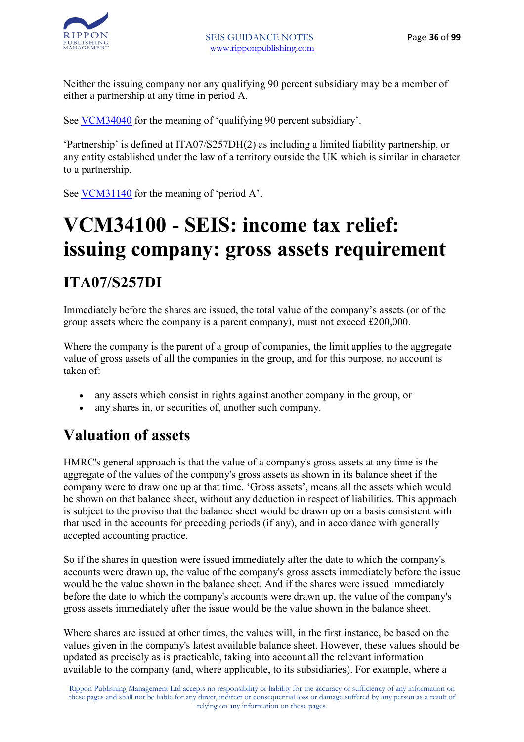Neither the issuing company nor any qualifying 90 percent subsidiary may be a member of either a partnership at any time in period A.

See VCM34040 for the meaning of 'qualifying 90 percent subsidiary'.

'Partnership' is defined at ITA07/S257DH(2) as including a limited liability partnership, or any entity established under the law of a territory outside the UK which is similar in character to a partnership.

See VCM31140 for the meaning of 'period A'.

# VCM34100 - SEIS: income tax relief: issuing company: gross assets requirement

## ITA07/S257DI

Immediately before the shares are issued, the total value of the company's assets (or of the group assets where the company is a parent company), must not exceed £200,000.

Where the company is the parent of a group of companies, the limit applies to the aggregate value of gross assets of all the companies in the group, and for this purpose, no account is taken of:

- any assets which consist in rights against another company in the group, or
- any shares in, or securities of, another such company.

## Valuation of assets

HMRC's general approach is that the value of a company's gross assets at any time is the aggregate of the values of the company's gross assets as shown in its balance sheet if the company were to draw one up at that time. 'Gross assets', means all the assets which would be shown on that balance sheet, without any deduction in respect of liabilities. This approach is subject to the proviso that the balance sheet would be drawn up on a basis consistent with that used in the accounts for preceding periods (if any), and in accordance with generally accepted accounting practice.

So if the shares in question were issued immediately after the date to which the company's accounts were drawn up, the value of the company's gross assets immediately before the issue would be the value shown in the balance sheet. And if the shares were issued immediately before the date to which the company's accounts were drawn up, the value of the company's gross assets immediately after the issue would be the value shown in the balance sheet.

Where shares are issued at other times, the values will, in the first instance, be based on the values given in the company's latest available balance sheet. However, these values should be updated as precisely as is practicable, taking into account all the relevant information available to the company (and, where applicable, to its subsidiaries). For example, where a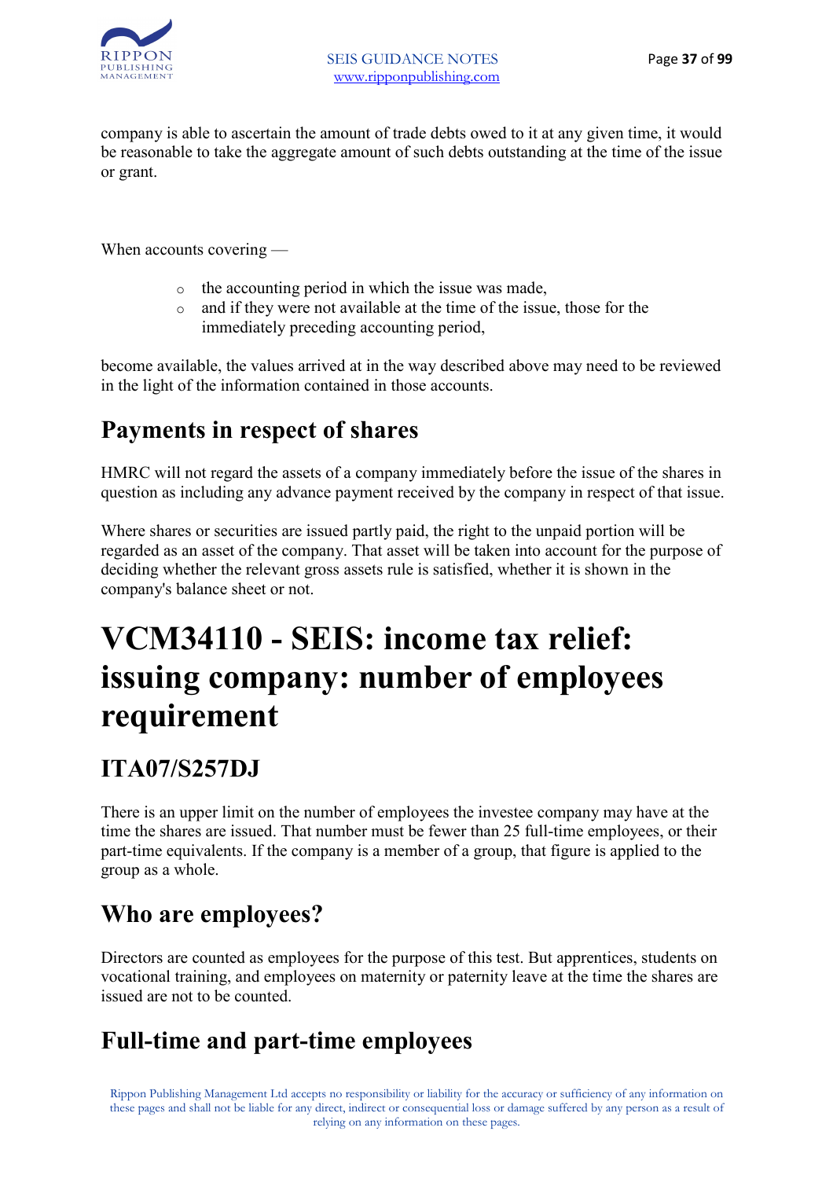company is able to ascertain the amount of trade debts owed to it at any given time, it would be reasonable to take the aggregate amount of such debts outstanding at the time of the issue or grant.

When accounts covering —

- the accounting period in which the issue was made,
- and if they were not available at the time of the issue, those for the immediately preceding accounting period,

become available, the values arrived at in the way described above may need to be reviewed in the light of the information contained in those accounts.

## Payments in respect of shares

HMRC will not regard the assets of a company immediately before the issue of the shares in question as including any advance payment received by the company in respect of that issue.

Where shares or securities are issued partly paid, the right to the unpaid portion will be regarded as an asset of the company. That asset will be taken into account for the purpose of deciding whether the relevant gross assets rule is satisfied, whether it is shown in the company's balance sheet or not.

# VCM34110 - SEIS: income tax relief: issuing company: number of employees requirement

## ITA07/S257DJ

There is an upper limit on the number of employees the investee company may have at the time the shares are issued. That number must be fewer than 25 full-time employees, or their part-time equivalents. If the company is a member of a group, that figure is applied to the group as a whole.

## Who are employees?

Directors are counted as employees for the purpose of this test. But apprentices, students on vocational training, and employees on maternity or paternity leave at the time the shares are issued are not to be counted.

## Full-time and part-time employees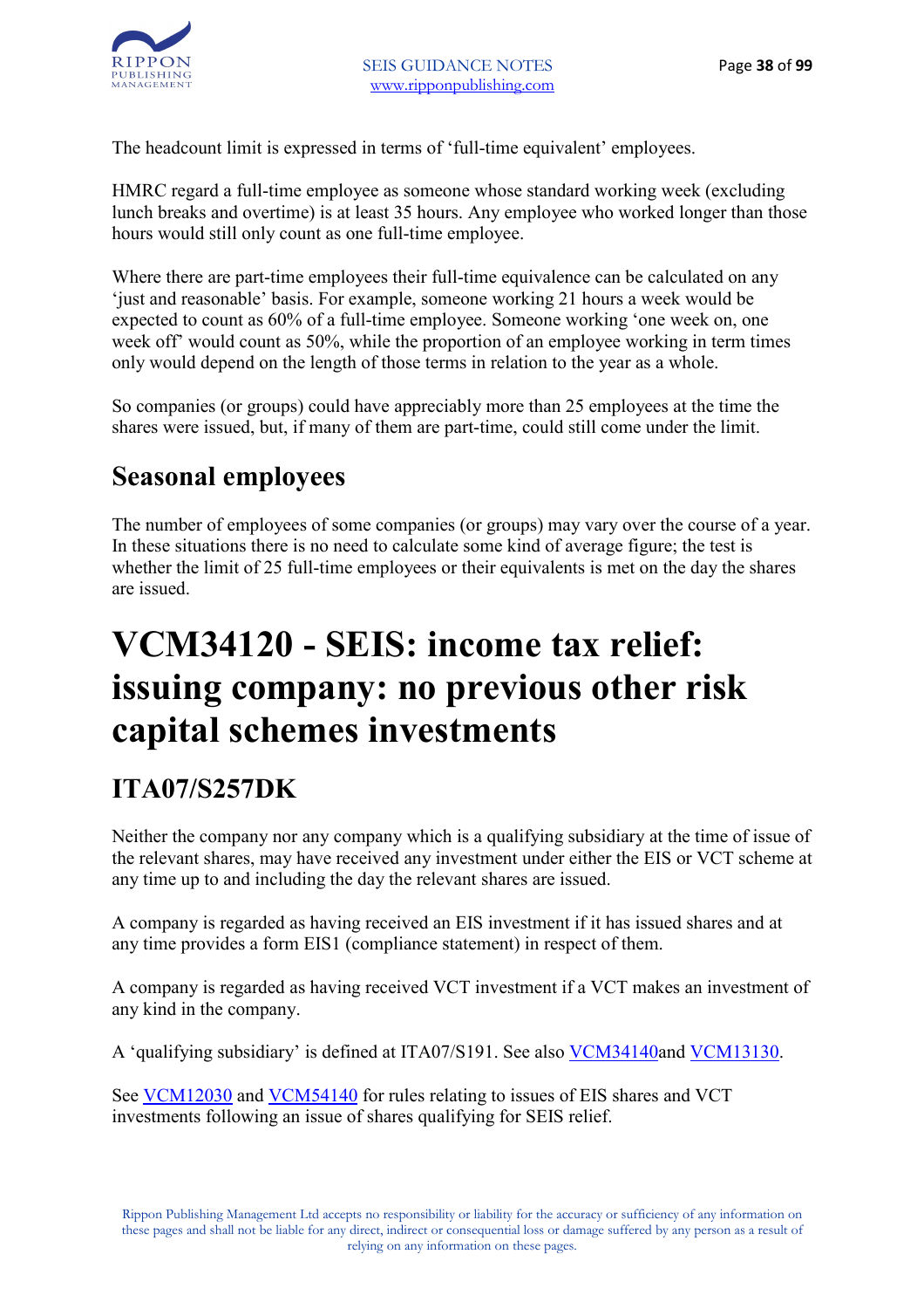The headcount limit is expressed in terms of 'full-time equivalent' employees.

HMRC regard a full-time employee as someone whose standard working week (excluding lunch breaks and overtime) is at least 35 hours. Any employee who worked longer than those hours would still only count as one full-time employee.

Where there are part-time employees their full-time equivalence can be calculated on any 'just and reasonable' basis. For example, someone working 21 hours a week would be expected to count as 60% of a full-time employee. Someone working 'one week on, one week off' would count as 50%, while the proportion of an employee working in term times only would depend on the length of those terms in relation to the year as a whole.

So companies (or groups) could have appreciably more than 25 employees at the time the shares were issued, but, if many of them are part-time, could still come under the limit.

## Seasonal employees

The number of employees of some companies (or groups) may vary over the course of a year. In these situations there is no need to calculate some kind of average figure; the test is whether the limit of 25 full-time employees or their equivalents is met on the day the shares are issued.

# VCM34120 - SEIS: income tax relief: issuing company: no previous other risk capital schemes investments

## ITA07/S257DK

Neither the company nor any company which is a qualifying subsidiary at the time of issue of the relevant shares, may have received any investment under either the EIS or VCT scheme at any time up to and including the day the relevant shares are issued.

A company is regarded as having received an EIS investment if it has issued shares and at any time provides a form EIS1 (compliance statement) in respect of them.

A company is regarded as having received VCT investment if a VCT makes an investment of any kind in the company.

A 'qualifying subsidiary' is defined at ITA07/S191. See also VCM34140and VCM13130.

See VCM12030 and VCM54140 for rules relating to issues of EIS shares and VCT investments following an issue of shares qualifying for SEIS relief.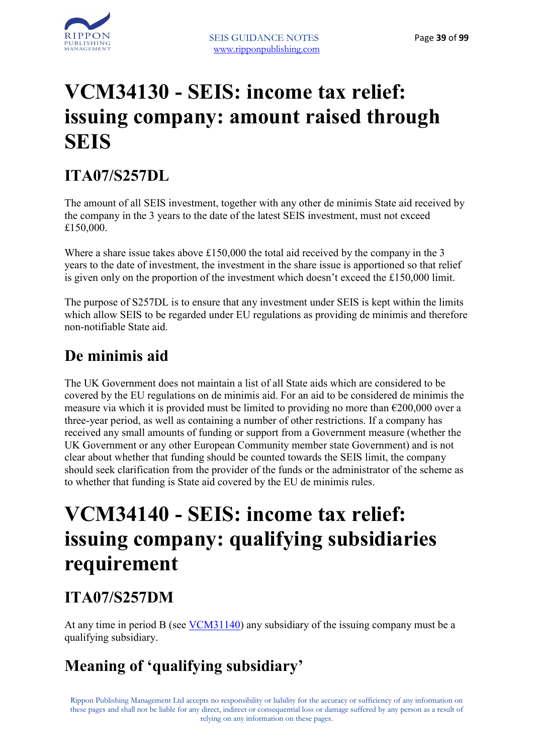# VCM34130 - SEIS: income tax relief: issuing company: amount raised through SEIS

## ITA07/S257DL

The amount of all SEIS investment, together with any other de minimis State aid received by the company in the 3 years to the date of the latest SEIS investment, must not exceed £150,000.

Where a share issue takes above £150,000 the total aid received by the company in the 3 years to the date of investment, the investment in the share issue is apportioned so that relief is given only on the proportion of the investment which doesn't exceed the £150,000 limit.

The purpose of S257DL is to ensure that any investment under SEIS is kept within the limits which allow SEIS to be regarded under EU regulations as providing de minimis and therefore non-notifiable State aid.

## De minimis aid

The UK Government does not maintain a list of all State aids which are considered to be covered by the EU regulations on de minimis aid. For an aid to be considered de minimis the measure via which it is provided must be limited to providing no more than €200,000 over a three-year period, as well as containing a number of other restrictions. If a company has received any small amounts of funding or support from a Government measure (whether the UK Government or any other European Community member state Government) and is not clear about whether that funding should be counted towards the SEIS limit, the company should seek clarification from the provider of the funds or the administrator of the scheme as to whether that funding is State aid covered by the EU de minimis rules.

# VCM34140 - SEIS: income tax relief: issuing company: qualifying subsidiaries requirement

## ITA07/S257DM

At any time in period B (see VCM31140) any subsidiary of the issuing company must be a qualifying subsidiary.

## Meaning of 'qualifying subsidiary'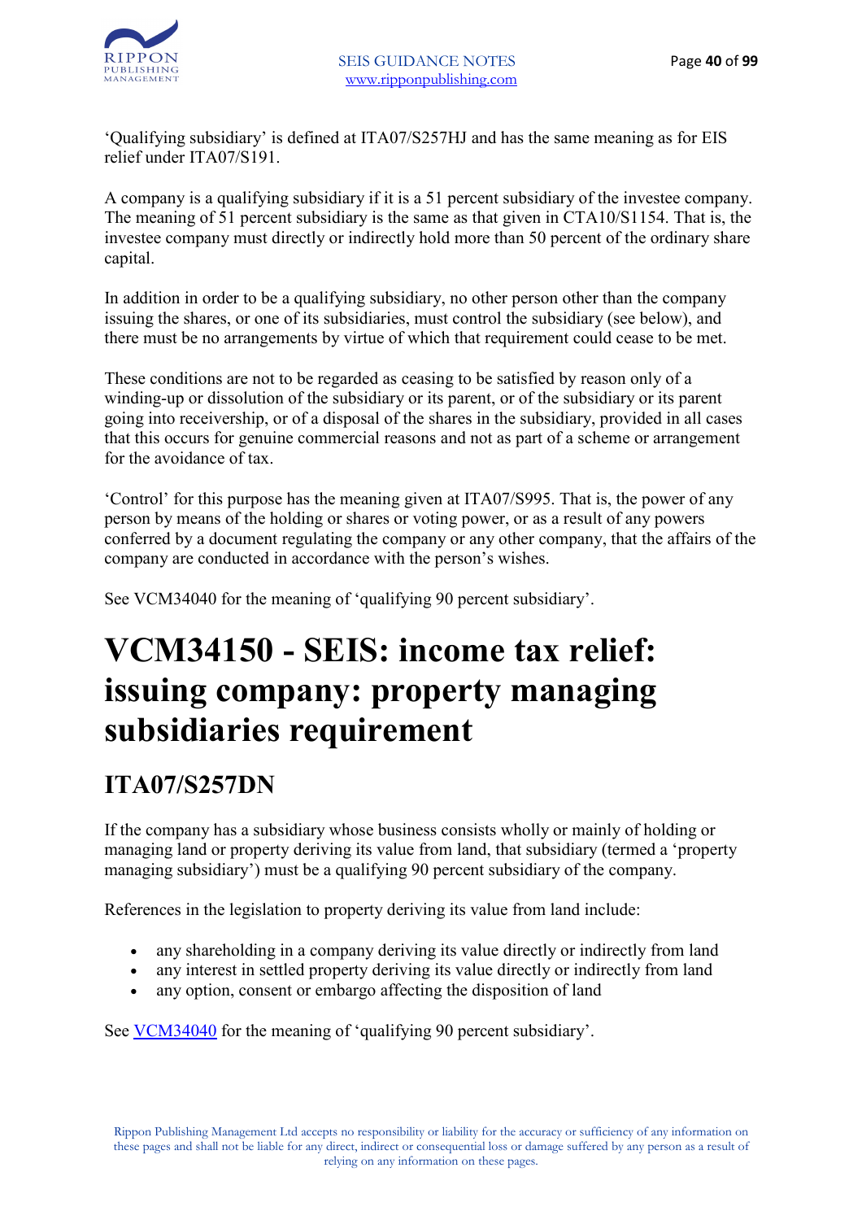'Qualifying subsidiary' is defined at ITA07/S257HJ and has the same meaning as for EIS relief under ITA07/S191.

A company is a qualifying subsidiary if it is a 51 percent subsidiary of the investee company. The meaning of 51 percent subsidiary is the same as that given in CTA10/S1154. That is, the investee company must directly or indirectly hold more than 50 percent of the ordinary share capital.

In addition in order to be a qualifying subsidiary, no other person other than the company issuing the shares, or one of its subsidiaries, must control the subsidiary (see below), and there must be no arrangements by virtue of which that requirement could cease to be met.

These conditions are not to be regarded as ceasing to be satisfied by reason only of a winding-up or dissolution of the subsidiary or its parent, or of the subsidiary or its parent going into receivership, or of a disposal of the shares in the subsidiary, provided in all cases that this occurs for genuine commercial reasons and not as part of a scheme or arrangement for the avoidance of tax.

'Control' for this purpose has the meaning given at ITA07/S995. That is, the power of any person by means of the holding or shares or voting power, or as a result of any powers conferred by a document regulating the company or any other company, that the affairs of the company are conducted in accordance with the person's wishes.

See VCM34040 for the meaning of 'qualifying 90 percent subsidiary'.

# VCM34150 - SEIS: income tax relief: issuing company: property managing subsidiaries requirement

## ITA07/S257DN

If the company has a subsidiary whose business consists wholly or mainly of holding or managing land or property deriving its value from land, that subsidiary (termed a 'property managing subsidiary') must be a qualifying 90 percent subsidiary of the company.

References in the legislation to property deriving its value from land include:

- any shareholding in a company deriving its value directly or indirectly from land
- any interest in settled property deriving its value directly or indirectly from land
- any option, consent or embargo affecting the disposition of land

See VCM34040 for the meaning of 'qualifying 90 percent subsidiary'.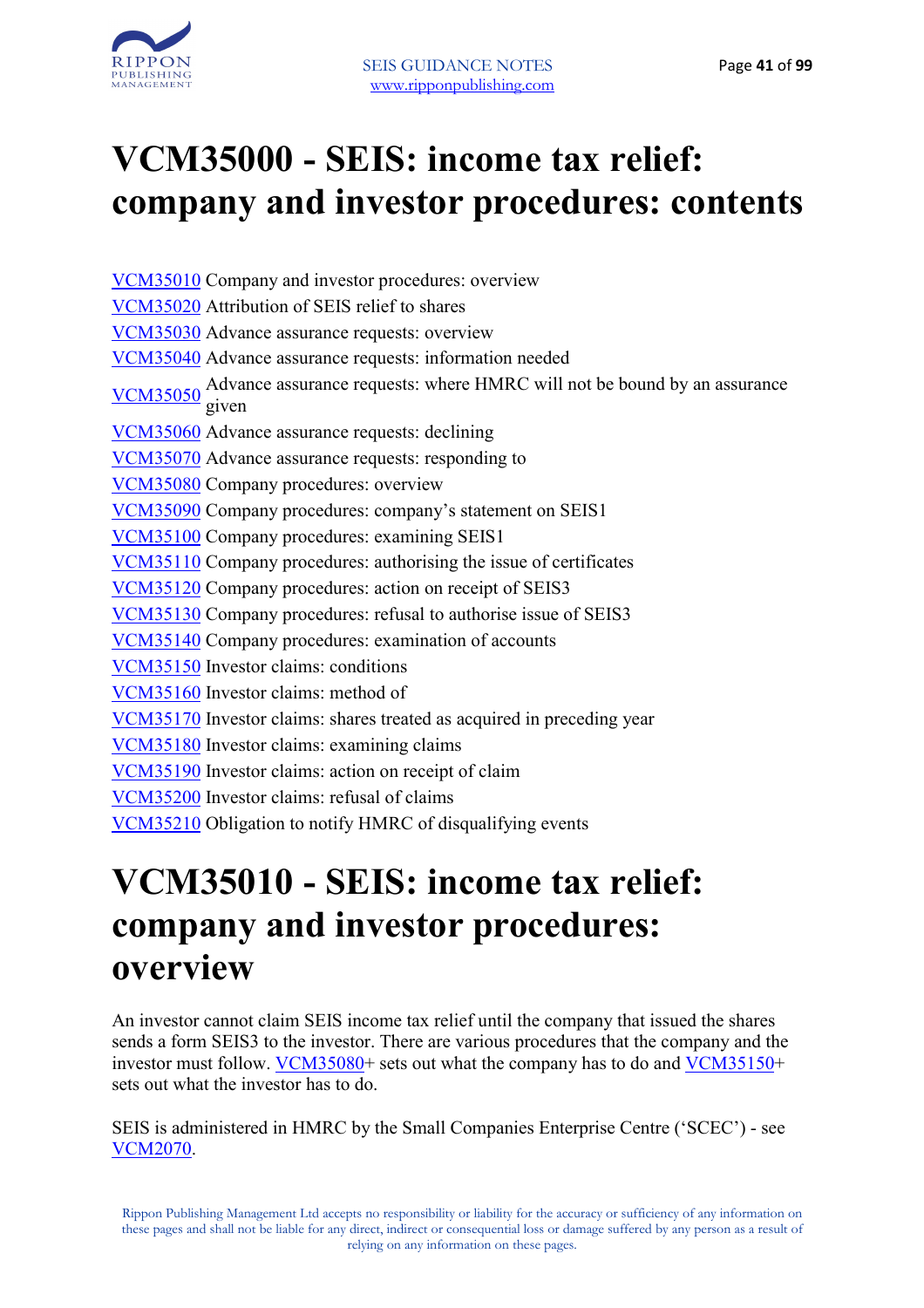# VCM35000 - SEIS: income tax relief: company and investor procedures: contents

VCM35010 Company and investor procedures: overview
VCM35020 Attribution of SEIS relief to shares
VCM35030 Advance assurance requests: overview
VCM35040 Advance assurance requests: information needed
VCM35050 Advance assurance requests: where HMRC will not be bound by an assurance given
VCM35060 Advance assurance requests: declining
VCM35070 Advance assurance requests: responding to
VCM35080 Company procedures: overview
VCM35090 Company procedures: company's statement on SEIS1
VCM35100 Company procedures: examining SEIS1
VCM35110 Company procedures: authorising the issue of certificates
VCM35120 Company procedures: action on receipt of SEIS3
VCM35130 Company procedures: refusal to authorise issue of SEIS3
VCM35140 Company procedures: examination of accounts
VCM35150 Investor claims: conditions
VCM35160 Investor claims: method of
VCM35170 Investor claims: shares treated as acquired in preceding year
VCM35180 Investor claims: examining claims
VCM35190 Investor claims: action on receipt of claim
VCM35200 Investor claims: refusal of claims
VCM35210 Obligation to notify HMRC of disqualifying events

# VCM35010 - SEIS: income tax relief: company and investor procedures: overview

An investor cannot claim SEIS income tax relief until the company that issued the shares sends a form SEIS3 to the investor. There are various procedures that the company and the investor must follow. VCM35080+ sets out what the company has to do and VCM35150+ sets out what the investor has to do.

SEIS is administered in HMRC by the Small Companies Enterprise Centre ('SCEC') - see VCM2070.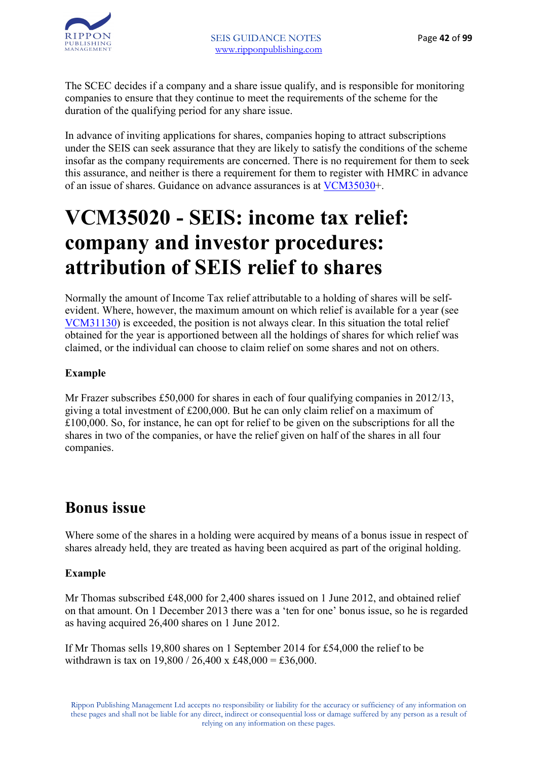The SCEC decides if a company and a share issue qualify, and is responsible for monitoring companies to ensure that they continue to meet the requirements of the scheme for the duration of the qualifying period for any share issue.

In advance of inviting applications for shares, companies hoping to attract subscriptions under the SEIS can seek assurance that they are likely to satisfy the conditions of the scheme insofar as the company requirements are concerned. There is no requirement for them to seek this assurance, and neither is there a requirement for them to register with HMRC in advance of an issue of shares. Guidance on advance assurances is at VCM35030+.

# VCM35020 - SEIS: income tax relief: company and investor procedures: attribution of SEIS relief to shares

Normally the amount of Income Tax relief attributable to a holding of shares will be self-evident. Where, however, the maximum amount on which relief is available for a year (see VCM31130) is exceeded, the position is not always clear. In this situation the total relief obtained for the year is apportioned between all the holdings of shares for which relief was claimed, or the individual can choose to claim relief on some shares and not on others.

**Example**

Mr Frazer subscribes £50,000 for shares in each of four qualifying companies in 2012/13, giving a total investment of £200,000. But he can only claim relief on a maximum of £100,000. So, for instance, he can opt for relief to be given on the subscriptions for all the shares in two of the companies, or have the relief given on half of the shares in all four companies.

## Bonus issue

Where some of the shares in a holding were acquired by means of a bonus issue in respect of shares already held, they are treated as having been acquired as part of the original holding.

**Example**

Mr Thomas subscribed £48,000 for 2,400 shares issued on 1 June 2012, and obtained relief on that amount. On 1 December 2013 there was a 'ten for one' bonus issue, so he is regarded as having acquired 26,400 shares on 1 June 2012.

If Mr Thomas sells 19,800 shares on 1 September 2014 for £54,000 the relief to be withdrawn is tax on 19,800 / 26,400 x £48,000 = £36,000.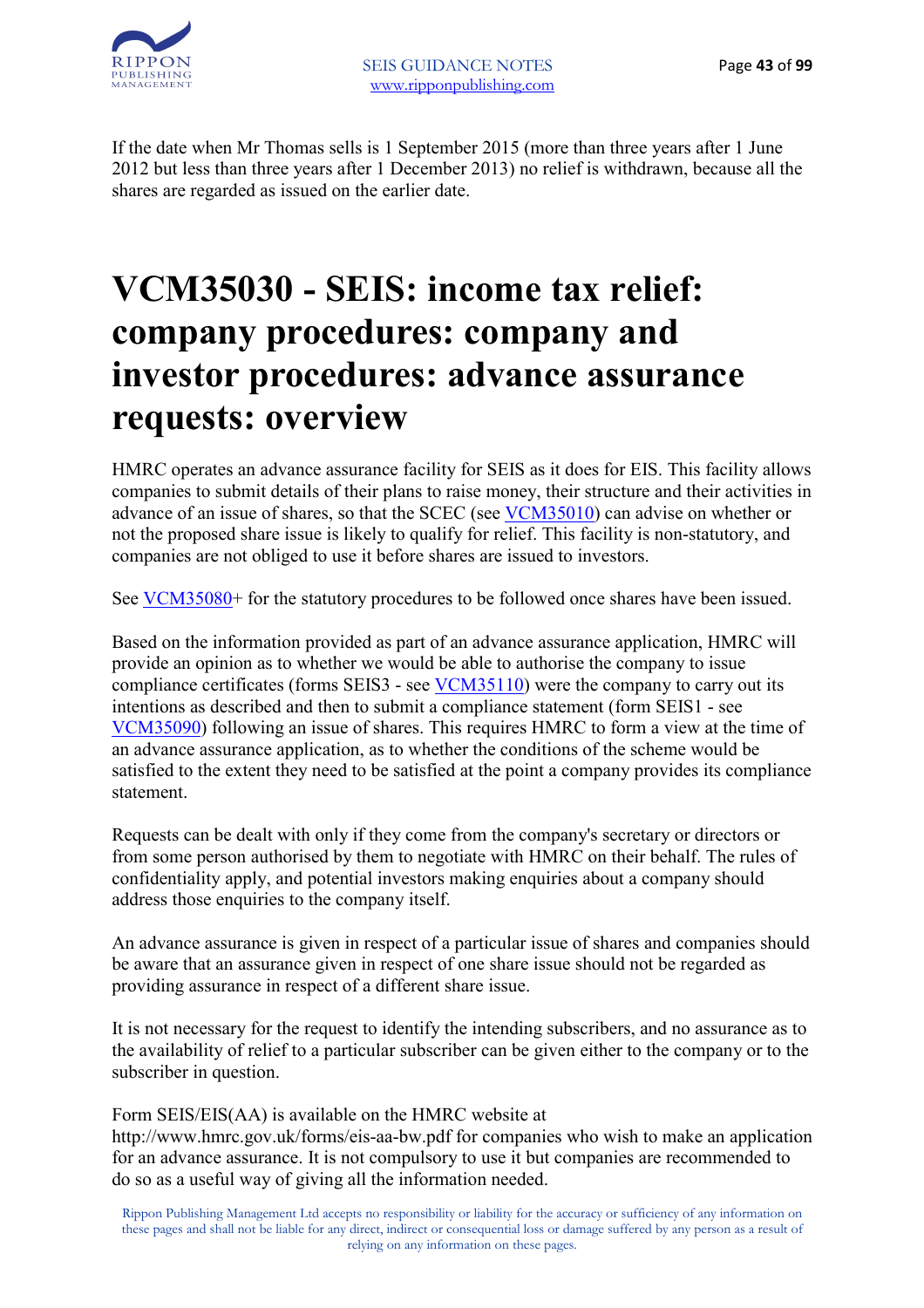If the date when Mr Thomas sells is 1 September 2015 (more than three years after 1 June 2012 but less than three years after 1 December 2013) no relief is withdrawn, because all the shares are regarded as issued on the earlier date.

# VCM35030 - SEIS: income tax relief: company procedures: company and investor procedures: advance assurance requests: overview

HMRC operates an advance assurance facility for SEIS as it does for EIS. This facility allows companies to submit details of their plans to raise money, their structure and their activities in advance of an issue of shares, so that the SCEC (see VCM35010) can advise on whether or not the proposed share issue is likely to qualify for relief. This facility is non-statutory, and companies are not obliged to use it before shares are issued to investors.

See VCM35080+ for the statutory procedures to be followed once shares have been issued.

Based on the information provided as part of an advance assurance application, HMRC will provide an opinion as to whether we would be able to authorise the company to issue compliance certificates (forms SEIS3 - see VCM35110) were the company to carry out its intentions as described and then to submit a compliance statement (form SEIS1 - see VCM35090) following an issue of shares. This requires HMRC to form a view at the time of an advance assurance application, as to whether the conditions of the scheme would be satisfied to the extent they need to be satisfied at the point a company provides its compliance statement.

Requests can be dealt with only if they come from the company's secretary or directors or from some person authorised by them to negotiate with HMRC on their behalf. The rules of confidentiality apply, and potential investors making enquiries about a company should address those enquiries to the company itself.

An advance assurance is given in respect of a particular issue of shares and companies should be aware that an assurance given in respect of one share issue should not be regarded as providing assurance in respect of a different share issue.

It is not necessary for the request to identify the intending subscribers, and no assurance as to the availability of relief to a particular subscriber can be given either to the company or to the subscriber in question.

Form SEIS/EIS(AA) is available on the HMRC website at http://www.hmrc.gov.uk/forms/eis-aa-bw.pdf for companies who wish to make an application for an advance assurance. It is not compulsory to use it but companies are recommended to do so as a useful way of giving all the information needed.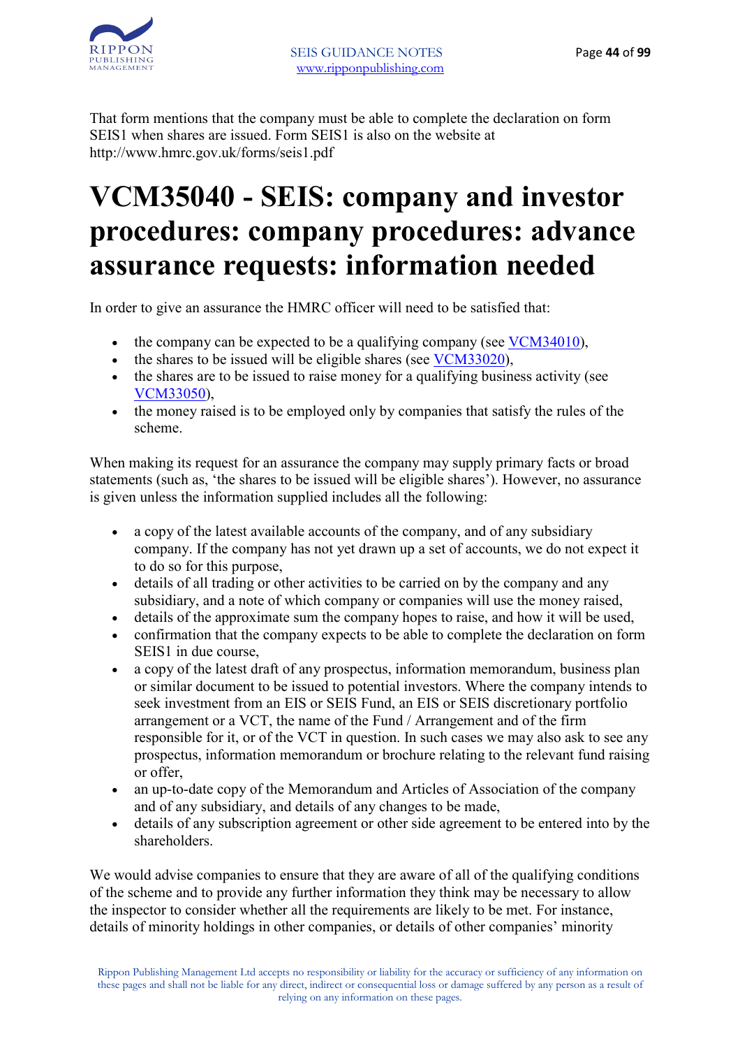That form mentions that the company must be able to complete the declaration on form SEIS1 when shares are issued. Form SEIS1 is also on the website at http://www.hmrc.gov.uk/forms/seis1.pdf

# VCM35040 - SEIS: company and investor procedures: company procedures: advance assurance requests: information needed

In order to give an assurance the HMRC officer will need to be satisfied that:

- the company can be expected to be a qualifying company (see VCM34010),
- the shares to be issued will be eligible shares (see VCM33020),
- the shares are to be issued to raise money for a qualifying business activity (see VCM33050),
- the money raised is to be employed only by companies that satisfy the rules of the scheme.

When making its request for an assurance the company may supply primary facts or broad statements (such as, 'the shares to be issued will be eligible shares'). However, no assurance is given unless the information supplied includes all the following:

- a copy of the latest available accounts of the company, and of any subsidiary company. If the company has not yet drawn up a set of accounts, we do not expect it to do so for this purpose,
- details of all trading or other activities to be carried on by the company and any subsidiary, and a note of which company or companies will use the money raised,
- details of the approximate sum the company hopes to raise, and how it will be used,
- confirmation that the company expects to be able to complete the declaration on form SEIS1 in due course,
- a copy of the latest draft of any prospectus, information memorandum, business plan or similar document to be issued to potential investors. Where the company intends to seek investment from an EIS or SEIS Fund, an EIS or SEIS discretionary portfolio arrangement or a VCT, the name of the Fund / Arrangement and of the firm responsible for it, or of the VCT in question. In such cases we may also ask to see any prospectus, information memorandum or brochure relating to the relevant fund raising or offer,
- an up-to-date copy of the Memorandum and Articles of Association of the company and of any subsidiary, and details of any changes to be made,
- details of any subscription agreement or other side agreement to be entered into by the shareholders.

We would advise companies to ensure that they are aware of all of the qualifying conditions of the scheme and to provide any further information they think may be necessary to allow the inspector to consider whether all the requirements are likely to be met. For instance, details of minority holdings in other companies, or details of other companies' minority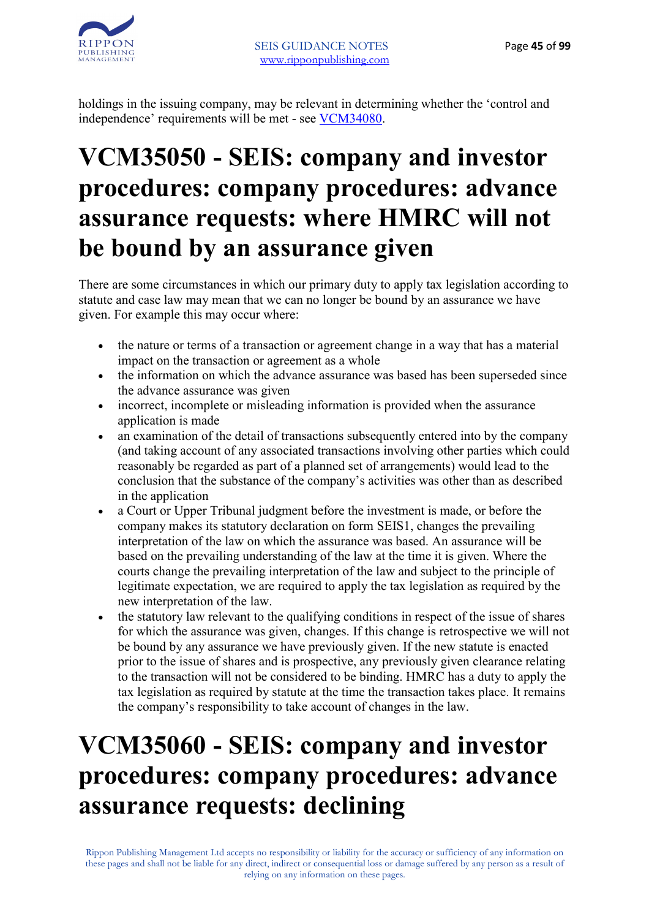holdings in the issuing company, may be relevant in determining whether the 'control and independence' requirements will be met - see [VCM34080](VCM34080).

# VCM35050 - SEIS: company and investor procedures: company procedures: advance assurance requests: where HMRC will not be bound by an assurance given

There are some circumstances in which our primary duty to apply tax legislation according to statute and case law may mean that we can no longer be bound by an assurance we have given. For example this may occur where:

- the nature or terms of a transaction or agreement change in a way that has a material impact on the transaction or agreement as a whole
- the information on which the advance assurance was based has been superseded since the advance assurance was given
- incorrect, incomplete or misleading information is provided when the assurance application is made
- an examination of the detail of transactions subsequently entered into by the company (and taking account of any associated transactions involving other parties which could reasonably be regarded as part of a planned set of arrangements) would lead to the conclusion that the substance of the company's activities was other than as described in the application
- a Court or Upper Tribunal judgment before the investment is made, or before the company makes its statutory declaration on form SEIS1, changes the prevailing interpretation of the law on which the assurance was based. An assurance will be based on the prevailing understanding of the law at the time it is given. Where the courts change the prevailing interpretation of the law and subject to the principle of legitimate expectation, we are required to apply the tax legislation as required by the new interpretation of the law.
- the statutory law relevant to the qualifying conditions in respect of the issue of shares for which the assurance was given, changes. If this change is retrospective we will not be bound by any assurance we have previously given. If the new statute is enacted prior to the issue of shares and is prospective, any previously given clearance relating to the transaction will not be considered to be binding. HMRC has a duty to apply the tax legislation as required by statute at the time the transaction takes place. It remains the company's responsibility to take account of changes in the law.

# VCM35060 - SEIS: company and investor procedures: company procedures: advance assurance requests: declining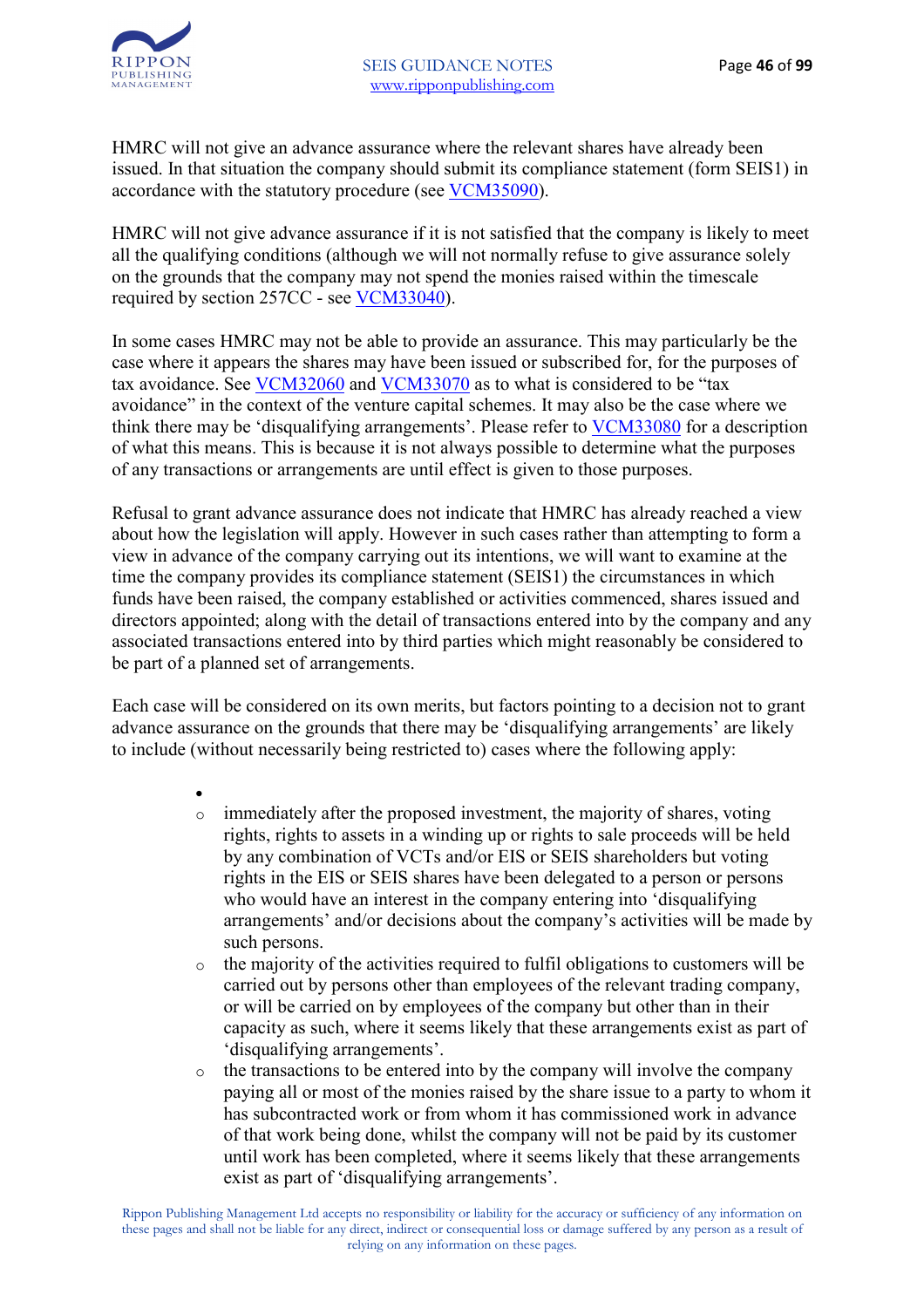HMRC will not give an advance assurance where the relevant shares have already been issued. In that situation the company should submit its compliance statement (form SEIS1) in accordance with the statutory procedure (see [VCM35090](#)).

HMRC will not give advance assurance if it is not satisfied that the company is likely to meet all the qualifying conditions (although we will not normally refuse to give assurance solely on the grounds that the company may not spend the monies raised within the timescale required by section 257CC - see [VCM33040](#)).

In some cases HMRC may not be able to provide an assurance. This may particularly be the case where it appears the shares may have been issued or subscribed for, for the purposes of tax avoidance. See [VCM32060](#) and [VCM33070](#) as to what is considered to be "tax avoidance" in the context of the venture capital schemes. It may also be the case where we think there may be 'disqualifying arrangements'. Please refer to [VCM33080](#) for a description of what this means. This is because it is not always possible to determine what the purposes of any transactions or arrangements are until effect is given to those purposes.

Refusal to grant advance assurance does not indicate that HMRC has already reached a view about how the legislation will apply. However in such cases rather than attempting to form a view in advance of the company carrying out its intentions, we will want to examine at the time the company provides its compliance statement (SEIS1) the circumstances in which funds have been raised, the company established or activities commenced, shares issued and directors appointed; along with the detail of transactions entered into by the company and any associated transactions entered into by third parties which might reasonably be considered to be part of a planned set of arrangements.

Each case will be considered on its own merits, but factors pointing to a decision not to grant advance assurance on the grounds that there may be 'disqualifying arrangements' are likely to include (without necessarily being restricted to) cases where the following apply:

- 
    - immediately after the proposed investment, the majority of shares, voting rights, rights to assets in a winding up or rights to sale proceeds will be held by any combination of VCTs and/or EIS or SEIS shareholders but voting rights in the EIS or SEIS shares have been delegated to a person or persons who would have an interest in the company entering into 'disqualifying arrangements' and/or decisions about the company's activities will be made by such persons.
    - the majority of the activities required to fulfil obligations to customers will be carried out by persons other than employees of the relevant trading company, or will be carried on by employees of the company but other than in their capacity as such, where it seems likely that these arrangements exist as part of 'disqualifying arrangements'.
    - the transactions to be entered into by the company will involve the company paying all or most of the monies raised by the share issue to a party to whom it has subcontracted work or from whom it has commissioned work in advance of that work being done, whilst the company will not be paid by its customer until work has been completed, where it seems likely that these arrangements exist as part of 'disqualifying arrangements'.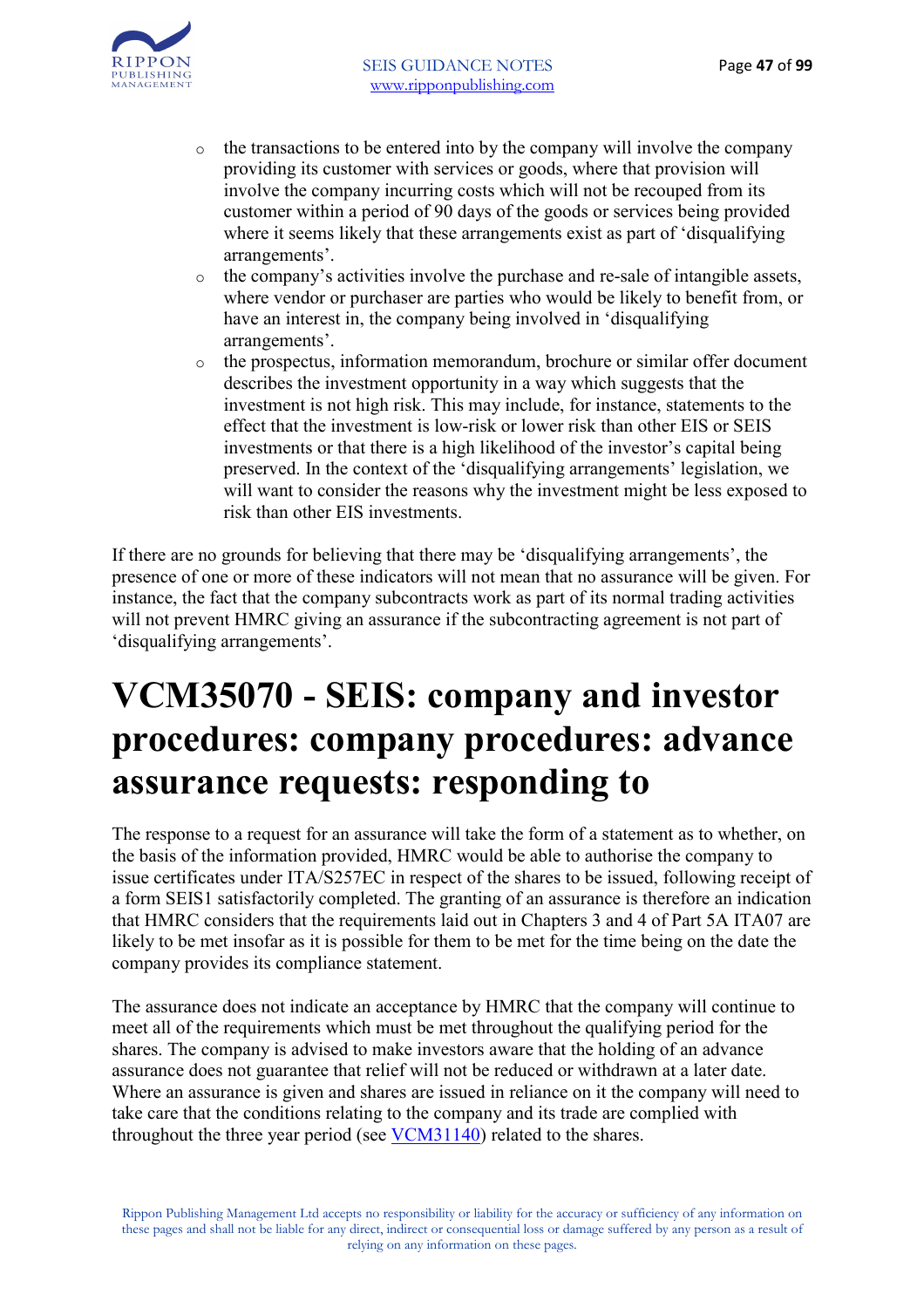- the transactions to be entered into by the company will involve the company providing its customer with services or goods, where that provision will involve the company incurring costs which will not be recouped from its customer within a period of 90 days of the goods or services being provided where it seems likely that these arrangements exist as part of 'disqualifying arrangements'.
- the company's activities involve the purchase and re-sale of intangible assets, where vendor or purchaser are parties who would be likely to benefit from, or have an interest in, the company being involved in 'disqualifying arrangements'.
- the prospectus, information memorandum, brochure or similar offer document describes the investment opportunity in a way which suggests that the investment is not high risk. This may include, for instance, statements to the effect that the investment is low-risk or lower risk than other EIS or SEIS investments or that there is a high likelihood of the investor's capital being preserved. In the context of the 'disqualifying arrangements' legislation, we will want to consider the reasons why the investment might be less exposed to risk than other EIS investments.

If there are no grounds for believing that there may be 'disqualifying arrangements', the presence of one or more of these indicators will not mean that no assurance will be given. For instance, the fact that the company subcontracts work as part of its normal trading activities will not prevent HMRC giving an assurance if the subcontracting agreement is not part of 'disqualifying arrangements'.

# VCM35070 - SEIS: company and investor procedures: company procedures: advance assurance requests: responding to

The response to a request for an assurance will take the form of a statement as to whether, on the basis of the information provided, HMRC would be able to authorise the company to issue certificates under ITA/S257EC in respect of the shares to be issued, following receipt of a form SEIS1 satisfactorily completed. The granting of an assurance is therefore an indication that HMRC considers that the requirements laid out in Chapters 3 and 4 of Part 5A ITA07 are likely to be met insofar as it is possible for them to be met for the time being on the date the company provides its compliance statement.

The assurance does not indicate an acceptance by HMRC that the company will continue to meet all of the requirements which must be met throughout the qualifying period for the shares. The company is advised to make investors aware that the holding of an advance assurance does not guarantee that relief will not be reduced or withdrawn at a later date. Where an assurance is given and shares are issued in reliance on it the company will need to take care that the conditions relating to the company and its trade are complied with throughout the three year period (see VCM31140) related to the shares.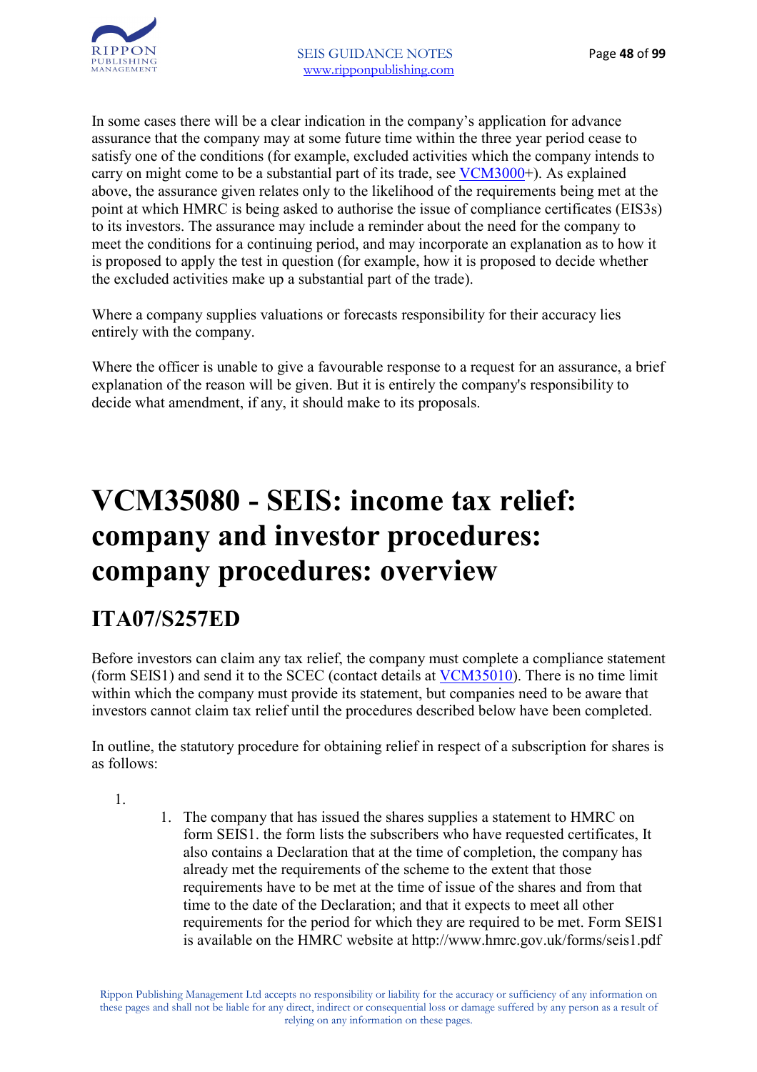In some cases there will be a clear indication in the company's application for advance assurance that the company may at some future time within the three year period cease to satisfy one of the conditions (for example, excluded activities which the company intends to carry on might come to be a substantial part of its trade, see VCM3000+). As explained above, the assurance given relates only to the likelihood of the requirements being met at the point at which HMRC is being asked to authorise the issue of compliance certificates (EIS3s) to its investors. The assurance may include a reminder about the need for the company to meet the conditions for a continuing period, and may incorporate an explanation as to how it is proposed to apply the test in question (for example, how it is proposed to decide whether the excluded activities make up a substantial part of the trade).

Where a company supplies valuations or forecasts responsibility for their accuracy lies entirely with the company.

Where the officer is unable to give a favourable response to a request for an assurance, a brief explanation of the reason will be given. But it is entirely the company's responsibility to decide what amendment, if any, it should make to its proposals.

# VCM35080 - SEIS: income tax relief: company and investor procedures: company procedures: overview

## ITA07/S257ED

Before investors can claim any tax relief, the company must complete a compliance statement (form SEIS1) and send it to the SCEC (contact details at VCM35010). There is no time limit within which the company must provide its statement, but companies need to be aware that investors cannot claim tax relief until the procedures described below have been completed.

In outline, the statutory procedure for obtaining relief in respect of a subscription for shares is as follows:

1.
    1. The company that has issued the shares supplies a statement to HMRC on form SEIS1. the form lists the subscribers who have requested certificates, It also contains a Declaration that at the time of completion, the company has already met the requirements of the scheme to the extent that those requirements have to be met at the time of issue of the shares and from that time to the date of the Declaration; and that it expects to meet all other requirements for the period for which they are required to be met. Form SEIS1 is available on the HMRC website at http://www.hmrc.gov.uk/forms/seis1.pdf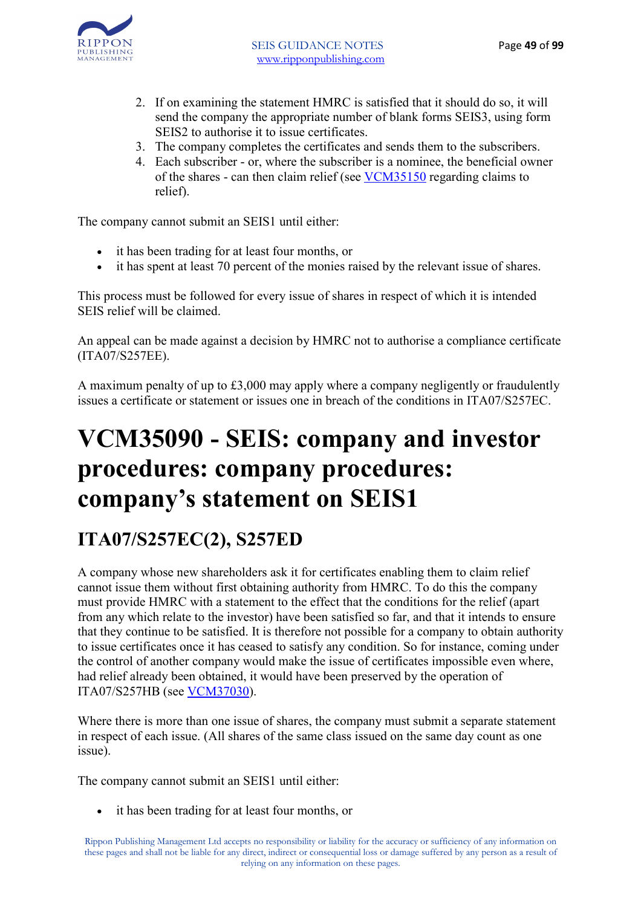2. If on examining the statement HMRC is satisfied that it should do so, it will send the company the appropriate number of blank forms SEIS3, using form SEIS2 to authorise it to issue certificates.
3. The company completes the certificates and sends them to the subscribers.
4. Each subscriber - or, where the subscriber is a nominee, the beneficial owner of the shares - can then claim relief (see VCM35150 regarding claims to relief).

The company cannot submit an SEIS1 until either:

- it has been trading for at least four months, or
- it has spent at least 70 percent of the monies raised by the relevant issue of shares.

This process must be followed for every issue of shares in respect of which it is intended SEIS relief will be claimed.

An appeal can be made against a decision by HMRC not to authorise a compliance certificate (ITA07/S257EE).

A maximum penalty of up to £3,000 may apply where a company negligently or fraudulently issues a certificate or statement or issues one in breach of the conditions in ITA07/S257EC.

# VCM35090 - SEIS: company and investor procedures: company procedures: company's statement on SEIS1

## ITA07/S257EC(2), S257ED

A company whose new shareholders ask it for certificates enabling them to claim relief cannot issue them without first obtaining authority from HMRC. To do this the company must provide HMRC with a statement to the effect that the conditions for the relief (apart from any which relate to the investor) have been satisfied so far, and that it intends to ensure that they continue to be satisfied. It is therefore not possible for a company to obtain authority to issue certificates once it has ceased to satisfy any condition. So for instance, coming under the control of another company would make the issue of certificates impossible even where, had relief already been obtained, it would have been preserved by the operation of ITA07/S257HB (see VCM37030).

Where there is more than one issue of shares, the company must submit a separate statement in respect of each issue. (All shares of the same class issued on the same day count as one issue).

The company cannot submit an SEIS1 until either:

- it has been trading for at least four months, or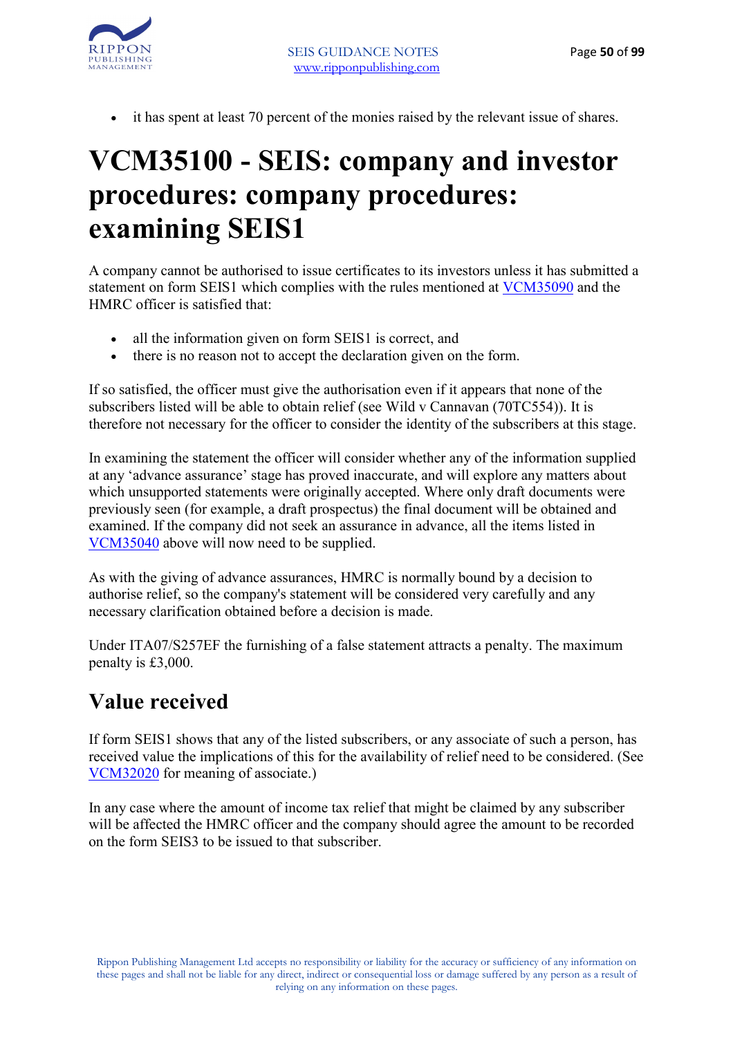- it has spent at least 70 percent of the monies raised by the relevant issue of shares.

# VCM35100 - SEIS: company and investor procedures: company procedures: examining SEIS1

A company cannot be authorised to issue certificates to its investors unless it has submitted a statement on form SEIS1 which complies with the rules mentioned at VCM35090 and the HMRC officer is satisfied that:

- all the information given on form SEIS1 is correct, and
- there is no reason not to accept the declaration given on the form.

If so satisfied, the officer must give the authorisation even if it appears that none of the subscribers listed will be able to obtain relief (see Wild v Cannavan (70TC554)). It is therefore not necessary for the officer to consider the identity of the subscribers at this stage.

In examining the statement the officer will consider whether any of the information supplied at any 'advance assurance' stage has proved inaccurate, and will explore any matters about which unsupported statements were originally accepted. Where only draft documents were previously seen (for example, a draft prospectus) the final document will be obtained and examined. If the company did not seek an assurance in advance, all the items listed in VCM35040 above will now need to be supplied.

As with the giving of advance assurances, HMRC is normally bound by a decision to authorise relief, so the company's statement will be considered very carefully and any necessary clarification obtained before a decision is made.

Under ITA07/S257EF the furnishing of a false statement attracts a penalty. The maximum penalty is £3,000.

## Value received

If form SEIS1 shows that any of the listed subscribers, or any associate of such a person, has received value the implications of this for the availability of relief need to be considered. (See VCM32020 for meaning of associate.)

In any case where the amount of income tax relief that might be claimed by any subscriber will be affected the HMRC officer and the company should agree the amount to be recorded on the form SEIS3 to be issued to that subscriber.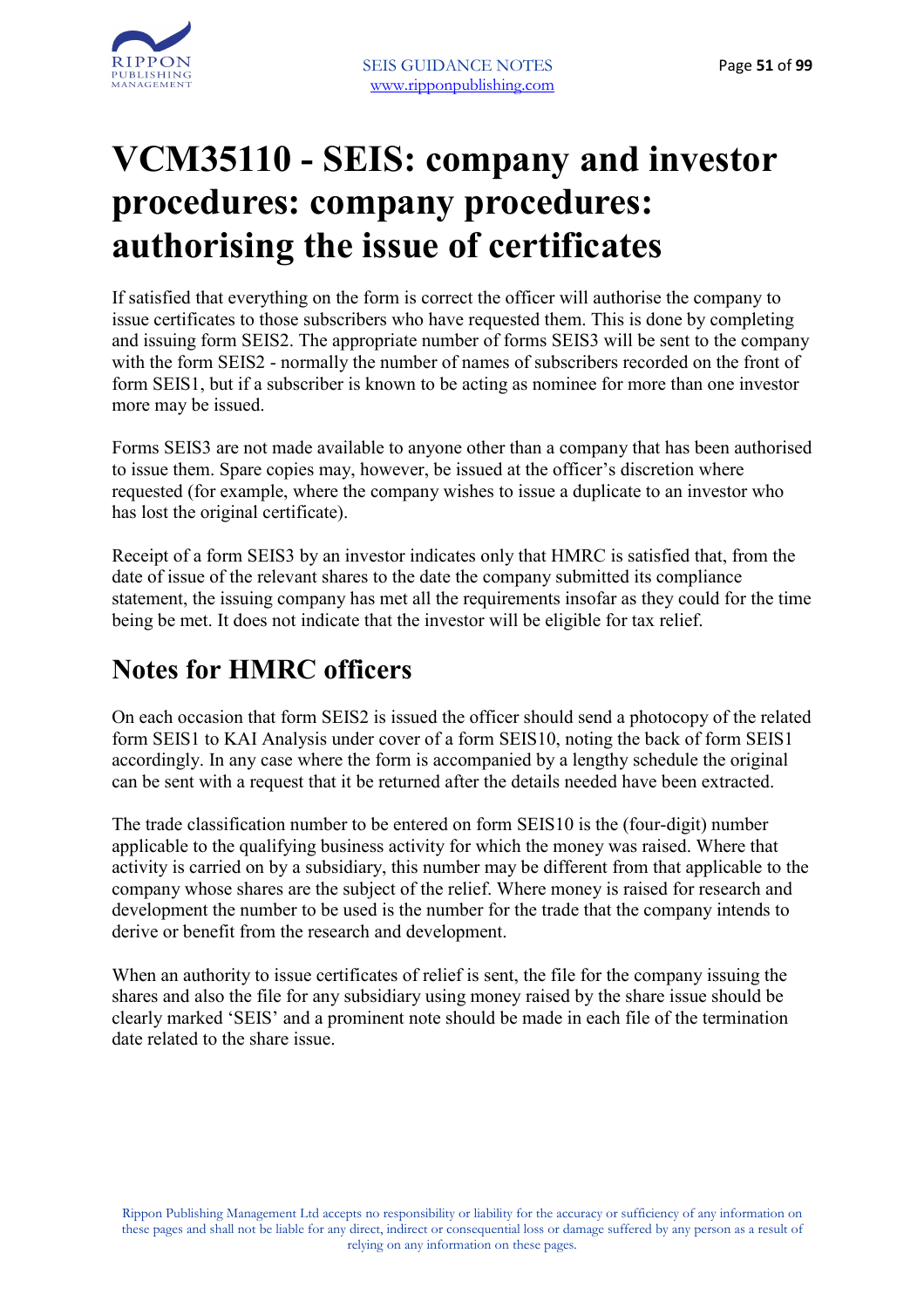# VCM35110 - SEIS: company and investor procedures: company procedures: authorising the issue of certificates

If satisfied that everything on the form is correct the officer will authorise the company to issue certificates to those subscribers who have requested them. This is done by completing and issuing form SEIS2. The appropriate number of forms SEIS3 will be sent to the company with the form SEIS2 - normally the number of names of subscribers recorded on the front of form SEIS1, but if a subscriber is known to be acting as nominee for more than one investor more may be issued.

Forms SEIS3 are not made available to anyone other than a company that has been authorised to issue them. Spare copies may, however, be issued at the officer's discretion where requested (for example, where the company wishes to issue a duplicate to an investor who has lost the original certificate).

Receipt of a form SEIS3 by an investor indicates only that HMRC is satisfied that, from the date of issue of the relevant shares to the date the company submitted its compliance statement, the issuing company has met all the requirements insofar as they could for the time being be met. It does not indicate that the investor will be eligible for tax relief.

## Notes for HMRC officers

On each occasion that form SEIS2 is issued the officer should send a photocopy of the related form SEIS1 to KAI Analysis under cover of a form SEIS10, noting the back of form SEIS1 accordingly. In any case where the form is accompanied by a lengthy schedule the original can be sent with a request that it be returned after the details needed have been extracted.

The trade classification number to be entered on form SEIS10 is the (four-digit) number applicable to the qualifying business activity for which the money was raised. Where that activity is carried on by a subsidiary, this number may be different from that applicable to the company whose shares are the subject of the relief. Where money is raised for research and development the number to be used is the number for the trade that the company intends to derive or benefit from the research and development.

When an authority to issue certificates of relief is sent, the file for the company issuing the shares and also the file for any subsidiary using money raised by the share issue should be clearly marked 'SEIS' and a prominent note should be made in each file of the termination date related to the share issue.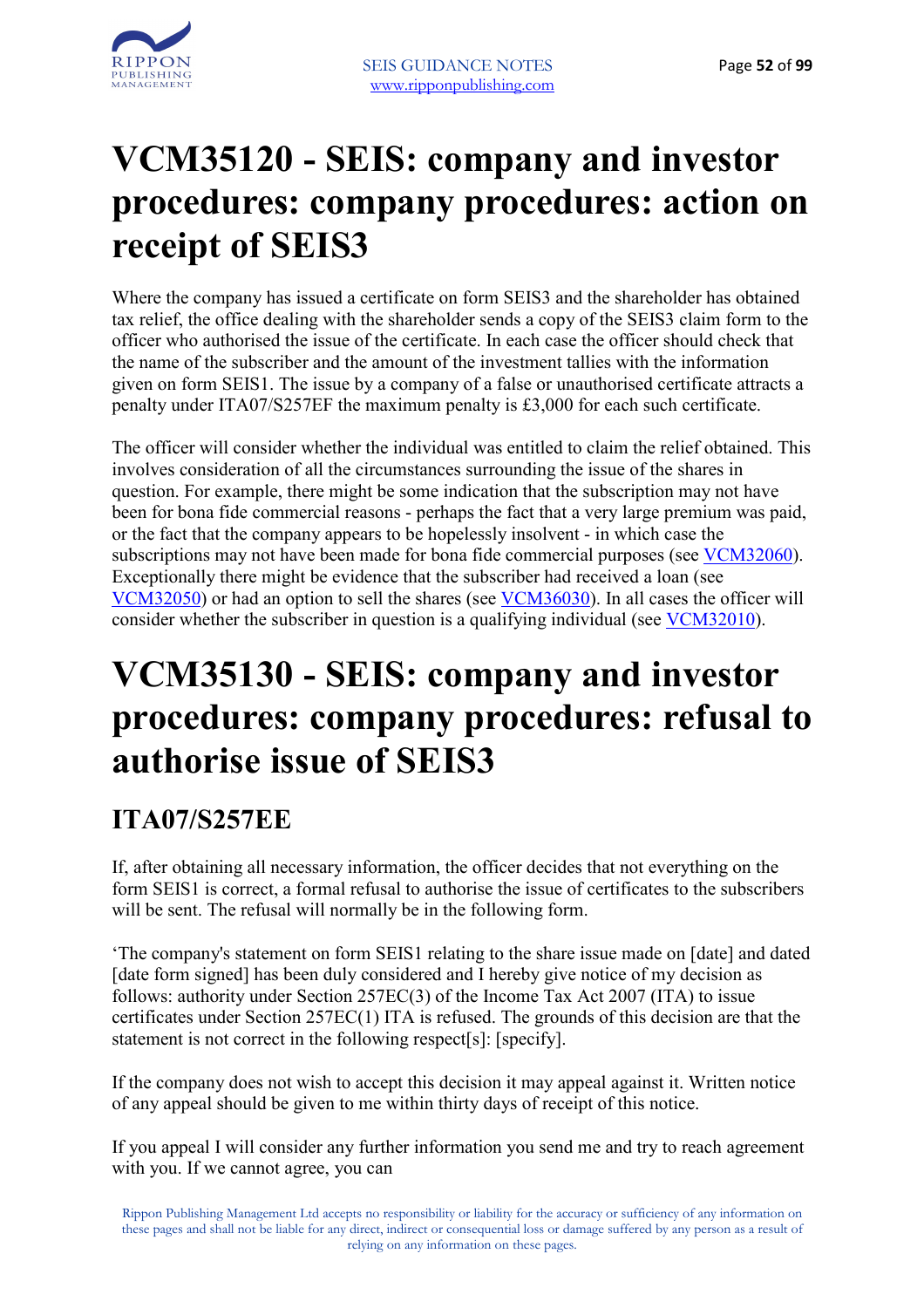# VCM35120 - SEIS: company and investor procedures: company procedures: action on receipt of SEIS3

Where the company has issued a certificate on form SEIS3 and the shareholder has obtained tax relief, the office dealing with the shareholder sends a copy of the SEIS3 claim form to the officer who authorised the issue of the certificate. In each case the officer should check that the name of the subscriber and the amount of the investment tallies with the information given on form SEIS1. The issue by a company of a false or unauthorised certificate attracts a penalty under ITA07/S257EF the maximum penalty is £3,000 for each such certificate.

The officer will consider whether the individual was entitled to claim the relief obtained. This involves consideration of all the circumstances surrounding the issue of the shares in question. For example, there might be some indication that the subscription may not have been for bona fide commercial reasons - perhaps the fact that a very large premium was paid, or the fact that the company appears to be hopelessly insolvent - in which case the subscriptions may not have been made for bona fide commercial purposes (see VCM32060). Exceptionally there might be evidence that the subscriber had received a loan (see VCM32050) or had an option to sell the shares (see VCM36030). In all cases the officer will consider whether the subscriber in question is a qualifying individual (see VCM32010).

# VCM35130 - SEIS: company and investor procedures: company procedures: refusal to authorise issue of SEIS3

## ITA07/S257EE

If, after obtaining all necessary information, the officer decides that not everything on the form SEIS1 is correct, a formal refusal to authorise the issue of certificates to the subscribers will be sent. The refusal will normally be in the following form.

'The company's statement on form SEIS1 relating to the share issue made on [date] and dated [date form signed] has been duly considered and I hereby give notice of my decision as follows: authority under Section 257EC(3) of the Income Tax Act 2007 (ITA) to issue certificates under Section 257EC(1) ITA is refused. The grounds of this decision are that the statement is not correct in the following respect[s]: [specify].

If the company does not wish to accept this decision it may appeal against it. Written notice of any appeal should be given to me within thirty days of receipt of this notice.

If you appeal I will consider any further information you send me and try to reach agreement with you. If we cannot agree, you can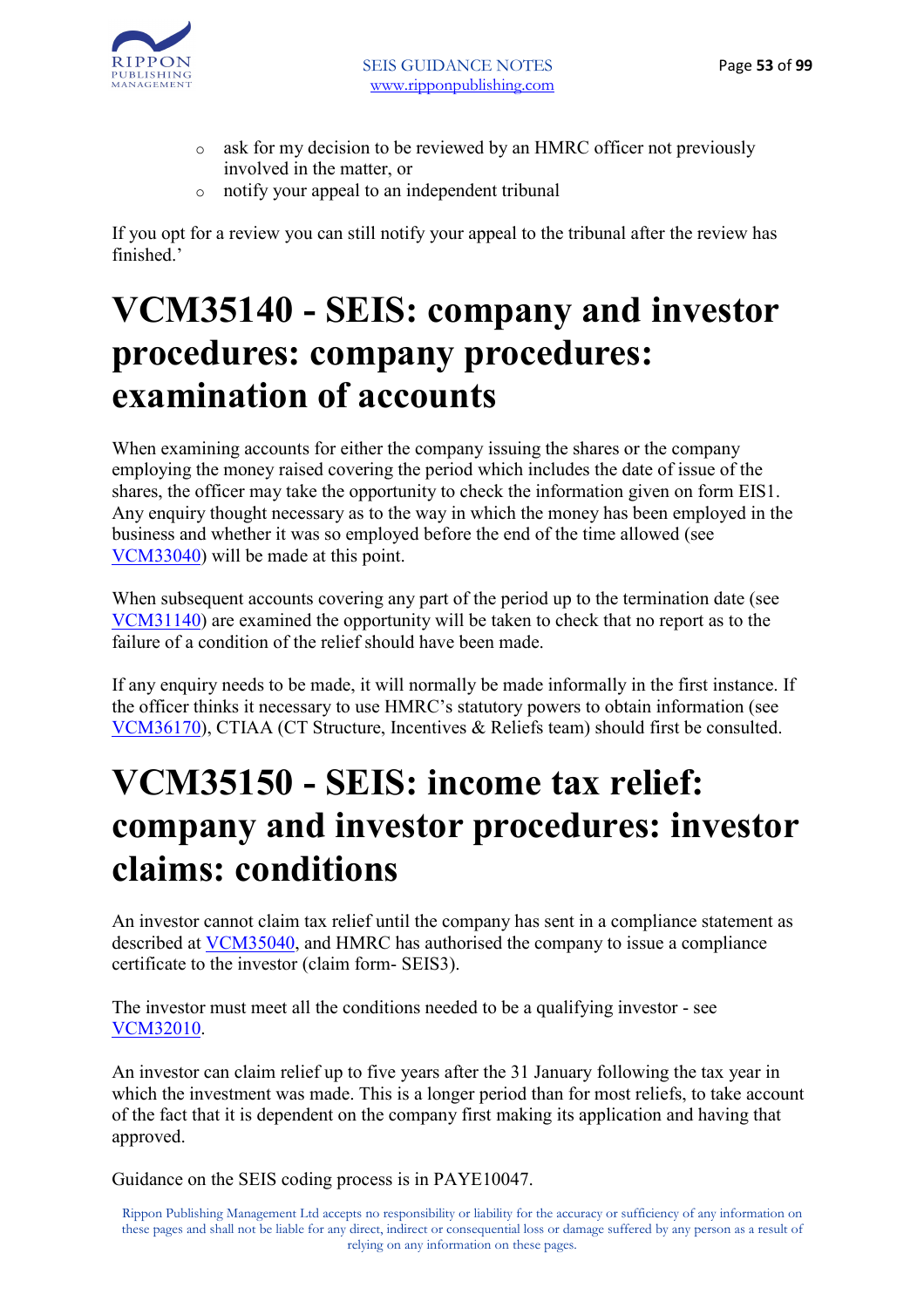- ask for my decision to be reviewed by an HMRC officer not previously involved in the matter, or
- notify your appeal to an independent tribunal

If you opt for a review you can still notify your appeal to the tribunal after the review has finished.'

# VCM35140 - SEIS: company and investor procedures: company procedures: examination of accounts

When examining accounts for either the company issuing the shares or the company employing the money raised covering the period which includes the date of issue of the shares, the officer may take the opportunity to check the information given on form EIS1. Any enquiry thought necessary as to the way in which the money has been employed in the business and whether it was so employed before the end of the time allowed (see VCM33040) will be made at this point.

When subsequent accounts covering any part of the period up to the termination date (see VCM31140) are examined the opportunity will be taken to check that no report as to the failure of a condition of the relief should have been made.

If any enquiry needs to be made, it will normally be made informally in the first instance. If the officer thinks it necessary to use HMRC's statutory powers to obtain information (see VCM36170), CTIAA (CT Structure, Incentives & Reliefs team) should first be consulted.

# VCM35150 - SEIS: income tax relief: company and investor procedures: investor claims: conditions

An investor cannot claim tax relief until the company has sent in a compliance statement as described at VCM35040, and HMRC has authorised the company to issue a compliance certificate to the investor (claim form- SEIS3).

The investor must meet all the conditions needed to be a qualifying investor - see VCM32010.

An investor can claim relief up to five years after the 31 January following the tax year in which the investment was made. This is a longer period than for most reliefs, to take account of the fact that it is dependent on the company first making its application and having that approved.

Guidance on the SEIS coding process is in PAYE10047.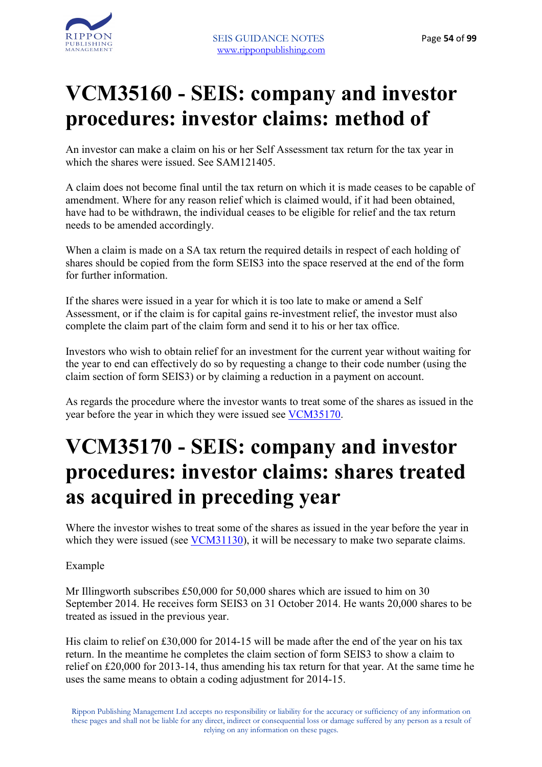# VCM35160 - SEIS: company and investor procedures: investor claims: method of

An investor can make a claim on his or her Self Assessment tax return for the tax year in which the shares were issued. See SAM121405.

A claim does not become final until the tax return on which it is made ceases to be capable of amendment. Where for any reason relief which is claimed would, if it had been obtained, have had to be withdrawn, the individual ceases to be eligible for relief and the tax return needs to be amended accordingly.

When a claim is made on a SA tax return the required details in respect of each holding of shares should be copied from the form SEIS3 into the space reserved at the end of the form for further information.

If the shares were issued in a year for which it is too late to make or amend a Self Assessment, or if the claim is for capital gains re-investment relief, the investor must also complete the claim part of the claim form and send it to his or her tax office.

Investors who wish to obtain relief for an investment for the current year without waiting for the year to end can effectively do so by requesting a change to their code number (using the claim section of form SEIS3) or by claiming a reduction in a payment on account.

As regards the procedure where the investor wants to treat some of the shares as issued in the year before the year in which they were issued see VCM35170.

# VCM35170 - SEIS: company and investor procedures: investor claims: shares treated as acquired in preceding year

Where the investor wishes to treat some of the shares as issued in the year before the year in which they were issued (see VCM31130), it will be necessary to make two separate claims.

Example

Mr Illingworth subscribes £50,000 for 50,000 shares which are issued to him on 30 September 2014. He receives form SEIS3 on 31 October 2014. He wants 20,000 shares to be treated as issued in the previous year.

His claim to relief on £30,000 for 2014-15 will be made after the end of the year on his tax return. In the meantime he completes the claim section of form SEIS3 to show a claim to relief on £20,000 for 2013-14, thus amending his tax return for that year. At the same time he uses the same means to obtain a coding adjustment for 2014-15.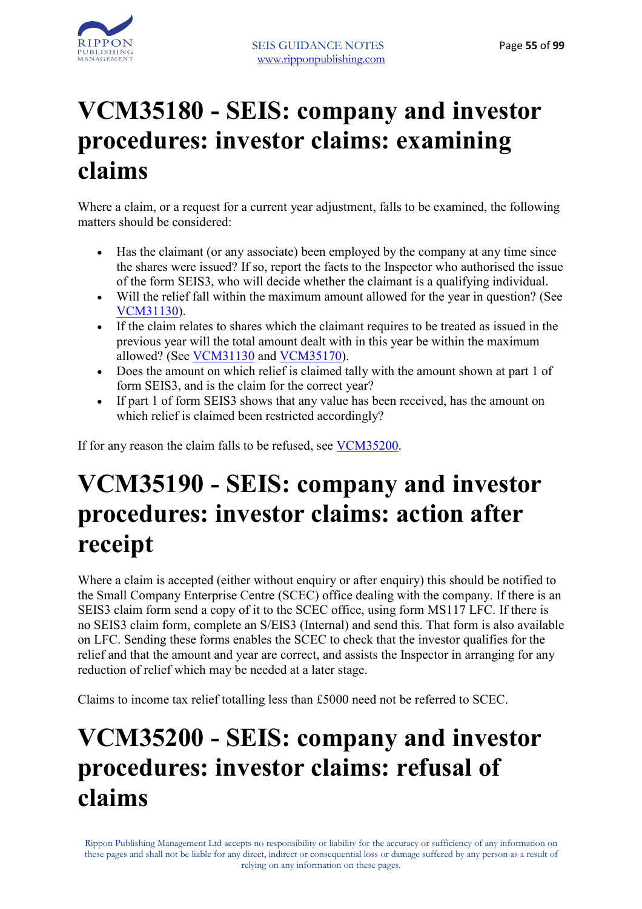# VCM35180 - SEIS: company and investor procedures: investor claims: examining claims

Where a claim, or a request for a current year adjustment, falls to be examined, the following matters should be considered:

- Has the claimant (or any associate) been employed by the company at any time since the shares were issued? If so, report the facts to the Inspector who authorised the issue of the form SEIS3, who will decide whether the claimant is a qualifying individual.
- Will the relief fall within the maximum amount allowed for the year in question? (See VCM31130).
- If the claim relates to shares which the claimant requires to be treated as issued in the previous year will the total amount dealt with in this year be within the maximum allowed? (See VCM31130 and VCM35170).
- Does the amount on which relief is claimed tally with the amount shown at part 1 of form SEIS3, and is the claim for the correct year?
- If part 1 of form SEIS3 shows that any value has been received, has the amount on which relief is claimed been restricted accordingly?

If for any reason the claim falls to be refused, see VCM35200.

# VCM35190 - SEIS: company and investor procedures: investor claims: action after receipt

Where a claim is accepted (either without enquiry or after enquiry) this should be notified to the Small Company Enterprise Centre (SCEC) office dealing with the company. If there is an SEIS3 claim form send a copy of it to the SCEC office, using form MS117 LFC. If there is no SEIS3 claim form, complete an S/EIS3 (Internal) and send this. That form is also available on LFC. Sending these forms enables the SCEC to check that the investor qualifies for the relief and that the amount and year are correct, and assists the Inspector in arranging for any reduction of relief which may be needed at a later stage.

Claims to income tax relief totalling less than £5000 need not be referred to SCEC.

# VCM35200 - SEIS: company and investor procedures: investor claims: refusal of claims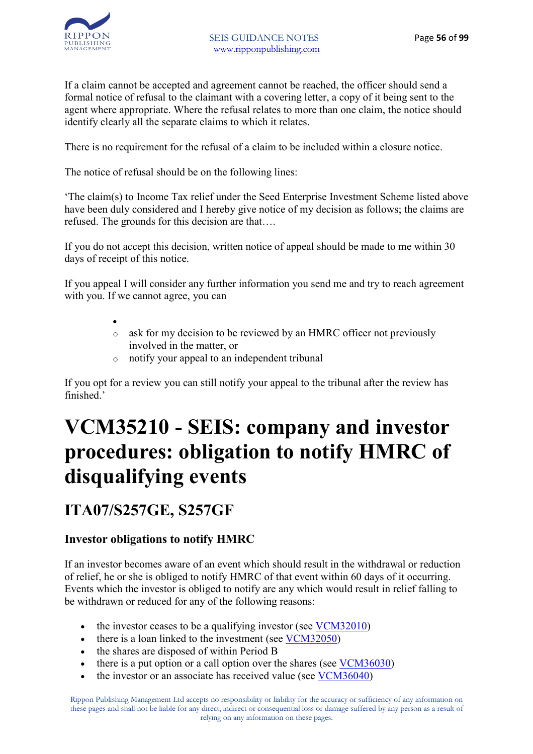If a claim cannot be accepted and agreement cannot be reached, the officer should send a formal notice of refusal to the claimant with a covering letter, a copy of it being sent to the agent where appropriate. Where the refusal relates to more than one claim, the notice should identify clearly all the separate claims to which it relates.

There is no requirement for the refusal of a claim to be included within a closure notice.

The notice of refusal should be on the following lines:

'The claim(s) to Income Tax relief under the Seed Enterprise Investment Scheme listed above have been duly considered and I hereby give notice of my decision as follows; the claims are refused. The grounds for this decision are that….

If you do not accept this decision, written notice of appeal should be made to me within 30 days of receipt of this notice.

If you appeal I will consider any further information you send me and try to reach agreement with you. If we cannot agree, you can

- 
    - ask for my decision to be reviewed by an HMRC officer not previously involved in the matter, or
    - notify your appeal to an independent tribunal

If you opt for a review you can still notify your appeal to the tribunal after the review has finished.'

# VCM35210 - SEIS: company and investor procedures: obligation to notify HMRC of disqualifying events

## ITA07/S257GE, S257GF

### Investor obligations to notify HMRC

If an investor becomes aware of an event which should result in the withdrawal or reduction of relief, he or she is obliged to notify HMRC of that event within 60 days of it occurring. Events which the investor is obliged to notify are any which would result in relief falling to be withdrawn or reduced for any of the following reasons:

- the investor ceases to be a qualifying investor (see VCM32010)
- there is a loan linked to the investment (see VCM32050)
- the shares are disposed of within Period B
- there is a put option or a call option over the shares (see VCM36030)
- the investor or an associate has received value (see VCM36040)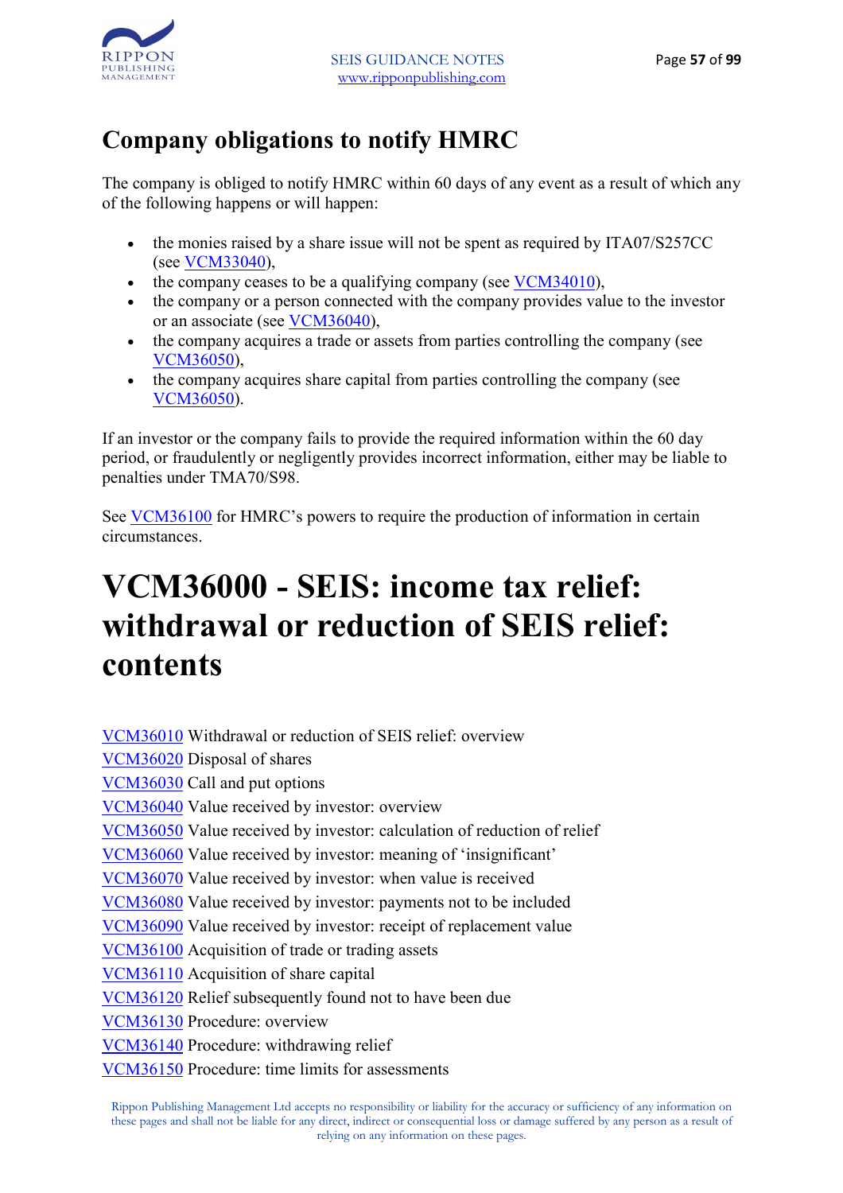## Company obligations to notify HMRC

The company is obliged to notify HMRC within 60 days of any event as a result of which any of the following happens or will happen:

- the monies raised by a share issue will not be spent as required by ITA07/S257CC (see VCM33040),
- the company ceases to be a qualifying company (see VCM34010),
- the company or a person connected with the company provides value to the investor or an associate (see VCM36040),
- the company acquires a trade or assets from parties controlling the company (see VCM36050),
- the company acquires share capital from parties controlling the company (see VCM36050).

If an investor or the company fails to provide the required information within the 60 day period, or fraudulently or negligently provides incorrect information, either may be liable to penalties under TMA70/S98.

See VCM36100 for HMRC's powers to require the production of information in certain circumstances.

# VCM36000 - SEIS: income tax relief: withdrawal or reduction of SEIS relief: contents

VCM36010 Withdrawal or reduction of SEIS relief: overview
VCM36020 Disposal of shares
VCM36030 Call and put options
VCM36040 Value received by investor: overview
VCM36050 Value received by investor: calculation of reduction of relief
VCM36060 Value received by investor: meaning of 'insignificant'
VCM36070 Value received by investor: when value is received
VCM36080 Value received by investor: payments not to be included
VCM36090 Value received by investor: receipt of replacement value
VCM36100 Acquisition of trade or trading assets
VCM36110 Acquisition of share capital
VCM36120 Relief subsequently found not to have been due
VCM36130 Procedure: overview
VCM36140 Procedure: withdrawing relief
VCM36150 Procedure: time limits for assessments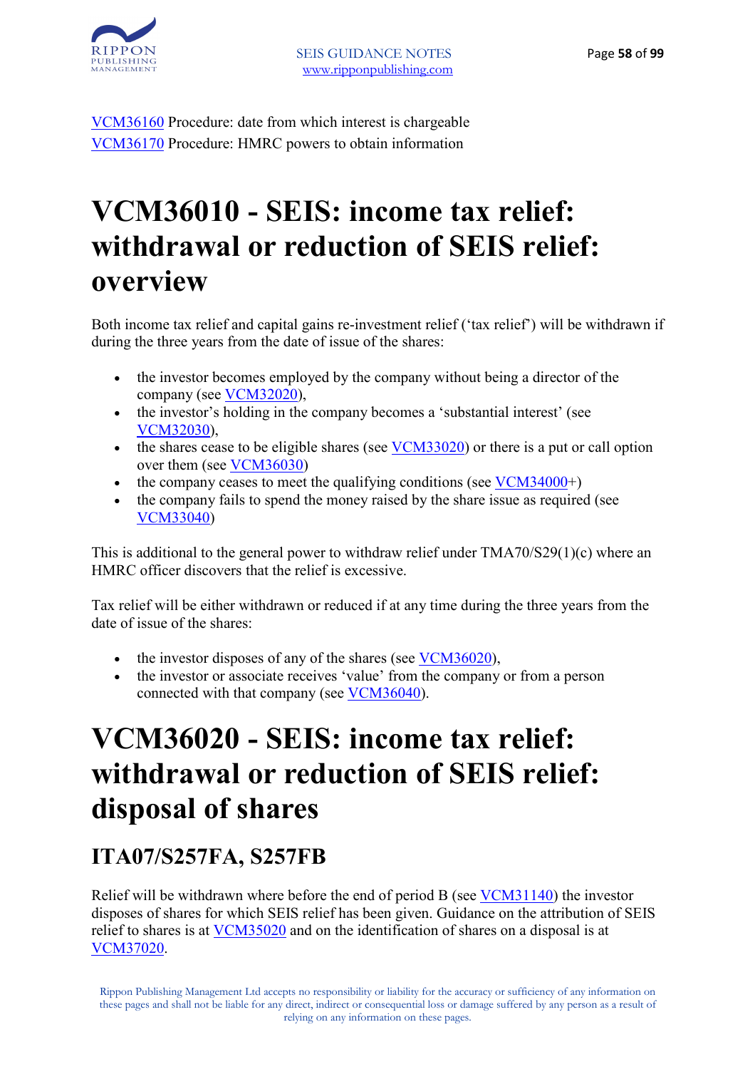VCM36160 Procedure: date from which interest is chargeable
VCM36170 Procedure: HMRC powers to obtain information

# VCM36010 - SEIS: income tax relief: withdrawal or reduction of SEIS relief: overview

Both income tax relief and capital gains re-investment relief ('tax relief') will be withdrawn if during the three years from the date of issue of the shares:

- the investor becomes employed by the company without being a director of the company (see VCM32020),
- the investor's holding in the company becomes a 'substantial interest' (see VCM32030),
- the shares cease to be eligible shares (see VCM33020) or there is a put or call option over them (see VCM36030)
- the company ceases to meet the qualifying conditions (see VCM34000+)
- the company fails to spend the money raised by the share issue as required (see VCM33040)

This is additional to the general power to withdraw relief under TMA70/S29(1)(c) where an HMRC officer discovers that the relief is excessive.

Tax relief will be either withdrawn or reduced if at any time during the three years from the date of issue of the shares:

- the investor disposes of any of the shares (see VCM36020),
- the investor or associate receives 'value' from the company or from a person connected with that company (see VCM36040).

# VCM36020 - SEIS: income tax relief: withdrawal or reduction of SEIS relief: disposal of shares

## ITA07/S257FA, S257FB

Relief will be withdrawn where before the end of period B (see VCM31140) the investor disposes of shares for which SEIS relief has been given. Guidance on the attribution of SEIS relief to shares is at VCM35020 and on the identification of shares on a disposal is at VCM37020.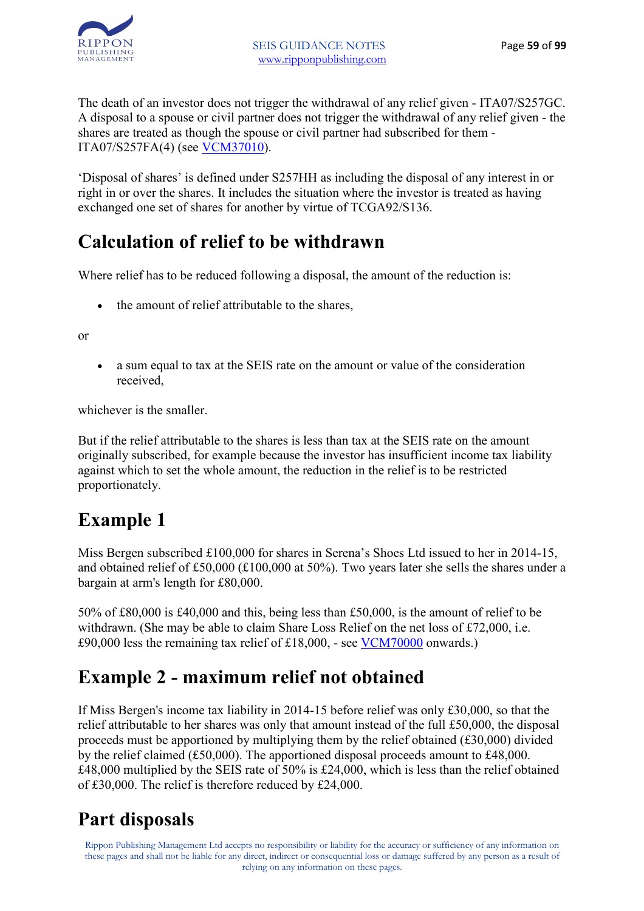The death of an investor does not trigger the withdrawal of any relief given - ITA07/S257GC. A disposal to a spouse or civil partner does not trigger the withdrawal of any relief given - the shares are treated as though the spouse or civil partner had subscribed for them - ITA07/S257FA(4) (see VCM37010).

'Disposal of shares' is defined under S257HH as including the disposal of any interest in or right in or over the shares. It includes the situation where the investor is treated as having exchanged one set of shares for another by virtue of TCGA92/S136.

# Calculation of relief to be withdrawn

Where relief has to be reduced following a disposal, the amount of the reduction is:

- the amount of relief attributable to the shares,

or

- a sum equal to tax at the SEIS rate on the amount or value of the consideration received,

whichever is the smaller.

But if the relief attributable to the shares is less than tax at the SEIS rate on the amount originally subscribed, for example because the investor has insufficient income tax liability against which to set the whole amount, the reduction in the relief is to be restricted proportionately.

# Example 1

Miss Bergen subscribed £100,000 for shares in Serena's Shoes Ltd issued to her in 2014-15, and obtained relief of £50,000 (£100,000 at 50%). Two years later she sells the shares under a bargain at arm's length for £80,000.

50% of £80,000 is £40,000 and this, being less than £50,000, is the amount of relief to be withdrawn. (She may be able to claim Share Loss Relief on the net loss of £72,000, i.e. £90,000 less the remaining tax relief of £18,000, - see VCM70000 onwards.)

# Example 2 - maximum relief not obtained

If Miss Bergen's income tax liability in 2014-15 before relief was only £30,000, so that the relief attributable to her shares was only that amount instead of the full £50,000, the disposal proceeds must be apportioned by multiplying them by the relief obtained (£30,000) divided by the relief claimed (£50,000). The apportioned disposal proceeds amount to £48,000. £48,000 multiplied by the SEIS rate of 50% is £24,000, which is less than the relief obtained of £30,000. The relief is therefore reduced by £24,000.

# Part disposals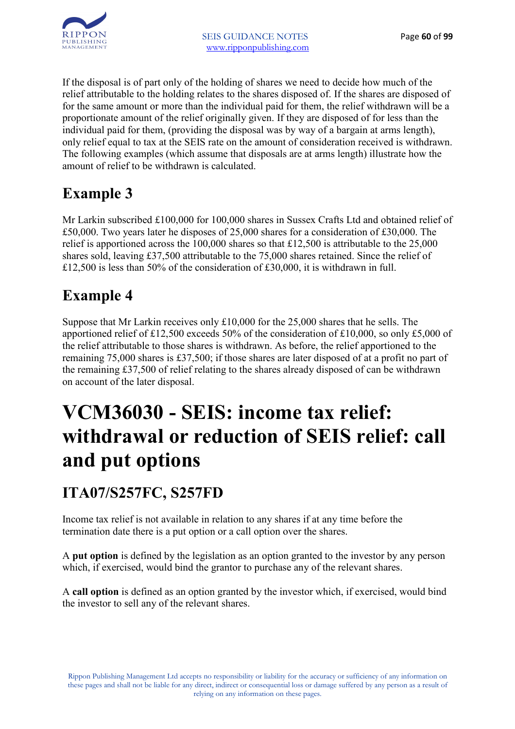If the disposal is of part only of the holding of shares we need to decide how much of the relief attributable to the holding relates to the shares disposed of. If the shares are disposed of for the same amount or more than the individual paid for them, the relief withdrawn will be a proportionate amount of the relief originally given. If they are disposed of for less than the individual paid for them, (providing the disposal was by way of a bargain at arms length), only relief equal to tax at the SEIS rate on the amount of consideration received is withdrawn. The following examples (which assume that disposals are at arms length) illustrate how the amount of relief to be withdrawn is calculated.

## Example 3

Mr Larkin subscribed £100,000 for 100,000 shares in Sussex Crafts Ltd and obtained relief of £50,000. Two years later he disposes of 25,000 shares for a consideration of £30,000. The relief is apportioned across the 100,000 shares so that £12,500 is attributable to the 25,000 shares sold, leaving £37,500 attributable to the 75,000 shares retained. Since the relief of £12,500 is less than 50% of the consideration of £30,000, it is withdrawn in full.

## Example 4

Suppose that Mr Larkin receives only £10,000 for the 25,000 shares that he sells. The apportioned relief of £12,500 exceeds 50% of the consideration of £10,000, so only £5,000 of the relief attributable to those shares is withdrawn. As before, the relief apportioned to the remaining 75,000 shares is £37,500; if those shares are later disposed of at a profit no part of the remaining £37,500 of relief relating to the shares already disposed of can be withdrawn on account of the later disposal.

# VCM36030 - SEIS: income tax relief: withdrawal or reduction of SEIS relief: call and put options

## ITA07/S257FC, S257FD

Income tax relief is not available in relation to any shares if at any time before the termination date there is a put option or a call option over the shares.

A **put option** is defined by the legislation as an option granted to the investor by any person which, if exercised, would bind the grantor to purchase any of the relevant shares.

A **call option** is defined as an option granted by the investor which, if exercised, would bind the investor to sell any of the relevant shares.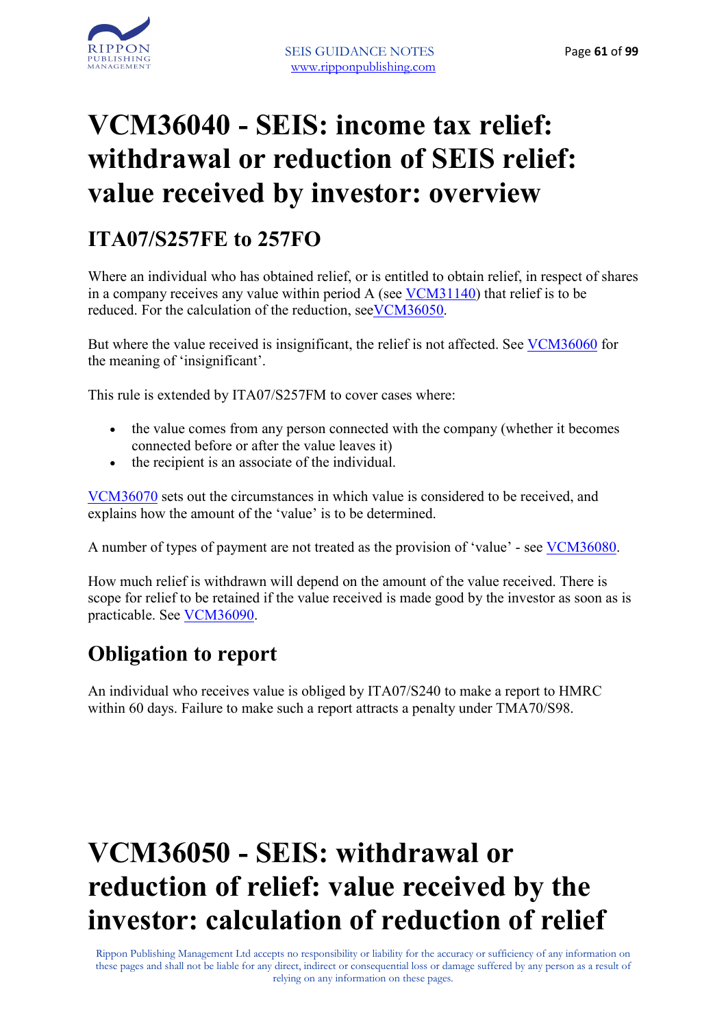# VCM36040 - SEIS: income tax relief: withdrawal or reduction of SEIS relief: value received by investor: overview

## ITA07/S257FE to 257FO

Where an individual who has obtained relief, or is entitled to obtain relief, in respect of shares in a company receives any value within period A (see VCM31140) that relief is to be reduced. For the calculation of the reduction, seeVCM36050.

But where the value received is insignificant, the relief is not affected. See VCM36060 for the meaning of 'insignificant'.

This rule is extended by ITA07/S257FM to cover cases where:

- the value comes from any person connected with the company (whether it becomes connected before or after the value leaves it)
- the recipient is an associate of the individual.

VCM36070 sets out the circumstances in which value is considered to be received, and explains how the amount of the 'value' is to be determined.

A number of types of payment are not treated as the provision of 'value' - see VCM36080.

How much relief is withdrawn will depend on the amount of the value received. There is scope for relief to be retained if the value received is made good by the investor as soon as is practicable. See VCM36090.

## Obligation to report

An individual who receives value is obliged by ITA07/S240 to make a report to HMRC within 60 days. Failure to make such a report attracts a penalty under TMA70/S98.

# VCM36050 - SEIS: withdrawal or reduction of relief: value received by the investor: calculation of reduction of relief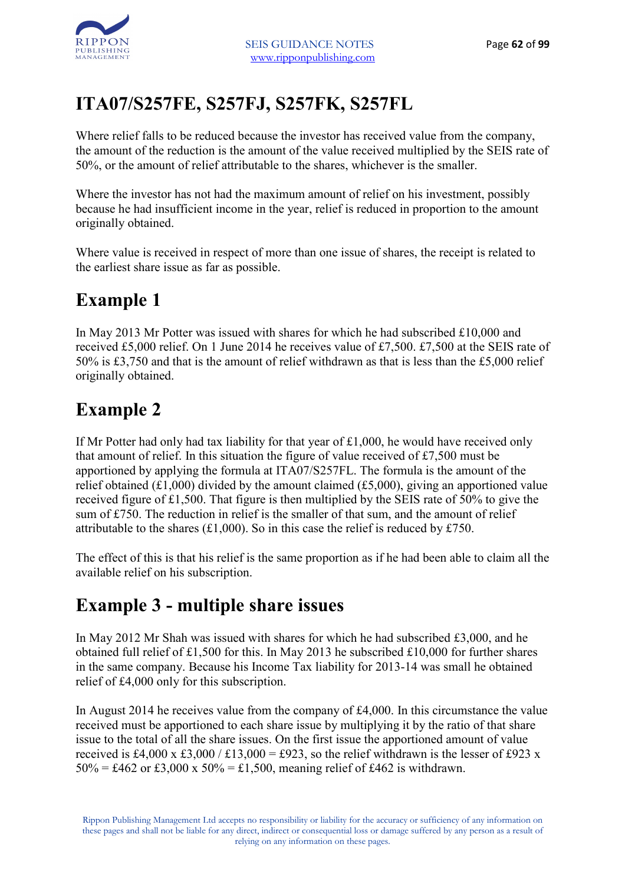# ITA07/S257FE, S257FJ, S257FK, S257FL

Where relief falls to be reduced because the investor has received value from the company, the amount of the reduction is the amount of the value received multiplied by the SEIS rate of 50%, or the amount of relief attributable to the shares, whichever is the smaller.

Where the investor has not had the maximum amount of relief on his investment, possibly because he had insufficient income in the year, relief is reduced in proportion to the amount originally obtained.

Where value is received in respect of more than one issue of shares, the receipt is related to the earliest share issue as far as possible.

## Example 1

In May 2013 Mr Potter was issued with shares for which he had subscribed £10,000 and received £5,000 relief. On 1 June 2014 he receives value of £7,500. £7,500 at the SEIS rate of 50% is £3,750 and that is the amount of relief withdrawn as that is less than the £5,000 relief originally obtained.

## Example 2

If Mr Potter had only had tax liability for that year of £1,000, he would have received only that amount of relief. In this situation the figure of value received of £7,500 must be apportioned by applying the formula at ITA07/S257FL. The formula is the amount of the relief obtained (£1,000) divided by the amount claimed (£5,000), giving an apportioned value received figure of £1,500. That figure is then multiplied by the SEIS rate of 50% to give the sum of £750. The reduction in relief is the smaller of that sum, and the amount of relief attributable to the shares (£1,000). So in this case the relief is reduced by £750.

The effect of this is that his relief is the same proportion as if he had been able to claim all the available relief on his subscription.

## Example 3 - multiple share issues

In May 2012 Mr Shah was issued with shares for which he had subscribed £3,000, and he obtained full relief of £1,500 for this. In May 2013 he subscribed £10,000 for further shares in the same company. Because his Income Tax liability for 2013-14 was small he obtained relief of £4,000 only for this subscription.

In August 2014 he receives value from the company of £4,000. In this circumstance the value received must be apportioned to each share issue by multiplying it by the ratio of that share issue to the total of all the share issues. On the first issue the apportioned amount of value received is £4,000 x £3,000 / £13,000 = £923, so the relief withdrawn is the lesser of £923 x 50% = £462 or £3,000 x 50% = £1,500, meaning relief of £462 is withdrawn.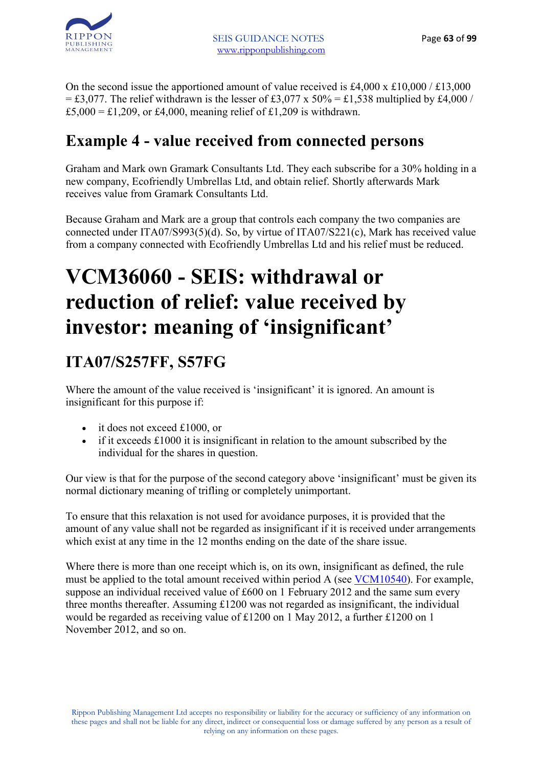On the second issue the apportioned amount of value received is £4,000 x £10,000 / £13,000 = £3,077. The relief withdrawn is the lesser of £3,077 x 50% = £1,538 multiplied by £4,000 / £5,000 = £1,209, or £4,000, meaning relief of £1,209 is withdrawn.

## Example 4 - value received from connected persons

Graham and Mark own Gramark Consultants Ltd. They each subscribe for a 30% holding in a new company, Ecofriendly Umbrellas Ltd, and obtain relief. Shortly afterwards Mark receives value from Gramark Consultants Ltd.

Because Graham and Mark are a group that controls each company the two companies are connected under ITA07/S993(5)(d). So, by virtue of ITA07/S221(c), Mark has received value from a company connected with Ecofriendly Umbrellas Ltd and his relief must be reduced.

# VCM36060 - SEIS: withdrawal or reduction of relief: value received by investor: meaning of 'insignificant'

## ITA07/S257FF, S57FG

Where the amount of the value received is 'insignificant' it is ignored. An amount is insignificant for this purpose if:

- it does not exceed £1000, or
- if it exceeds £1000 it is insignificant in relation to the amount subscribed by the individual for the shares in question.

Our view is that for the purpose of the second category above 'insignificant' must be given its normal dictionary meaning of trifling or completely unimportant.

To ensure that this relaxation is not used for avoidance purposes, it is provided that the amount of any value shall not be regarded as insignificant if it is received under arrangements which exist at any time in the 12 months ending on the date of the share issue.

Where there is more than one receipt which is, on its own, insignificant as defined, the rule must be applied to the total amount received within period A (see VCM10540). For example, suppose an individual received value of £600 on 1 February 2012 and the same sum every three months thereafter. Assuming £1200 was not regarded as insignificant, the individual would be regarded as receiving value of £1200 on 1 May 2012, a further £1200 on 1 November 2012, and so on.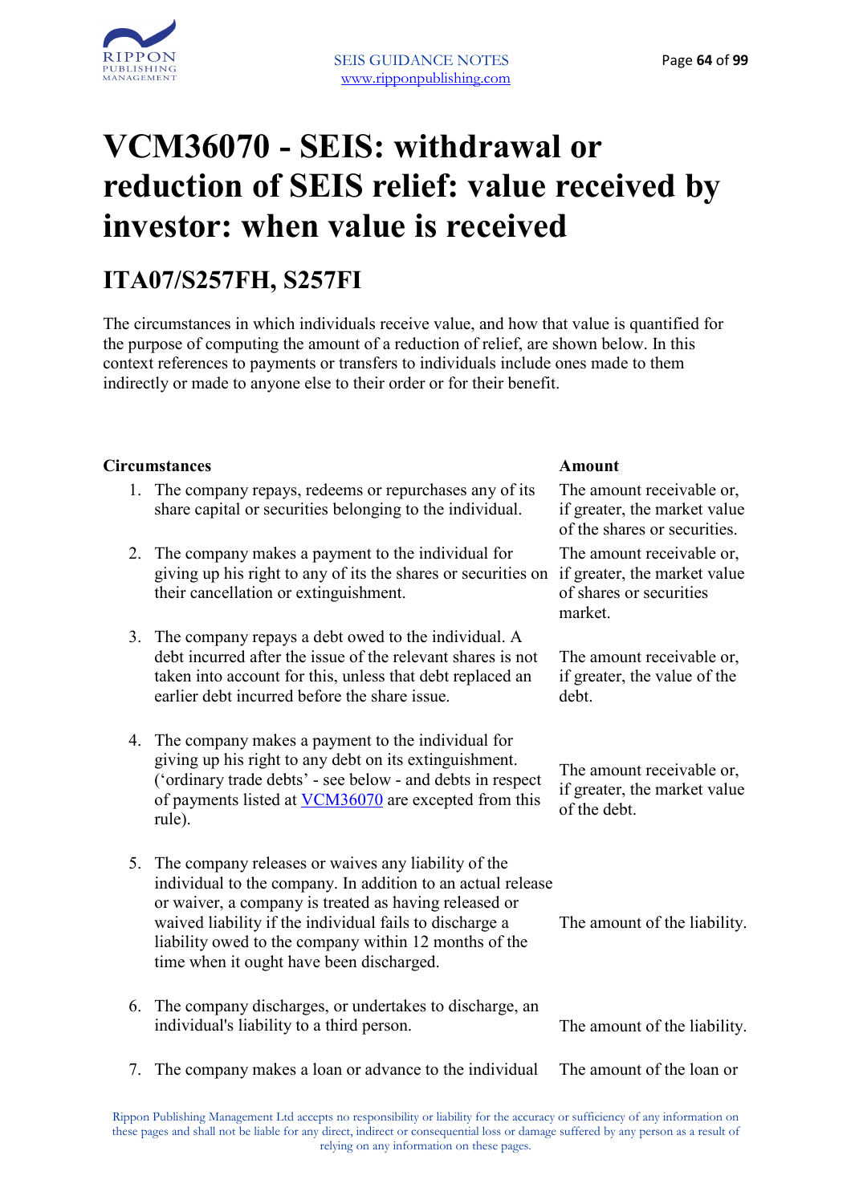# VCM36070 - SEIS: withdrawal or reduction of SEIS relief: value received by investor: when value is received

## ITA07/S257FH, S257FI

The circumstances in which individuals receive value, and how that value is quantified for the purpose of computing the amount of a reduction of relief, are shown below. In this context references to payments or transfers to individuals include ones made to them indirectly or made to anyone else to their order or for their benefit.

| Circumstances | Amount |
|---|---|
| 1. The company repays, redeems or repurchases any of its share capital or securities belonging to the individual. | The amount receivable or, if greater, the market value of the shares or securities. |
| 2. The company makes a payment to the individual for giving up his right to any of its the shares or securities on their cancellation or extinguishment. | The amount receivable or, if greater, the market value of shares or securities market. |
| 3. The company repays a debt owed to the individual. A debt incurred after the issue of the relevant shares is not taken into account for this, unless that debt replaced an earlier debt incurred before the share issue. | The amount receivable or, if greater, the value of the debt. |
| 4. The company makes a payment to the individual for giving up his right to any debt on its extinguishment. ('ordinary trade debts' - see below - and debts in respect of payments listed at [VCM36070]() are excepted from this rule). | The amount receivable or, if greater, the market value of the debt. |
| 5. The company releases or waives any liability of the individual to the company. In addition to an actual release or waiver, a company is treated as having released or waived liability if the individual fails to discharge a liability owed to the company within 12 months of the time when it ought have been discharged. | The amount of the liability. |
| 6. The company discharges, or undertakes to discharge, an individual's liability to a third person. | The amount of the liability. |
| 7. The company makes a loan or advance to the individual | The amount of the loan or |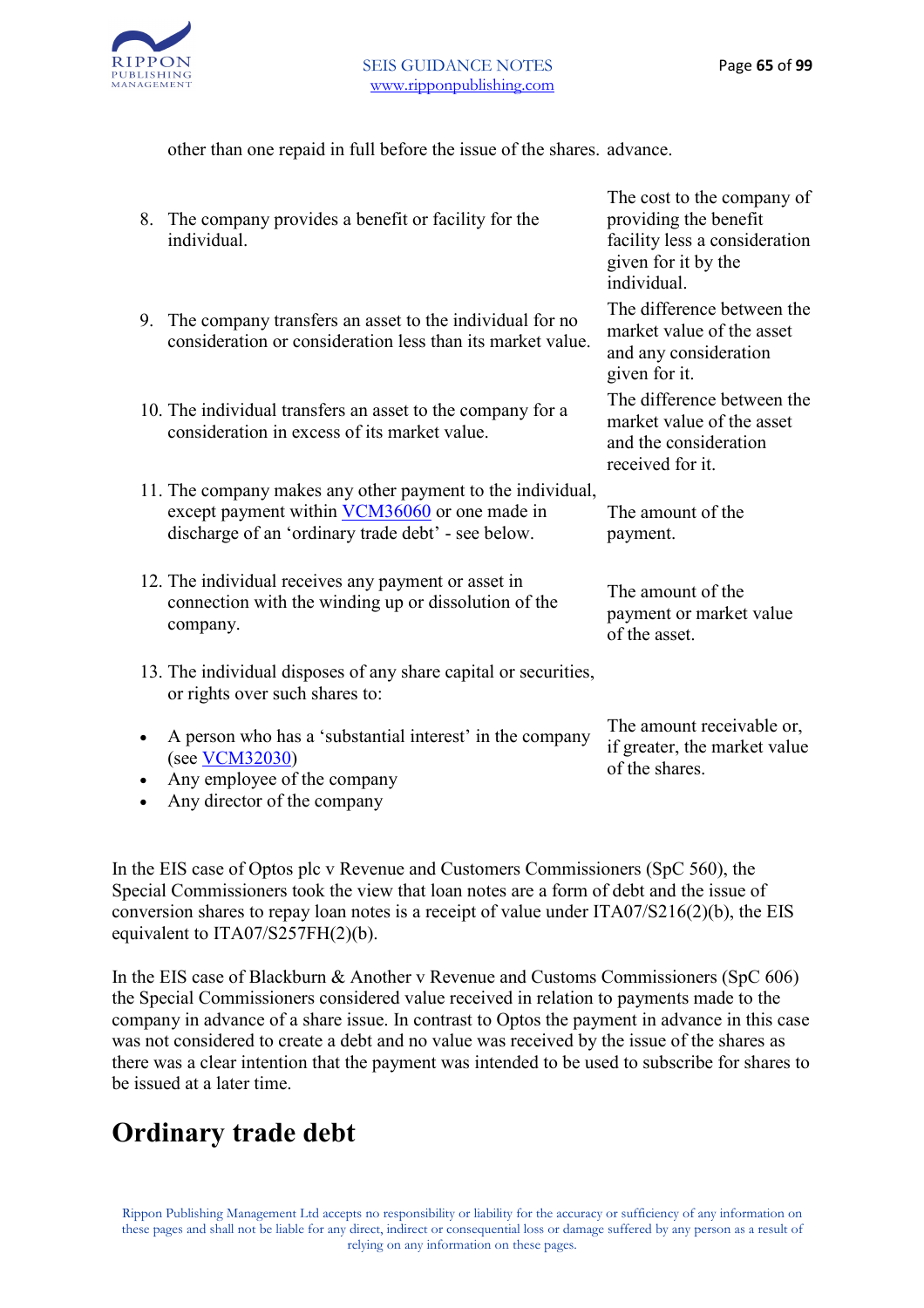| | |
|---|---|
| other than one repaid in full before the issue of the shares. | advance. |
| 8. The company provides a benefit or facility for the individual. | The cost to the company of providing the benefit facility less a consideration given for it by the individual. |
| 9. The company transfers an asset to the individual for no consideration or consideration less than its market value. | The difference between the market value of the asset and any consideration given for it. |
| 10. The individual transfers an asset to the company for a consideration in excess of its market value. | The difference between the market value of the asset and the consideration received for it. |
| 11. The company makes any other payment to the individual, except payment within VCM36060 or one made in discharge of an 'ordinary trade debt' - see below. | The amount of the payment. |
| 12. The individual receives any payment or asset in connection with the winding up or dissolution of the company. | The amount of the payment or market value of the asset. |
| 13. The individual disposes of any share capital or securities, or rights over such shares to:<br>• A person who has a 'substantial interest' in the company (see VCM32030)<br>• Any employee of the company<br>• Any director of the company | The amount receivable or, if greater, the market value of the shares. |

In the EIS case of Optos plc v Revenue and Customers Commissioners (SpC 560), the Special Commissioners took the view that loan notes are a form of debt and the issue of conversion shares to repay loan notes is a receipt of value under ITA07/S216(2)(b), the EIS equivalent to ITA07/S257FH(2)(b).

In the EIS case of Blackburn & Another v Revenue and Customs Commissioners (SpC 606) the Special Commissioners considered value received in relation to payments made to the company in advance of a share issue. In contrast to Optos the payment in advance in this case was not considered to create a debt and no value was received by the issue of the shares as there was a clear intention that the payment was intended to be used to subscribe for shares to be issued at a later time.

# Ordinary trade debt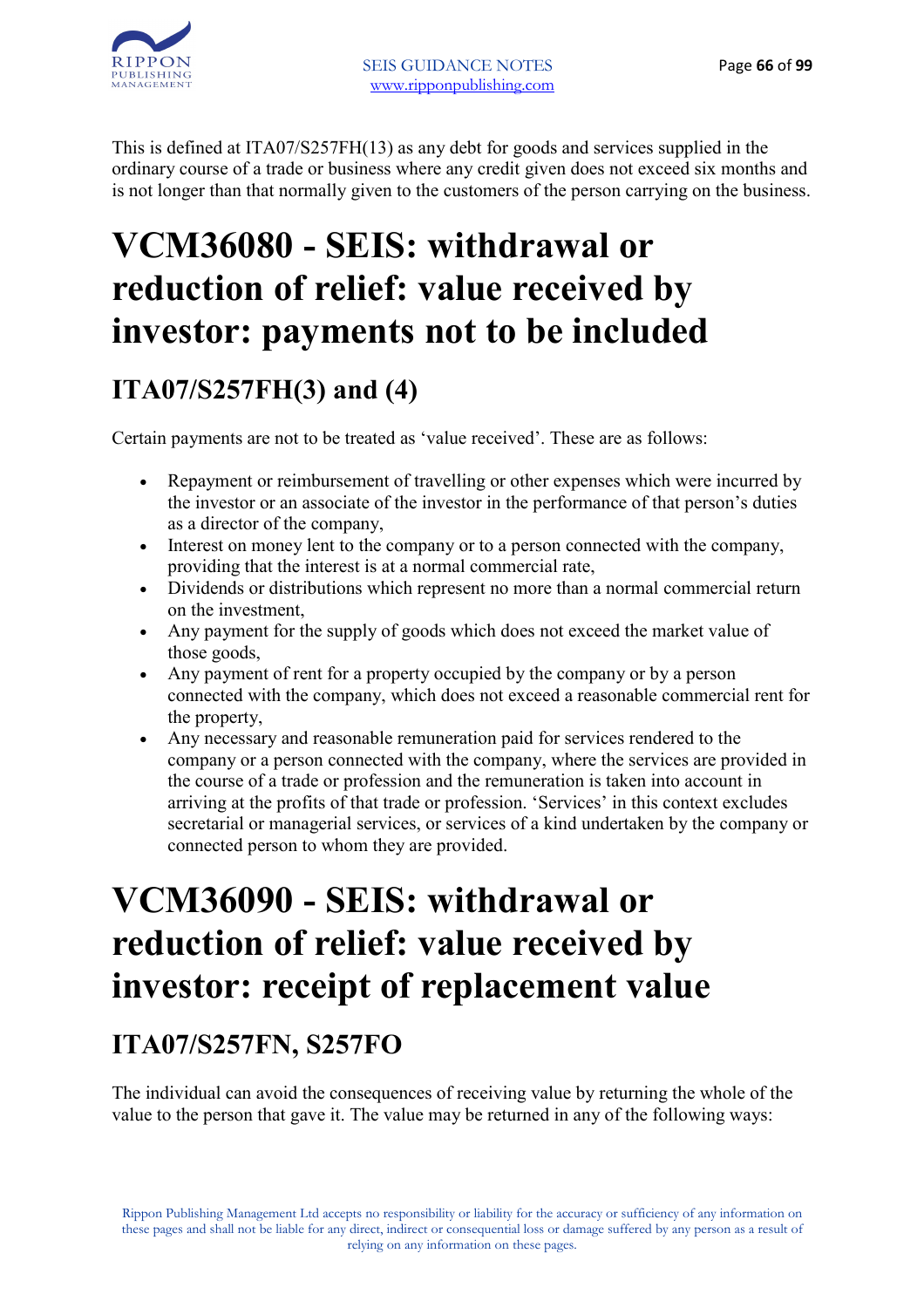This is defined at ITA07/S257FH(13) as any debt for goods and services supplied in the ordinary course of a trade or business where any credit given does not exceed six months and is not longer than that normally given to the customers of the person carrying on the business.

# VCM36080 - SEIS: withdrawal or reduction of relief: value received by investor: payments not to be included

## ITA07/S257FH(3) and (4)

Certain payments are not to be treated as 'value received'. These are as follows:

- Repayment or reimbursement of travelling or other expenses which were incurred by the investor or an associate of the investor in the performance of that person's duties as a director of the company,
- Interest on money lent to the company or to a person connected with the company, providing that the interest is at a normal commercial rate,
- Dividends or distributions which represent no more than a normal commercial return on the investment,
- Any payment for the supply of goods which does not exceed the market value of those goods,
- Any payment of rent for a property occupied by the company or by a person connected with the company, which does not exceed a reasonable commercial rent for the property,
- Any necessary and reasonable remuneration paid for services rendered to the company or a person connected with the company, where the services are provided in the course of a trade or profession and the remuneration is taken into account in arriving at the profits of that trade or profession. 'Services' in this context excludes secretarial or managerial services, or services of a kind undertaken by the company or connected person to whom they are provided.

# VCM36090 - SEIS: withdrawal or reduction of relief: value received by investor: receipt of replacement value

## ITA07/S257FN, S257FO

The individual can avoid the consequences of receiving value by returning the whole of the value to the person that gave it. The value may be returned in any of the following ways: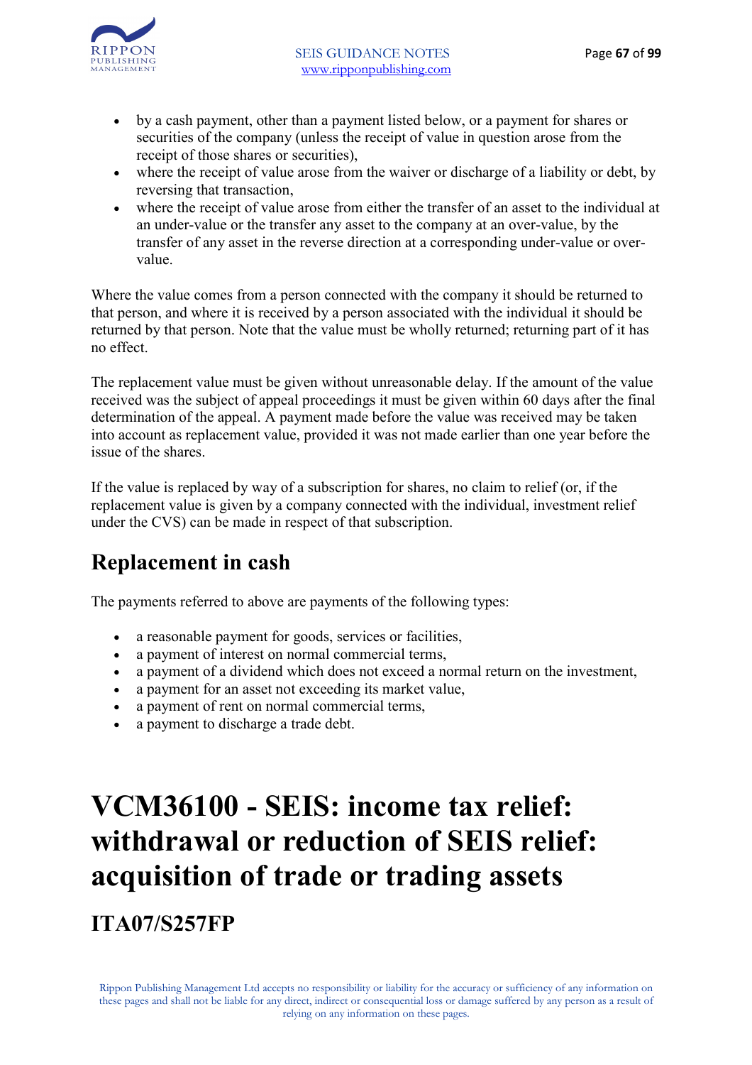- by a cash payment, other than a payment listed below, or a payment for shares or securities of the company (unless the receipt of value in question arose from the receipt of those shares or securities),
- where the receipt of value arose from the waiver or discharge of a liability or debt, by reversing that transaction,
- where the receipt of value arose from either the transfer of an asset to the individual at an under-value or the transfer any asset to the company at an over-value, by the transfer of any asset in the reverse direction at a corresponding under-value or over-value.

Where the value comes from a person connected with the company it should be returned to that person, and where it is received by a person associated with the individual it should be returned by that person. Note that the value must be wholly returned; returning part of it has no effect.

The replacement value must be given without unreasonable delay. If the amount of the value received was the subject of appeal proceedings it must be given within 60 days after the final determination of the appeal. A payment made before the value was received may be taken into account as replacement value, provided it was not made earlier than one year before the issue of the shares.

If the value is replaced by way of a subscription for shares, no claim to relief (or, if the replacement value is given by a company connected with the individual, investment relief under the CVS) can be made in respect of that subscription.

## Replacement in cash

The payments referred to above are payments of the following types:

- a reasonable payment for goods, services or facilities,
- a payment of interest on normal commercial terms,
- a payment of a dividend which does not exceed a normal return on the investment,
- a payment for an asset not exceeding its market value,
- a payment of rent on normal commercial terms,
- a payment to discharge a trade debt.

# VCM36100 - SEIS: income tax relief: withdrawal or reduction of SEIS relief: acquisition of trade or trading assets

## ITA07/S257FP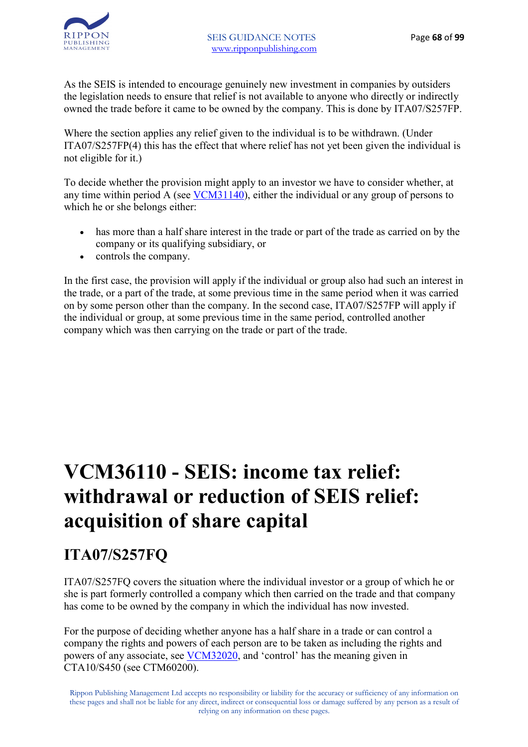As the SEIS is intended to encourage genuinely new investment in companies by outsiders the legislation needs to ensure that relief is not available to anyone who directly or indirectly owned the trade before it came to be owned by the company. This is done by ITA07/S257FP.

Where the section applies any relief given to the individual is to be withdrawn. (Under ITA07/S257FP(4) this has the effect that where relief has not yet been given the individual is not eligible for it.)

To decide whether the provision might apply to an investor we have to consider whether, at any time within period A (see VCM31140), either the individual or any group of persons to which he or she belongs either:

- has more than a half share interest in the trade or part of the trade as carried on by the company or its qualifying subsidiary, or
- controls the company.

In the first case, the provision will apply if the individual or group also had such an interest in the trade, or a part of the trade, at some previous time in the same period when it was carried on by some person other than the company. In the second case, ITA07/S257FP will apply if the individual or group, at some previous time in the same period, controlled another company which was then carrying on the trade or part of the trade.

# VCM36110 - SEIS: income tax relief: withdrawal or reduction of SEIS relief: acquisition of share capital

## ITA07/S257FQ

ITA07/S257FQ covers the situation where the individual investor or a group of which he or she is part formerly controlled a company which then carried on the trade and that company has come to be owned by the company in which the individual has now invested.

For the purpose of deciding whether anyone has a half share in a trade or can control a company the rights and powers of each person are to be taken as including the rights and powers of any associate, see VCM32020, and 'control' has the meaning given in CTA10/S450 (see CTM60200).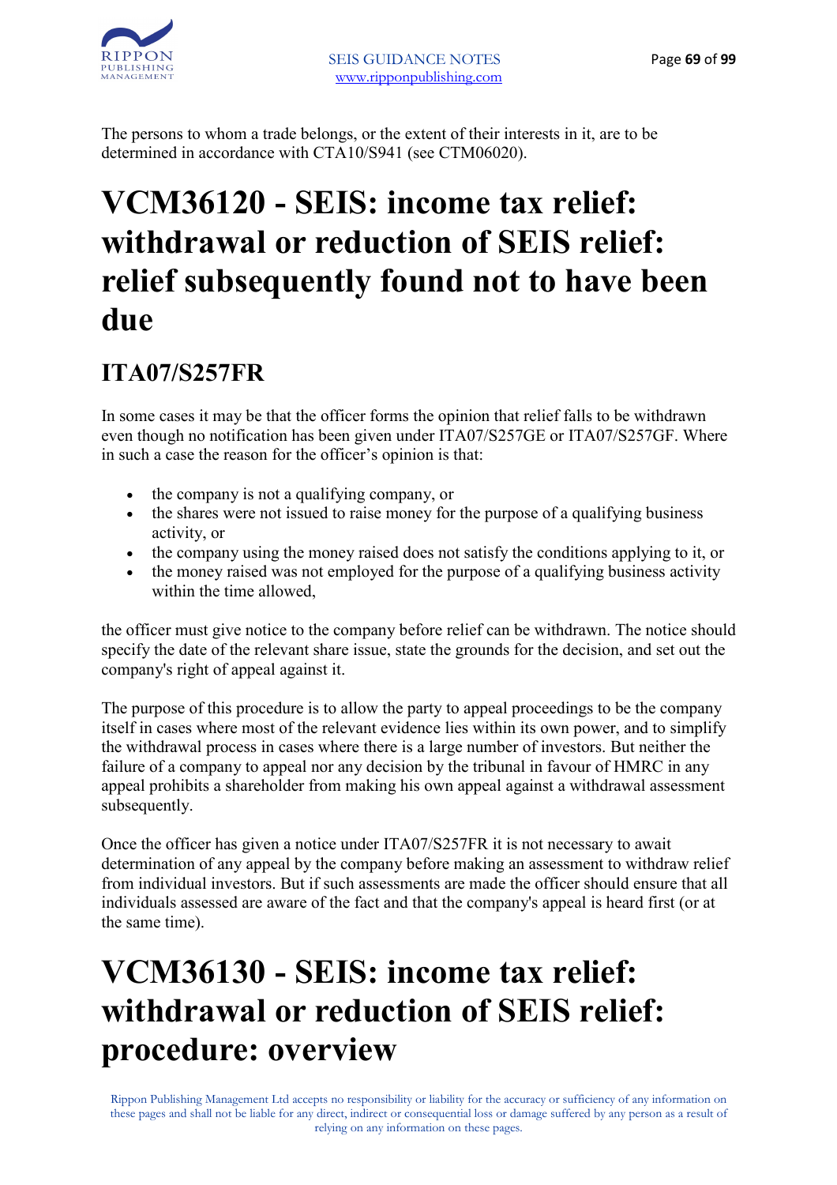The persons to whom a trade belongs, or the extent of their interests in it, are to be determined in accordance with CTA10/S941 (see CTM06020).

# VCM36120 - SEIS: income tax relief: withdrawal or reduction of SEIS relief: relief subsequently found not to have been due

## ITA07/S257FR

In some cases it may be that the officer forms the opinion that relief falls to be withdrawn even though no notification has been given under ITA07/S257GE or ITA07/S257GF. Where in such a case the reason for the officer's opinion is that:

- the company is not a qualifying company, or
- the shares were not issued to raise money for the purpose of a qualifying business activity, or
- the company using the money raised does not satisfy the conditions applying to it, or
- the money raised was not employed for the purpose of a qualifying business activity within the time allowed,

the officer must give notice to the company before relief can be withdrawn. The notice should specify the date of the relevant share issue, state the grounds for the decision, and set out the company's right of appeal against it.

The purpose of this procedure is to allow the party to appeal proceedings to be the company itself in cases where most of the relevant evidence lies within its own power, and to simplify the withdrawal process in cases where there is a large number of investors. But neither the failure of a company to appeal nor any decision by the tribunal in favour of HMRC in any appeal prohibits a shareholder from making his own appeal against a withdrawal assessment subsequently.

Once the officer has given a notice under ITA07/S257FR it is not necessary to await determination of any appeal by the company before making an assessment to withdraw relief from individual investors. But if such assessments are made the officer should ensure that all individuals assessed are aware of the fact and that the company's appeal is heard first (or at the same time).

# VCM36130 - SEIS: income tax relief: withdrawal or reduction of SEIS relief: procedure: overview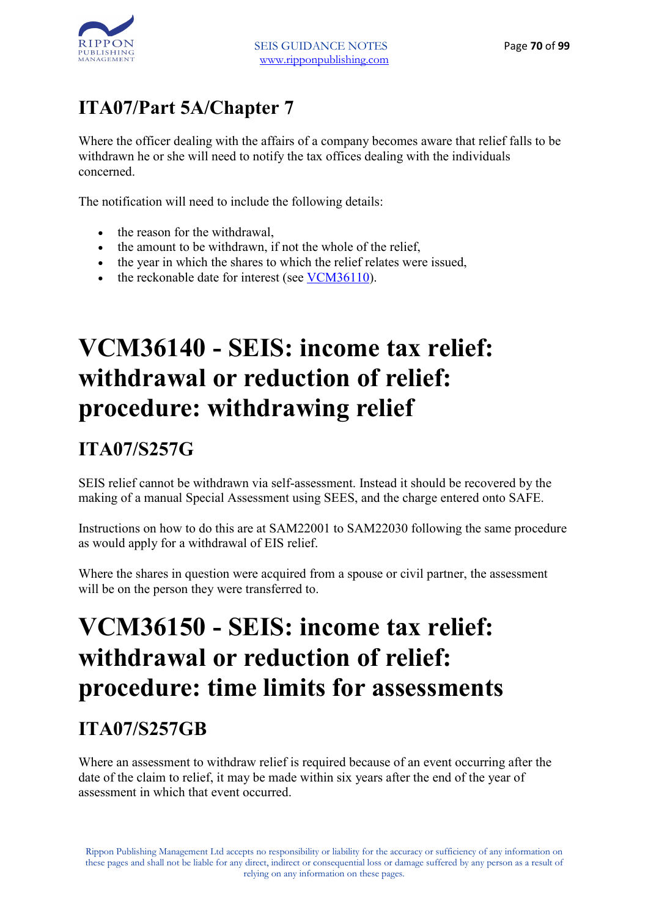## ITA07/Part 5A/Chapter 7

Where the officer dealing with the affairs of a company becomes aware that relief falls to be withdrawn he or she will need to notify the tax offices dealing with the individuals concerned.

The notification will need to include the following details:

- the reason for the withdrawal,
- the amount to be withdrawn, if not the whole of the relief,
- the year in which the shares to which the relief relates were issued,
- the reckonable date for interest (see VCM36110).

# VCM36140 - SEIS: income tax relief: withdrawal or reduction of relief: procedure: withdrawing relief

## ITA07/S257G

SEIS relief cannot be withdrawn via self-assessment. Instead it should be recovered by the making of a manual Special Assessment using SEES, and the charge entered onto SAFE.

Instructions on how to do this are at SAM22001 to SAM22030 following the same procedure as would apply for a withdrawal of EIS relief.

Where the shares in question were acquired from a spouse or civil partner, the assessment will be on the person they were transferred to.

# VCM36150 - SEIS: income tax relief: withdrawal or reduction of relief: procedure: time limits for assessments

## ITA07/S257GB

Where an assessment to withdraw relief is required because of an event occurring after the date of the claim to relief, it may be made within six years after the end of the year of assessment in which that event occurred.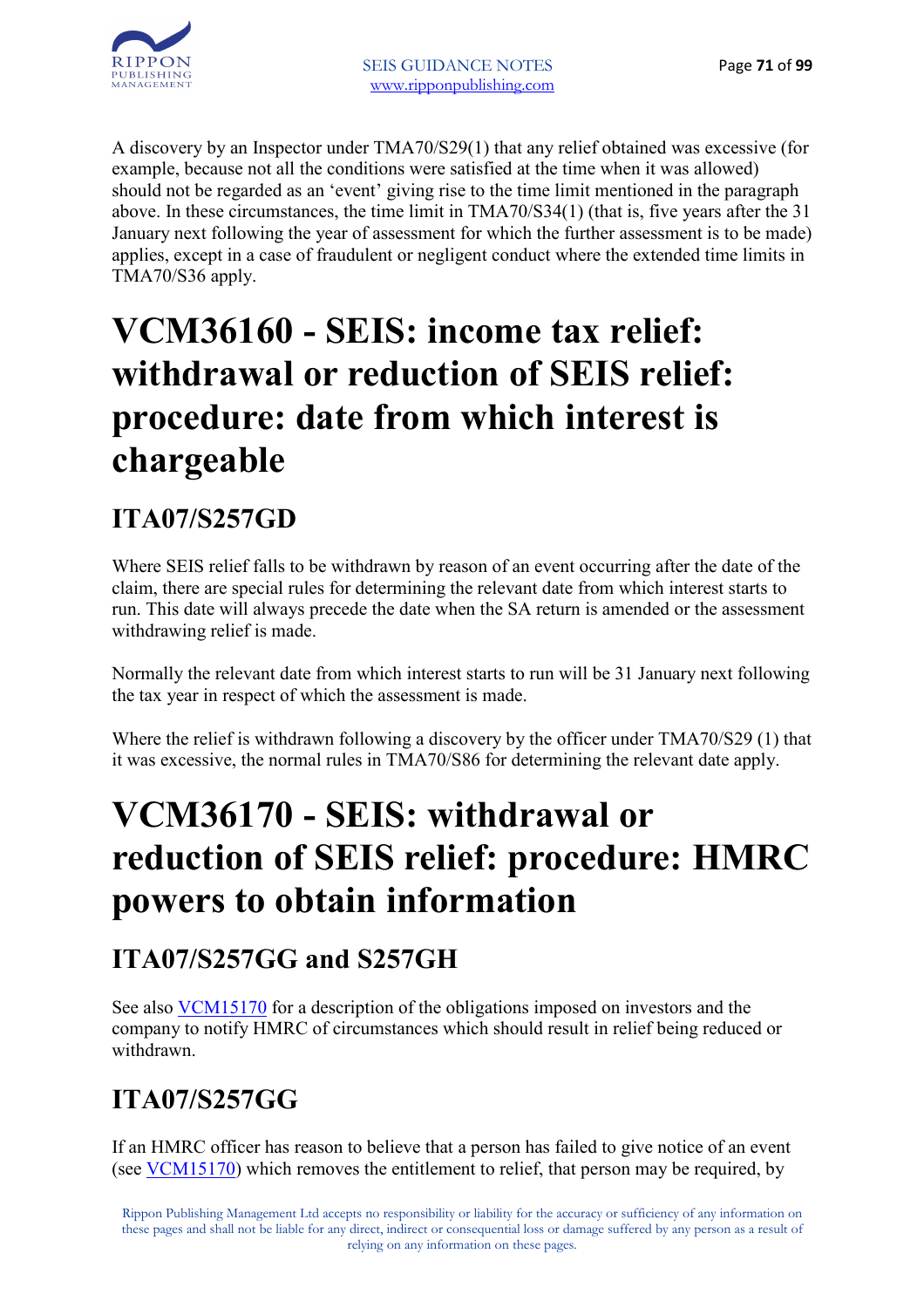A discovery by an Inspector under TMA70/S29(1) that any relief obtained was excessive (for example, because not all the conditions were satisfied at the time when it was allowed) should not be regarded as an 'event' giving rise to the time limit mentioned in the paragraph above. In these circumstances, the time limit in TMA70/S34(1) (that is, five years after the 31 January next following the year of assessment for which the further assessment is to be made) applies, except in a case of fraudulent or negligent conduct where the extended time limits in TMA70/S36 apply.

# VCM36160 - SEIS: income tax relief: withdrawal or reduction of SEIS relief: procedure: date from which interest is chargeable

## ITA07/S257GD

Where SEIS relief falls to be withdrawn by reason of an event occurring after the date of the claim, there are special rules for determining the relevant date from which interest starts to run. This date will always precede the date when the SA return is amended or the assessment withdrawing relief is made.

Normally the relevant date from which interest starts to run will be 31 January next following the tax year in respect of which the assessment is made.

Where the relief is withdrawn following a discovery by the officer under TMA70/S29 (1) that it was excessive, the normal rules in TMA70/S86 for determining the relevant date apply.

# VCM36170 - SEIS: withdrawal or reduction of SEIS relief: procedure: HMRC powers to obtain information

## ITA07/S257GG and S257GH

See also VCM15170 for a description of the obligations imposed on investors and the company to notify HMRC of circumstances which should result in relief being reduced or withdrawn.

## ITA07/S257GG

If an HMRC officer has reason to believe that a person has failed to give notice of an event (see VCM15170) which removes the entitlement to relief, that person may be required, by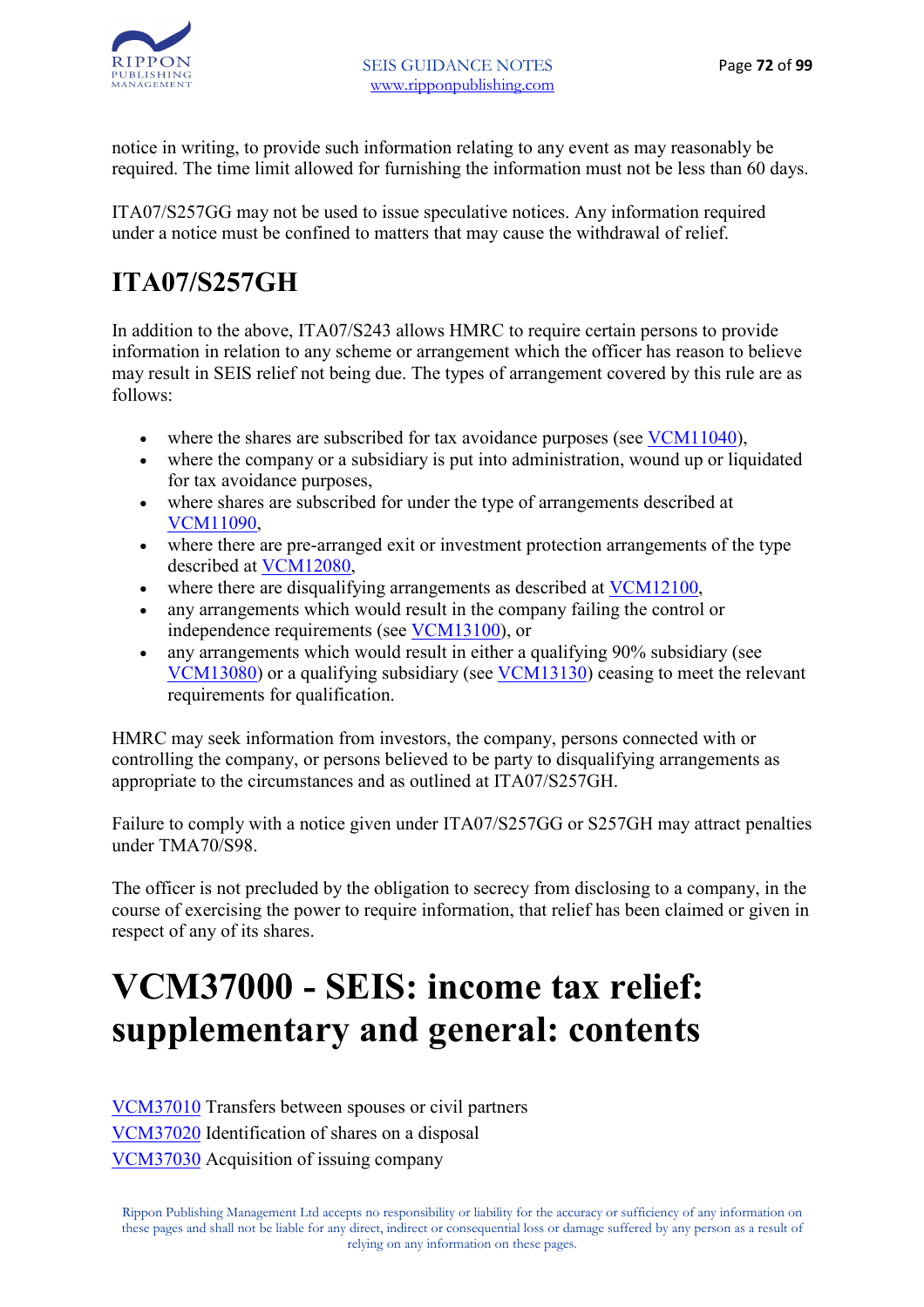notice in writing, to provide such information relating to any event as may reasonably be required. The time limit allowed for furnishing the information must not be less than 60 days.

ITA07/S257GG may not be used to issue speculative notices. Any information required under a notice must be confined to matters that may cause the withdrawal of relief.

## ITA07/S257GH

In addition to the above, ITA07/S243 allows HMRC to require certain persons to provide information in relation to any scheme or arrangement which the officer has reason to believe may result in SEIS relief not being due. The types of arrangement covered by this rule are as follows:

- where the shares are subscribed for tax avoidance purposes (see VCM11040),
- where the company or a subsidiary is put into administration, wound up or liquidated for tax avoidance purposes,
- where shares are subscribed for under the type of arrangements described at VCM11090,
- where there are pre-arranged exit or investment protection arrangements of the type described at VCM12080,
- where there are disqualifying arrangements as described at VCM12100,
- any arrangements which would result in the company failing the control or independence requirements (see VCM13100), or
- any arrangements which would result in either a qualifying 90% subsidiary (see VCM13080) or a qualifying subsidiary (see VCM13130) ceasing to meet the relevant requirements for qualification.

HMRC may seek information from investors, the company, persons connected with or controlling the company, or persons believed to be party to disqualifying arrangements as appropriate to the circumstances and as outlined at ITA07/S257GH.

Failure to comply with a notice given under ITA07/S257GG or S257GH may attract penalties under TMA70/S98.

The officer is not precluded by the obligation to secrecy from disclosing to a company, in the course of exercising the power to require information, that relief has been claimed or given in respect of any of its shares.

# VCM37000 - SEIS: income tax relief: supplementary and general: contents

VCM37010 Transfers between spouses or civil partners
VCM37020 Identification of shares on a disposal
VCM37030 Acquisition of issuing company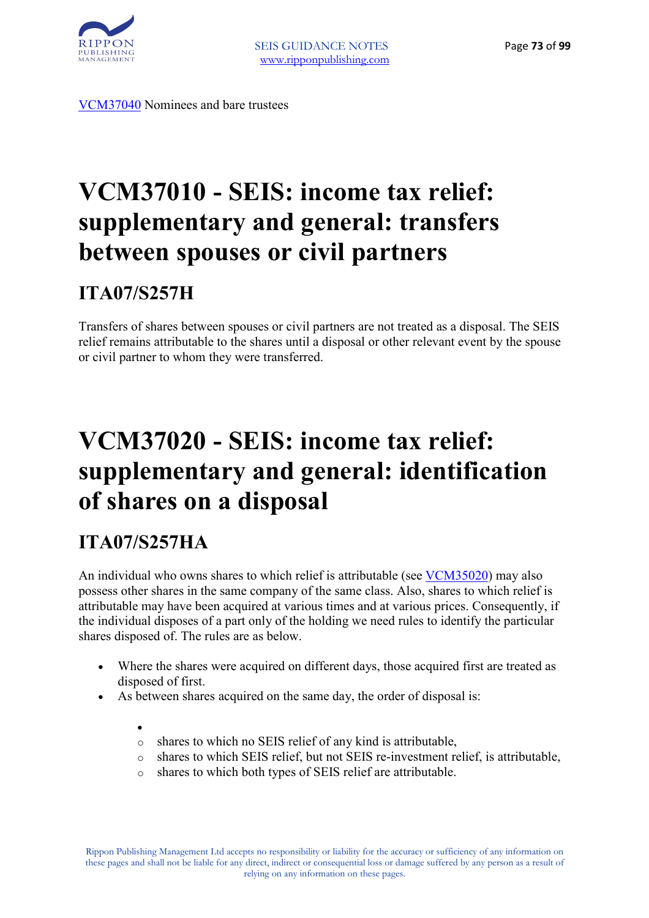[VCM37040](VCM37040) Nominees and bare trustees

# VCM37010 - SEIS: income tax relief: supplementary and general: transfers between spouses or civil partners

## ITA07/S257H

Transfers of shares between spouses or civil partners are not treated as a disposal. The SEIS relief remains attributable to the shares until a disposal or other relevant event by the spouse or civil partner to whom they were transferred.

# VCM37020 - SEIS: income tax relief: supplementary and general: identification of shares on a disposal

## ITA07/S257HA

An individual who owns shares to which relief is attributable (see VCM35020) may also possess other shares in the same company of the same class. Also, shares to which relief is attributable may have been acquired at various times and at various prices. Consequently, if the individual disposes of a part only of the holding we need rules to identify the particular shares disposed of. The rules are as below.

- Where the shares were acquired on different days, those acquired first are treated as disposed of first.
- As between shares acquired on the same day, the order of disposal is:
    - shares to which no SEIS relief of any kind is attributable,
    - shares to which SEIS relief, but not SEIS re-investment relief, is attributable,
    - shares to which both types of SEIS relief are attributable.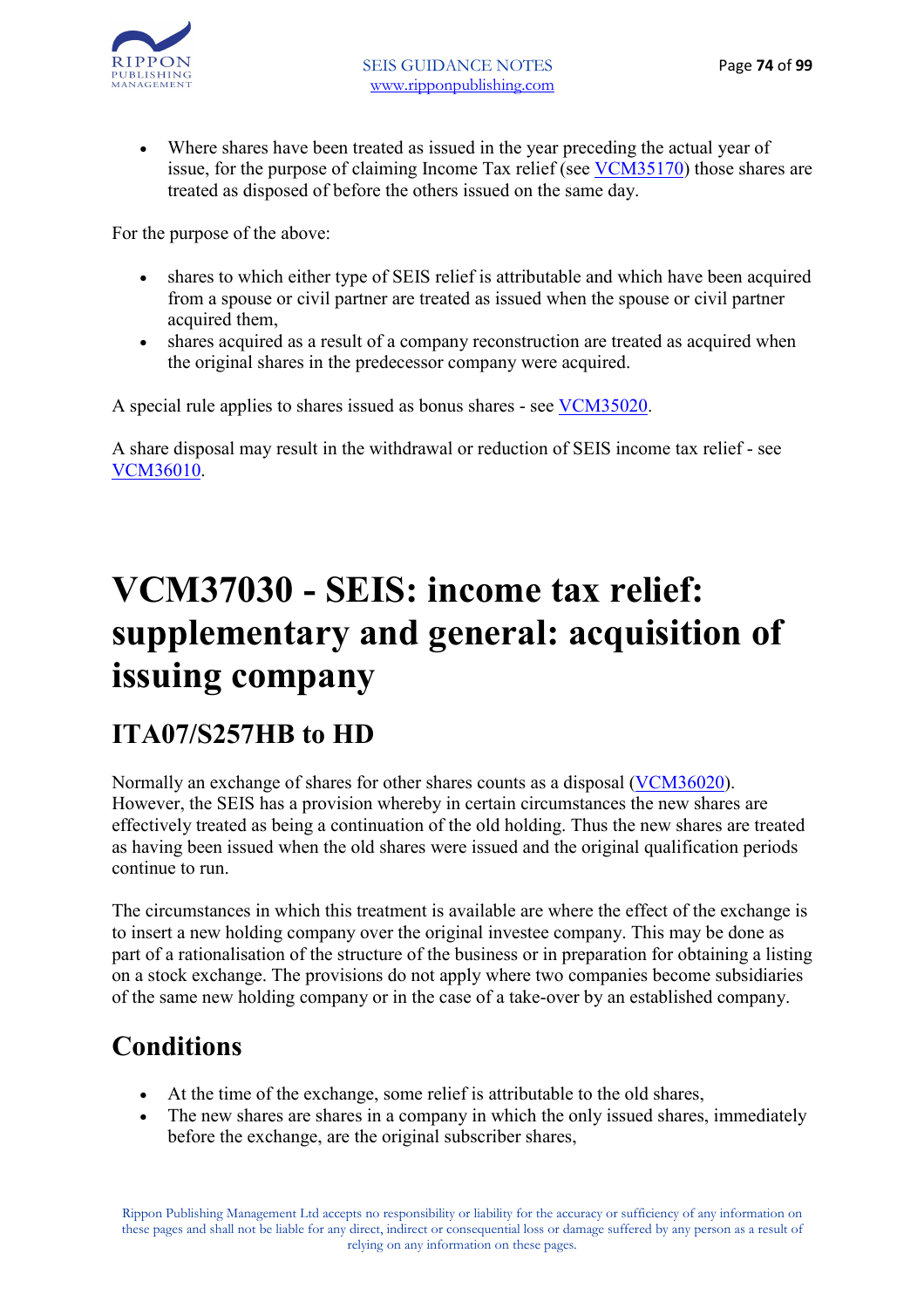- Where shares have been treated as issued in the year preceding the actual year of issue, for the purpose of claiming Income Tax relief (see VCM35170) those shares are treated as disposed of before the others issued on the same day.

For the purpose of the above:

- shares to which either type of SEIS relief is attributable and which have been acquired from a spouse or civil partner are treated as issued when the spouse or civil partner acquired them,
- shares acquired as a result of a company reconstruction are treated as acquired when the original shares in the predecessor company were acquired.

A special rule applies to shares issued as bonus shares - see VCM35020.

A share disposal may result in the withdrawal or reduction of SEIS income tax relief - see VCM36010.

# VCM37030 - SEIS: income tax relief: supplementary and general: acquisition of issuing company

## ITA07/S257HB to HD

Normally an exchange of shares for other shares counts as a disposal (VCM36020). However, the SEIS has a provision whereby in certain circumstances the new shares are effectively treated as being a continuation of the old holding. Thus the new shares are treated as having been issued when the old shares were issued and the original qualification periods continue to run.

The circumstances in which this treatment is available are where the effect of the exchange is to insert a new holding company over the original investee company. This may be done as part of a rationalisation of the structure of the business or in preparation for obtaining a listing on a stock exchange. The provisions do not apply where two companies become subsidiaries of the same new holding company or in the case of a take-over by an established company.

## Conditions

- At the time of the exchange, some relief is attributable to the old shares,
- The new shares are shares in a company in which the only issued shares, immediately before the exchange, are the original subscriber shares,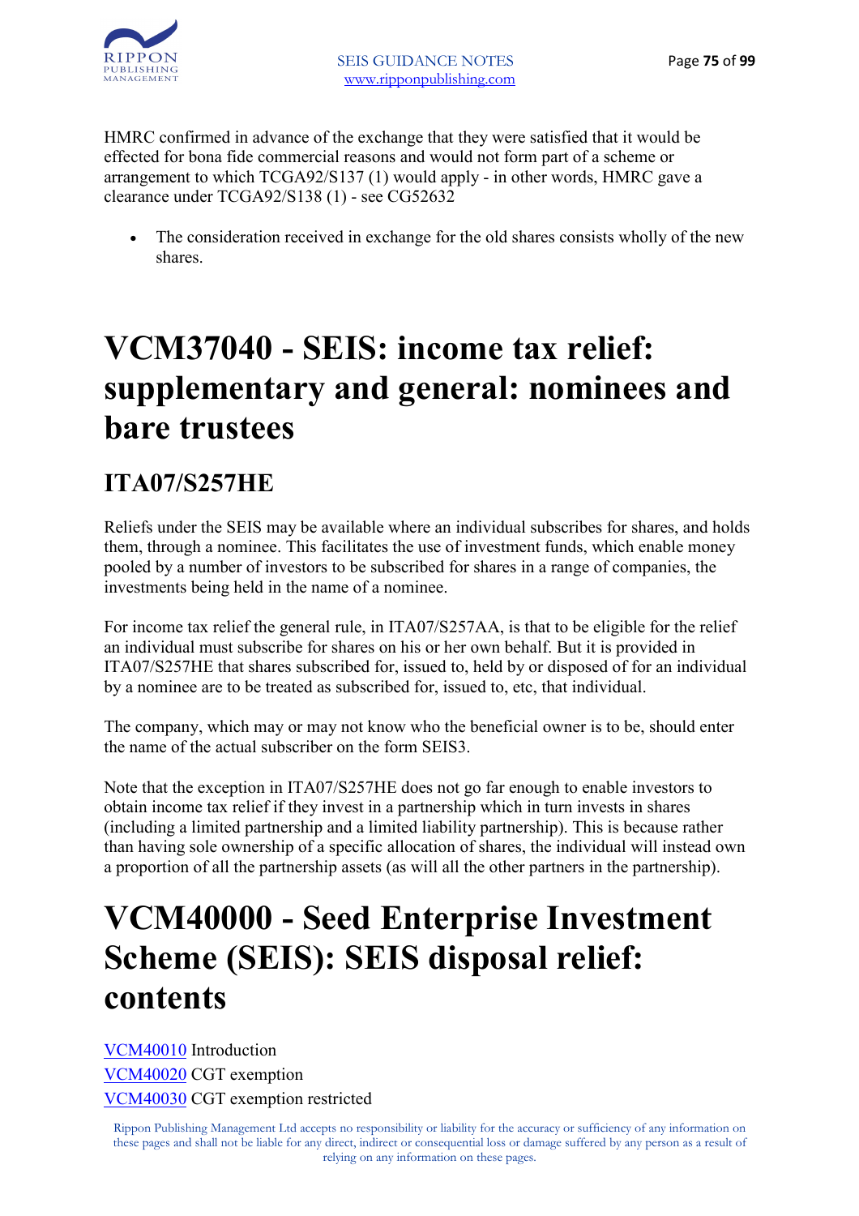HMRC confirmed in advance of the exchange that they were satisfied that it would be effected for bona fide commercial reasons and would not form part of a scheme or arrangement to which TCGA92/S137 (1) would apply - in other words, HMRC gave a clearance under TCGA92/S138 (1) - see CG52632

- The consideration received in exchange for the old shares consists wholly of the new shares.

# VCM37040 - SEIS: income tax relief: supplementary and general: nominees and bare trustees

## ITA07/S257HE

Reliefs under the SEIS may be available where an individual subscribes for shares, and holds them, through a nominee. This facilitates the use of investment funds, which enable money pooled by a number of investors to be subscribed for shares in a range of companies, the investments being held in the name of a nominee.

For income tax relief the general rule, in ITA07/S257AA, is that to be eligible for the relief an individual must subscribe for shares on his or her own behalf. But it is provided in ITA07/S257HE that shares subscribed for, issued to, held by or disposed of for an individual by a nominee are to be treated as subscribed for, issued to, etc, that individual.

The company, which may or may not know who the beneficial owner is to be, should enter the name of the actual subscriber on the form SEIS3.

Note that the exception in ITA07/S257HE does not go far enough to enable investors to obtain income tax relief if they invest in a partnership which in turn invests in shares (including a limited partnership and a limited liability partnership). This is because rather than having sole ownership of a specific allocation of shares, the individual will instead own a proportion of all the partnership assets (as will all the other partners in the partnership).

# VCM40000 - Seed Enterprise Investment Scheme (SEIS): SEIS disposal relief: contents

VCM40010 Introduction
VCM40020 CGT exemption
VCM40030 CGT exemption restricted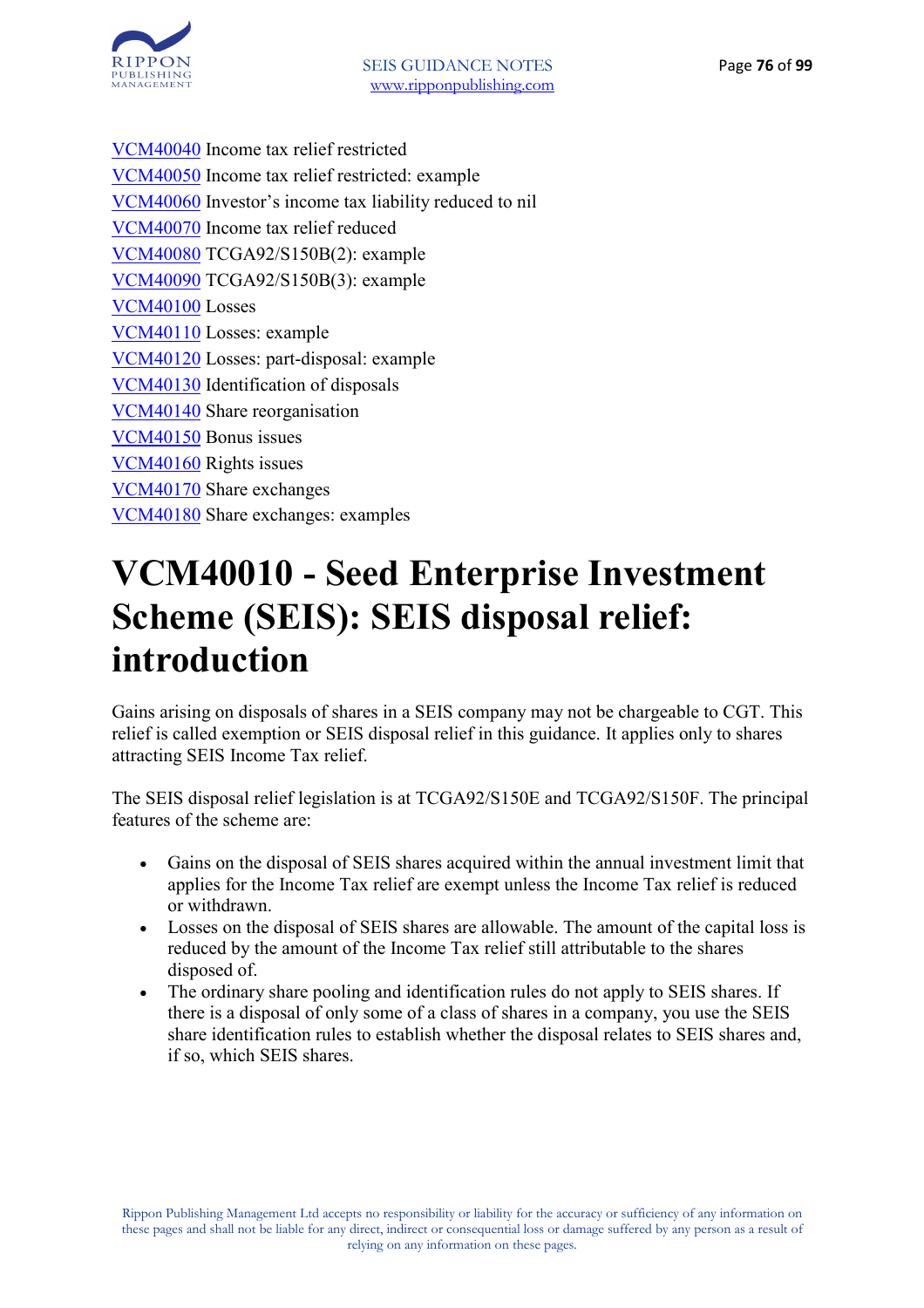VCM40040 Income tax relief restricted
VCM40050 Income tax relief restricted: example
VCM40060 Investor's income tax liability reduced to nil
VCM40070 Income tax relief reduced
VCM40080 TCGA92/S150B(2): example
VCM40090 TCGA92/S150B(3): example
VCM40100 Losses
VCM40110 Losses: example
VCM40120 Losses: part-disposal: example
VCM40130 Identification of disposals
VCM40140 Share reorganisation
VCM40150 Bonus issues
VCM40160 Rights issues
VCM40170 Share exchanges
VCM40180 Share exchanges: examples

# VCM40010 - Seed Enterprise Investment Scheme (SEIS): SEIS disposal relief: introduction

Gains arising on disposals of shares in a SEIS company may not be chargeable to CGT. This relief is called exemption or SEIS disposal relief in this guidance. It applies only to shares attracting SEIS Income Tax relief.

The SEIS disposal relief legislation is at TCGA92/S150E and TCGA92/S150F. The principal features of the scheme are:

- Gains on the disposal of SEIS shares acquired within the annual investment limit that applies for the Income Tax relief are exempt unless the Income Tax relief is reduced or withdrawn.
- Losses on the disposal of SEIS shares are allowable. The amount of the capital loss is reduced by the amount of the Income Tax relief still attributable to the shares disposed of.
- The ordinary share pooling and identification rules do not apply to SEIS shares. If there is a disposal of only some of a class of shares in a company, you use the SEIS share identification rules to establish whether the disposal relates to SEIS shares and, if so, which SEIS shares.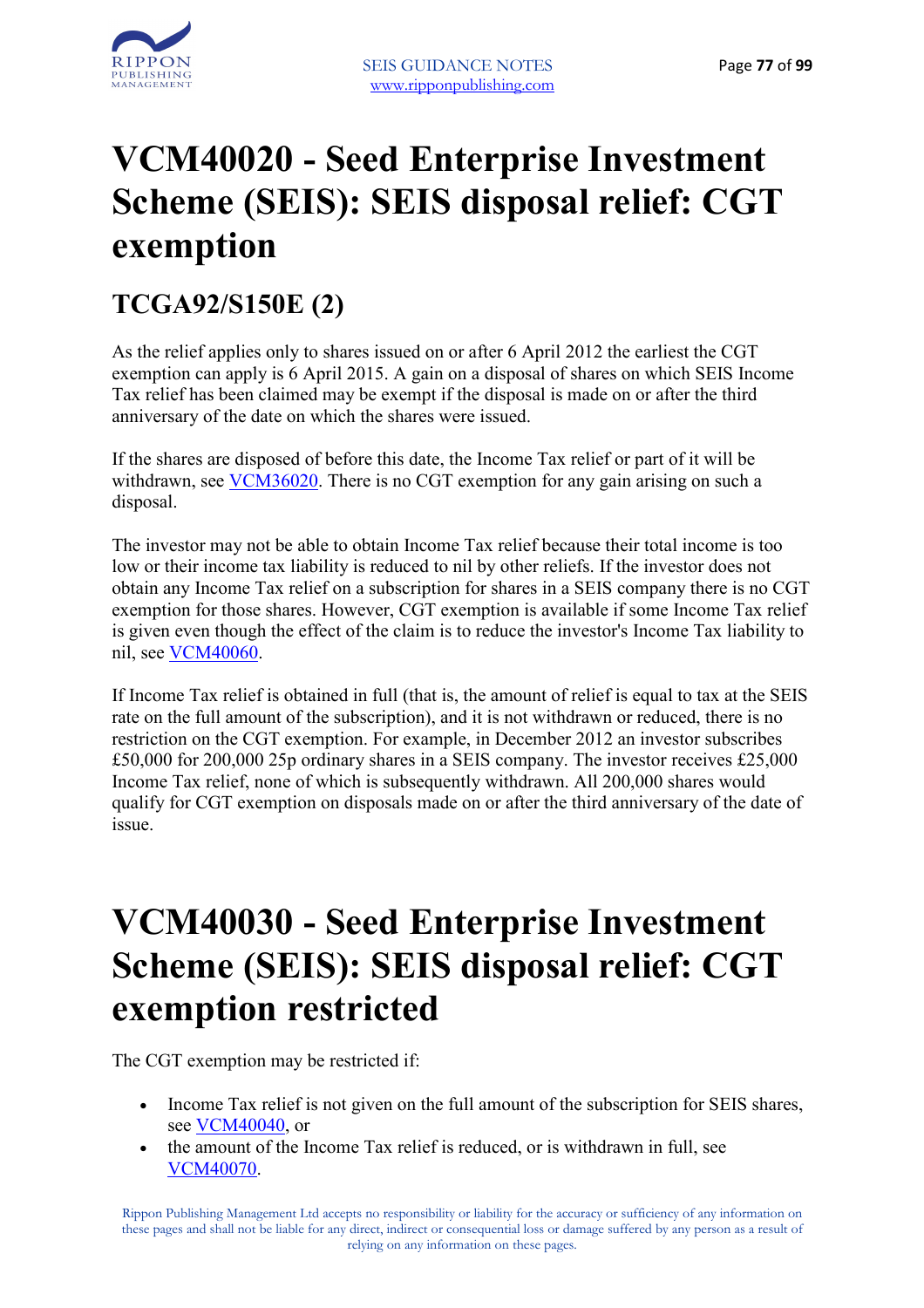# VCM40020 - Seed Enterprise Investment Scheme (SEIS): SEIS disposal relief: CGT exemption

## TCGA92/S150E (2)

As the relief applies only to shares issued on or after 6 April 2012 the earliest the CGT exemption can apply is 6 April 2015. A gain on a disposal of shares on which SEIS Income Tax relief has been claimed may be exempt if the disposal is made on or after the third anniversary of the date on which the shares were issued.

If the shares are disposed of before this date, the Income Tax relief or part of it will be withdrawn, see VCM36020. There is no CGT exemption for any gain arising on such a disposal.

The investor may not be able to obtain Income Tax relief because their total income is too low or their income tax liability is reduced to nil by other reliefs. If the investor does not obtain any Income Tax relief on a subscription for shares in a SEIS company there is no CGT exemption for those shares. However, CGT exemption is available if some Income Tax relief is given even though the effect of the claim is to reduce the investor's Income Tax liability to nil, see VCM40060.

If Income Tax relief is obtained in full (that is, the amount of relief is equal to tax at the SEIS rate on the full amount of the subscription), and it is not withdrawn or reduced, there is no restriction on the CGT exemption. For example, in December 2012 an investor subscribes £50,000 for 200,000 25p ordinary shares in a SEIS company. The investor receives £25,000 Income Tax relief, none of which is subsequently withdrawn. All 200,000 shares would qualify for CGT exemption on disposals made on or after the third anniversary of the date of issue.

# VCM40030 - Seed Enterprise Investment Scheme (SEIS): SEIS disposal relief: CGT exemption restricted

The CGT exemption may be restricted if:

- Income Tax relief is not given on the full amount of the subscription for SEIS shares, see VCM40040, or
- the amount of the Income Tax relief is reduced, or is withdrawn in full, see VCM40070.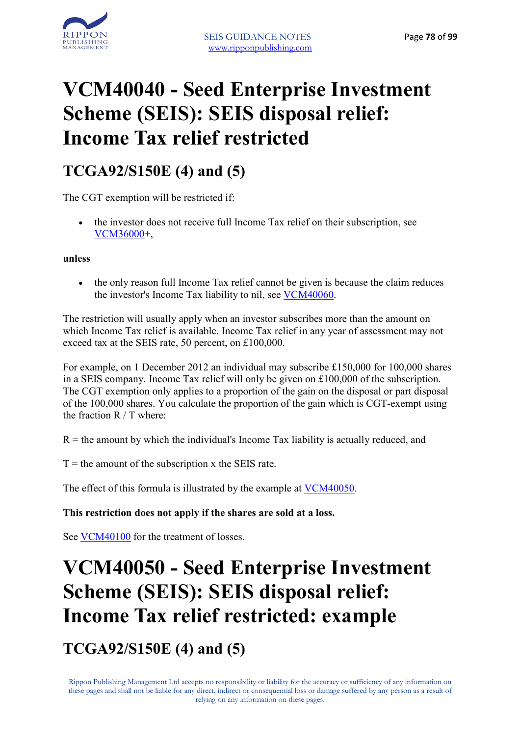# VCM40040 - Seed Enterprise Investment Scheme (SEIS): SEIS disposal relief: Income Tax relief restricted

## TCGA92/S150E (4) and (5)

The CGT exemption will be restricted if:

- the investor does not receive full Income Tax relief on their subscription, see VCM36000+,

**unless**

- the only reason full Income Tax relief cannot be given is because the claim reduces the investor's Income Tax liability to nil, see VCM40060.

The restriction will usually apply when an investor subscribes more than the amount on which Income Tax relief is available. Income Tax relief in any year of assessment may not exceed tax at the SEIS rate, 50 percent, on £100,000.

For example, on 1 December 2012 an individual may subscribe £150,000 for 100,000 shares in a SEIS company. Income Tax relief will only be given on £100,000 of the subscription. The CGT exemption only applies to a proportion of the gain on the disposal or part disposal of the 100,000 shares. You calculate the proportion of the gain which is CGT-exempt using the fraction R / T where:

R = the amount by which the individual's Income Tax liability is actually reduced, and

T = the amount of the subscription x the SEIS rate.

The effect of this formula is illustrated by the example at VCM40050.

**This restriction does not apply if the shares are sold at a loss.**

See VCM40100 for the treatment of losses.

# VCM40050 - Seed Enterprise Investment Scheme (SEIS): SEIS disposal relief: Income Tax relief restricted: example

## TCGA92/S150E (4) and (5)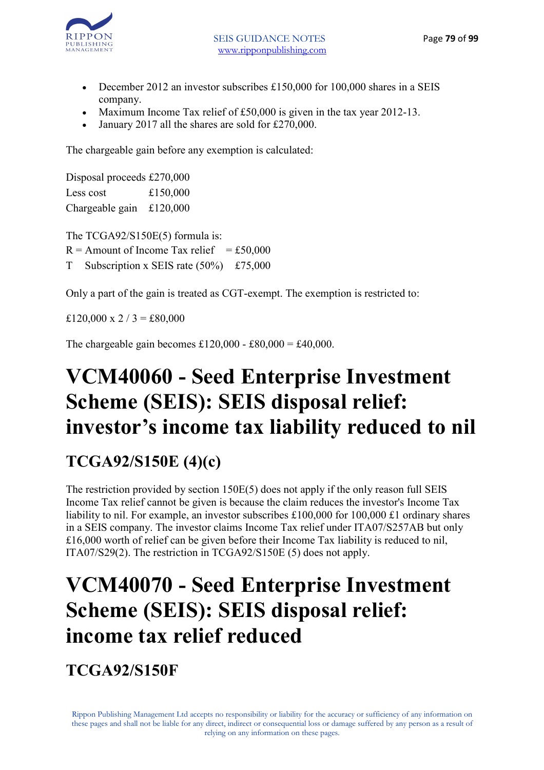- December 2012 an investor subscribes £150,000 for 100,000 shares in a SEIS company.
- Maximum Income Tax relief of £50,000 is given in the tax year 2012-13.
- January 2017 all the shares are sold for £270,000.

The chargeable gain before any exemption is calculated:

| | |
|---|---|
| Disposal proceeds | £270,000 |
| Less cost | £150,000 |
| Chargeable gain | £120,000 |

The TCGA92/S150E(5) formula is:

R = Amount of Income Tax relief = £50,000

T Subscription x SEIS rate (50%) £75,000

Only a part of the gain is treated as CGT-exempt. The exemption is restricted to:

£120,000 x 2 / 3 = £80,000

The chargeable gain becomes £120,000 - £80,000 = £40,000.

# VCM40060 - Seed Enterprise Investment Scheme (SEIS): SEIS disposal relief: investor's income tax liability reduced to nil

## TCGA92/S150E (4)(c)

The restriction provided by section 150E(5) does not apply if the only reason full SEIS Income Tax relief cannot be given is because the claim reduces the investor's Income Tax liability to nil. For example, an investor subscribes £100,000 for 100,000 £1 ordinary shares in a SEIS company. The investor claims Income Tax relief under ITA07/S257AB but only £16,000 worth of relief can be given before their Income Tax liability is reduced to nil, ITA07/S29(2). The restriction in TCGA92/S150E (5) does not apply.

# VCM40070 - Seed Enterprise Investment Scheme (SEIS): SEIS disposal relief: income tax relief reduced

## TCGA92/S150F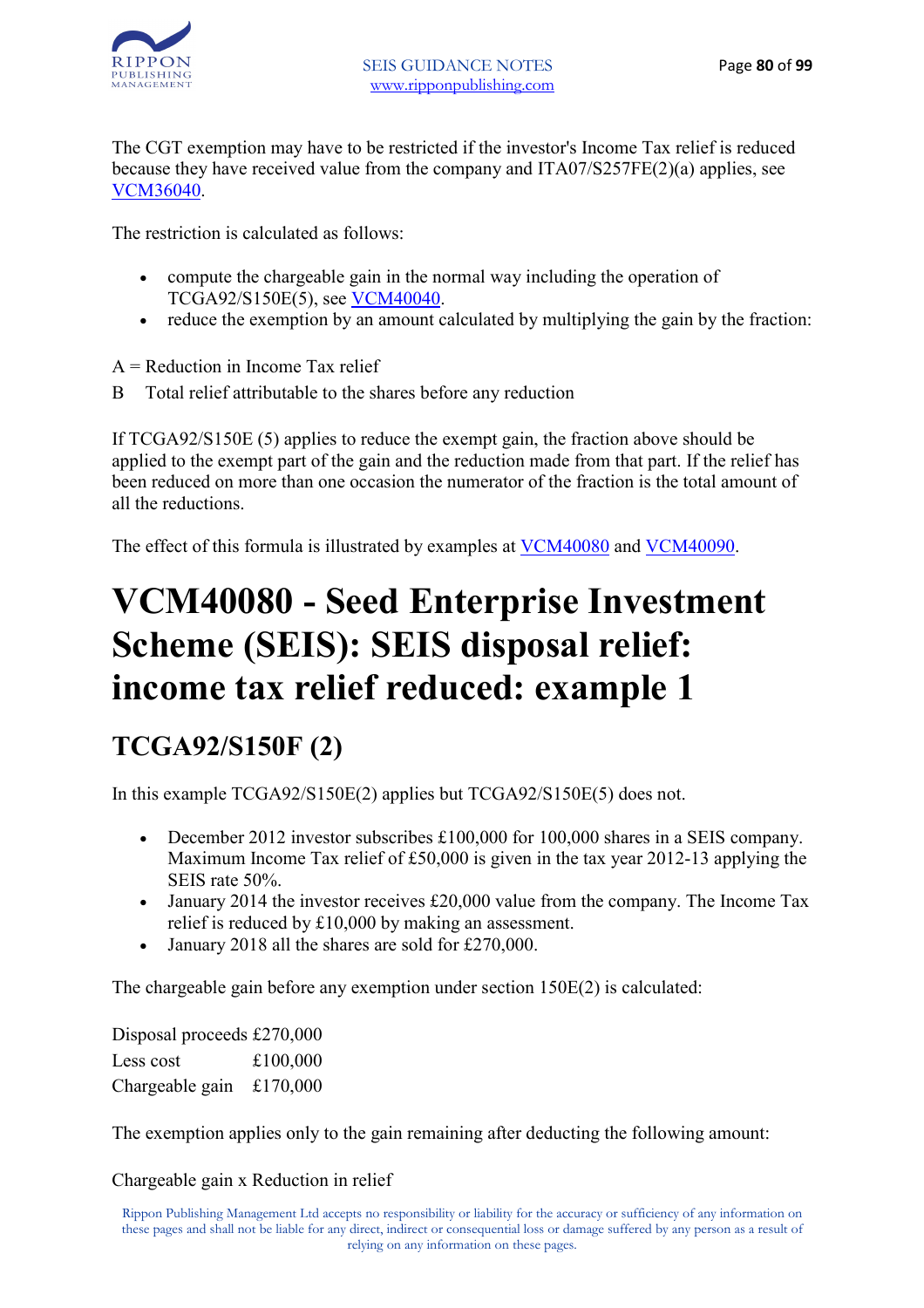The CGT exemption may have to be restricted if the investor's Income Tax relief is reduced because they have received value from the company and ITA07/S257FE(2)(a) applies, see VCM36040.

The restriction is calculated as follows:

- compute the chargeable gain in the normal way including the operation of TCGA92/S150E(5), see VCM40040.
- reduce the exemption by an amount calculated by multiplying the gain by the fraction:

A = Reduction in Income Tax relief

B   Total relief attributable to the shares before any reduction

If TCGA92/S150E (5) applies to reduce the exempt gain, the fraction above should be applied to the exempt part of the gain and the reduction made from that part. If the relief has been reduced on more than one occasion the numerator of the fraction is the total amount of all the reductions.

The effect of this formula is illustrated by examples at VCM40080 and VCM40090.

# VCM40080 - Seed Enterprise Investment Scheme (SEIS): SEIS disposal relief: income tax relief reduced: example 1

## TCGA92/S150F (2)

In this example TCGA92/S150E(2) applies but TCGA92/S150E(5) does not.

- December 2012 investor subscribes £100,000 for 100,000 shares in a SEIS company. Maximum Income Tax relief of £50,000 is given in the tax year 2012-13 applying the SEIS rate 50%.
- January 2014 the investor receives £20,000 value from the company. The Income Tax relief is reduced by £10,000 by making an assessment.
- January 2018 all the shares are sold for £270,000.

The chargeable gain before any exemption under section 150E(2) is calculated:

| | |
|---|---|
| Disposal proceeds | £270,000 |
| Less cost | £100,000 |
| Chargeable gain | £170,000 |

The exemption applies only to the gain remaining after deducting the following amount:

Chargeable gain x Reduction in relief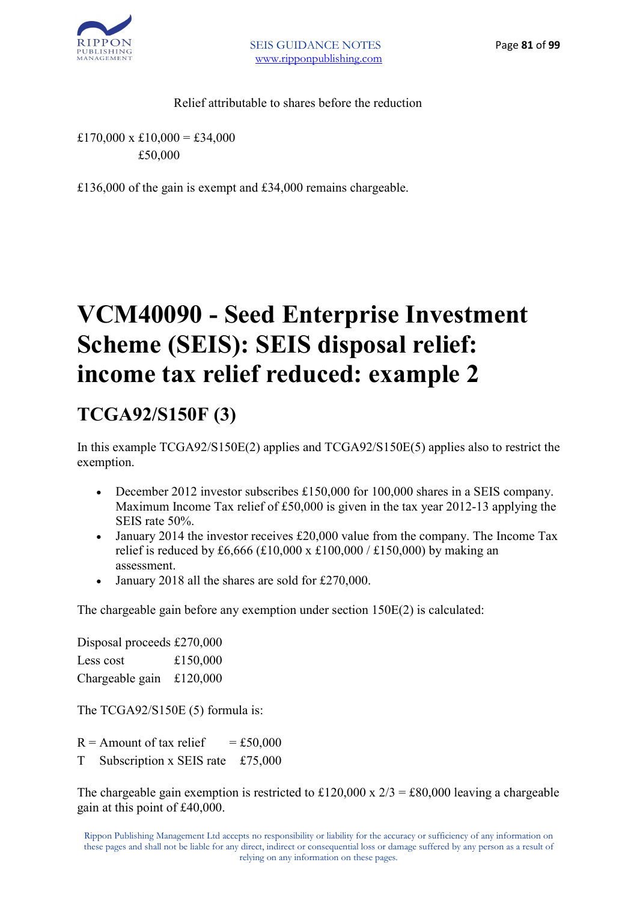Relief attributable to shares before the reduction

£170,000 x £10,000 = £34,000
£50,000

£136,000 of the gain is exempt and £34,000 remains chargeable.

# VCM40090 - Seed Enterprise Investment Scheme (SEIS): SEIS disposal relief: income tax relief reduced: example 2

## TCGA92/S150F (3)

In this example TCGA92/S150E(2) applies and TCGA92/S150E(5) applies also to restrict the exemption.

- December 2012 investor subscribes £150,000 for 100,000 shares in a SEIS company. Maximum Income Tax relief of £50,000 is given in the tax year 2012-13 applying the SEIS rate 50%.
- January 2014 the investor receives £20,000 value from the company. The Income Tax relief is reduced by £6,666 (£10,000 x £100,000 / £150,000) by making an assessment.
- January 2018 all the shares are sold for £270,000.

The chargeable gain before any exemption under section 150E(2) is calculated:

| | |
|---|---|
| Disposal proceeds | £270,000 |
| Less cost | £150,000 |
| Chargeable gain | £120,000 |

The TCGA92/S150E (5) formula is:

| | |
|---|---|
| R = Amount of tax relief | = £50,000 |
| T Subscription x SEIS rate | £75,000 |

The chargeable gain exemption is restricted to £120,000 x 2/3 = £80,000 leaving a chargeable gain at this point of £40,000.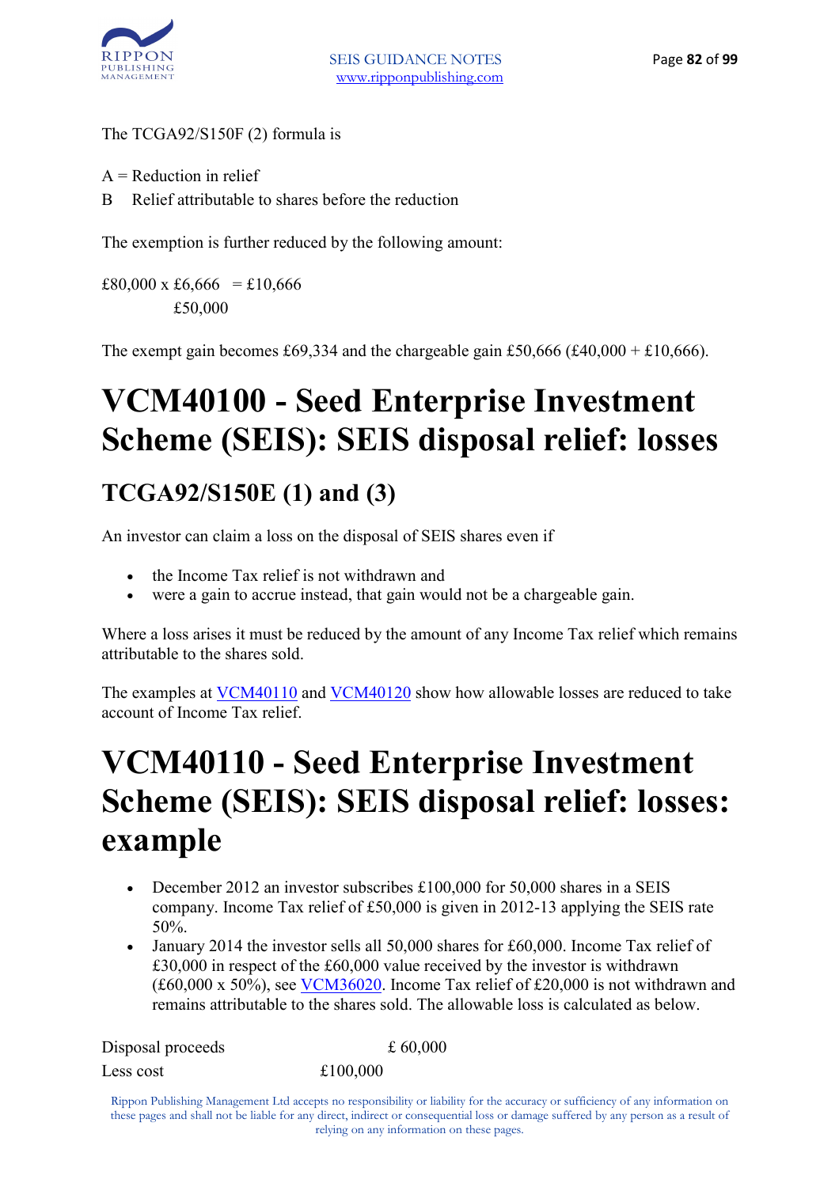The TCGA92/S150F (2) formula is

A = Reduction in relief
B  Relief attributable to shares before the reduction

The exemption is further reduced by the following amount:

$$\frac{£80,000 \times £6,666}{£50,000} = £10,666$$

The exempt gain becomes £69,334 and the chargeable gain £50,666 (£40,000 + £10,666).

# VCM40100 - Seed Enterprise Investment Scheme (SEIS): SEIS disposal relief: losses

## TCGA92/S150E (1) and (3)

An investor can claim a loss on the disposal of SEIS shares even if

- the Income Tax relief is not withdrawn and
- were a gain to accrue instead, that gain would not be a chargeable gain.

Where a loss arises it must be reduced by the amount of any Income Tax relief which remains attributable to the shares sold.

The examples at VCM40110 and VCM40120 show how allowable losses are reduced to take account of Income Tax relief.

# VCM40110 - Seed Enterprise Investment Scheme (SEIS): SEIS disposal relief: losses: example

- December 2012 an investor subscribes £100,000 for 50,000 shares in a SEIS company. Income Tax relief of £50,000 is given in 2012-13 applying the SEIS rate 50%.
- January 2014 the investor sells all 50,000 shares for £60,000. Income Tax relief of £30,000 in respect of the £60,000 value received by the investor is withdrawn (£60,000 x 50%), see VCM36020. Income Tax relief of £20,000 is not withdrawn and remains attributable to the shares sold. The allowable loss is calculated as below.

| | | |
|---|---|---|
| Disposal proceeds | | £ 60,000 |
| Less cost | £100,000 | |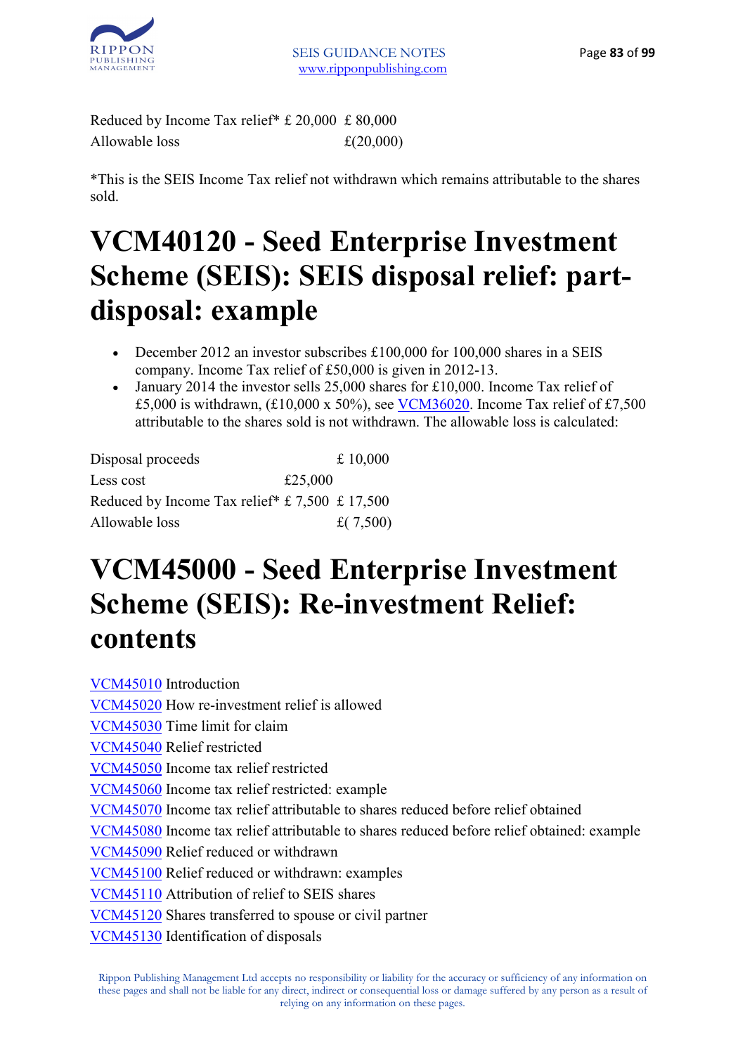| | | |
|---|---|---|
| Reduced by Income Tax relief* | £ 20,000 | £ 80,000 |
| Allowable loss | | £(20,000) |

*This is the SEIS Income Tax relief not withdrawn which remains attributable to the shares sold.

# VCM40120 - Seed Enterprise Investment Scheme (SEIS): SEIS disposal relief: part-disposal: example

- December 2012 an investor subscribes £100,000 for 100,000 shares in a SEIS company. Income Tax relief of £50,000 is given in 2012-13.
- January 2014 the investor sells 25,000 shares for £10,000. Income Tax relief of £5,000 is withdrawn, (£10,000 x 50%), see VCM36020. Income Tax relief of £7,500 attributable to the shares sold is not withdrawn. The allowable loss is calculated:

| | | |
|---|---|---|
| Disposal proceeds | | £ 10,000 |
| Less cost | £25,000 | |
| Reduced by Income Tax relief* | £ 7,500 | £ 17,500 |
| Allowable loss | | £( 7,500) |

# VCM45000 - Seed Enterprise Investment Scheme (SEIS): Re-investment Relief: contents

VCM45010 Introduction
VCM45020 How re-investment relief is allowed
VCM45030 Time limit for claim
VCM45040 Relief restricted
VCM45050 Income tax relief restricted
VCM45060 Income tax relief restricted: example
VCM45070 Income tax relief attributable to shares reduced before relief obtained
VCM45080 Income tax relief attributable to shares reduced before relief obtained: example
VCM45090 Relief reduced or withdrawn
VCM45100 Relief reduced or withdrawn: examples
VCM45110 Attribution of relief to SEIS shares
VCM45120 Shares transferred to spouse or civil partner
VCM45130 Identification of disposals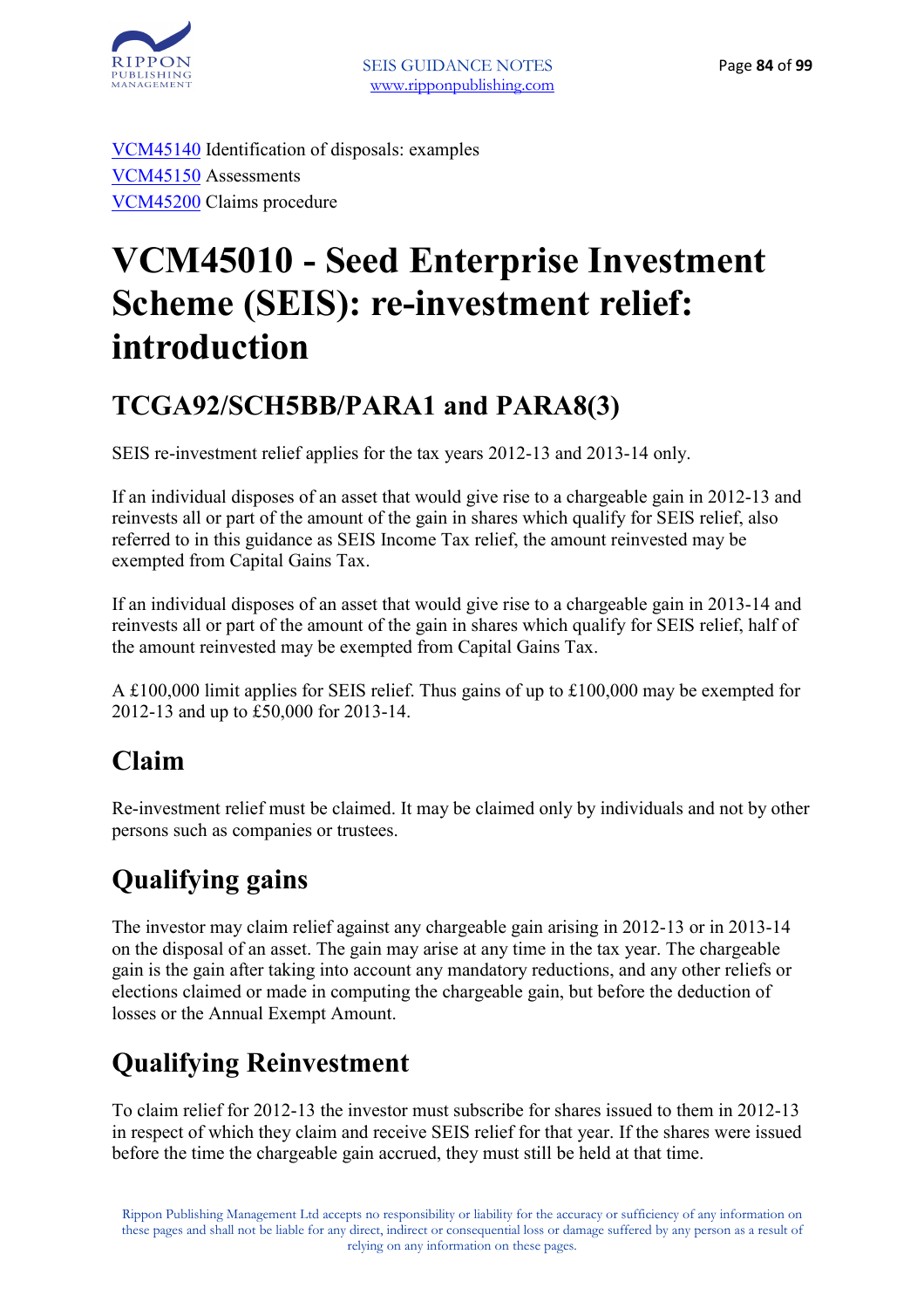[VCM45140](#) Identification of disposals: examples
[VCM45150](#) Assessments
[VCM45200](#) Claims procedure

# VCM45010 - Seed Enterprise Investment Scheme (SEIS): re-investment relief: introduction

## TCGA92/SCH5BB/PARA1 and PARA8(3)

SEIS re-investment relief applies for the tax years 2012-13 and 2013-14 only.

If an individual disposes of an asset that would give rise to a chargeable gain in 2012-13 and reinvests all or part of the amount of the gain in shares which qualify for SEIS relief, also referred to in this guidance as SEIS Income Tax relief, the amount reinvested may be exempted from Capital Gains Tax.

If an individual disposes of an asset that would give rise to a chargeable gain in 2013-14 and reinvests all or part of the amount of the gain in shares which qualify for SEIS relief, half of the amount reinvested may be exempted from Capital Gains Tax.

A £100,000 limit applies for SEIS relief. Thus gains of up to £100,000 may be exempted for 2012-13 and up to £50,000 for 2013-14.

## Claim

Re-investment relief must be claimed. It may be claimed only by individuals and not by other persons such as companies or trustees.

## Qualifying gains

The investor may claim relief against any chargeable gain arising in 2012-13 or in 2013-14 on the disposal of an asset. The gain may arise at any time in the tax year. The chargeable gain is the gain after taking into account any mandatory reductions, and any other reliefs or elections claimed or made in computing the chargeable gain, but before the deduction of losses or the Annual Exempt Amount.

## Qualifying Reinvestment

To claim relief for 2012-13 the investor must subscribe for shares issued to them in 2012-13 in respect of which they claim and receive SEIS relief for that year. If the shares were issued before the time the chargeable gain accrued, they must still be held at that time.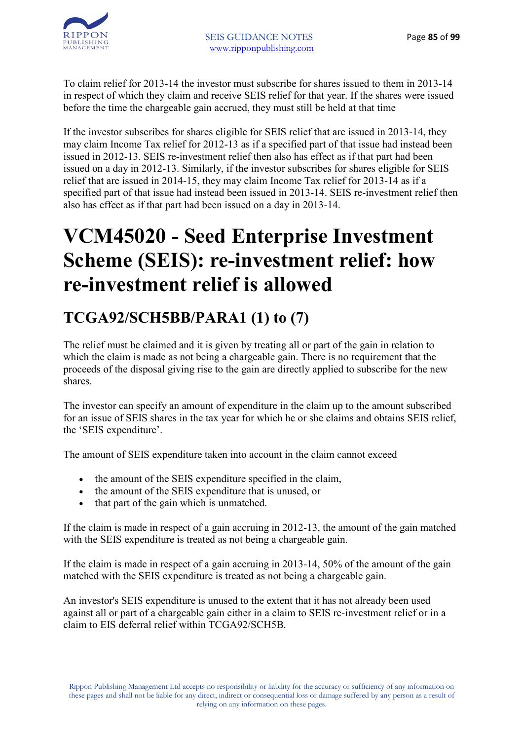To claim relief for 2013-14 the investor must subscribe for shares issued to them in 2013-14 in respect of which they claim and receive SEIS relief for that year. If the shares were issued before the time the chargeable gain accrued, they must still be held at that time

If the investor subscribes for shares eligible for SEIS relief that are issued in 2013-14, they may claim Income Tax relief for 2012-13 as if a specified part of that issue had instead been issued in 2012-13. SEIS re-investment relief then also has effect as if that part had been issued on a day in 2012-13. Similarly, if the investor subscribes for shares eligible for SEIS relief that are issued in 2014-15, they may claim Income Tax relief for 2013-14 as if a specified part of that issue had instead been issued in 2013-14. SEIS re-investment relief then also has effect as if that part had been issued on a day in 2013-14.

# VCM45020 - Seed Enterprise Investment Scheme (SEIS): re-investment relief: how re-investment relief is allowed

## TCGA92/SCH5BB/PARA1 (1) to (7)

The relief must be claimed and it is given by treating all or part of the gain in relation to which the claim is made as not being a chargeable gain. There is no requirement that the proceeds of the disposal giving rise to the gain are directly applied to subscribe for the new shares.

The investor can specify an amount of expenditure in the claim up to the amount subscribed for an issue of SEIS shares in the tax year for which he or she claims and obtains SEIS relief, the 'SEIS expenditure'.

The amount of SEIS expenditure taken into account in the claim cannot exceed

- the amount of the SEIS expenditure specified in the claim,
- the amount of the SEIS expenditure that is unused, or
- that part of the gain which is unmatched.

If the claim is made in respect of a gain accruing in 2012-13, the amount of the gain matched with the SEIS expenditure is treated as not being a chargeable gain.

If the claim is made in respect of a gain accruing in 2013-14, 50% of the amount of the gain matched with the SEIS expenditure is treated as not being a chargeable gain.

An investor's SEIS expenditure is unused to the extent that it has not already been used against all or part of a chargeable gain either in a claim to SEIS re-investment relief or in a claim to EIS deferral relief within TCGA92/SCH5B.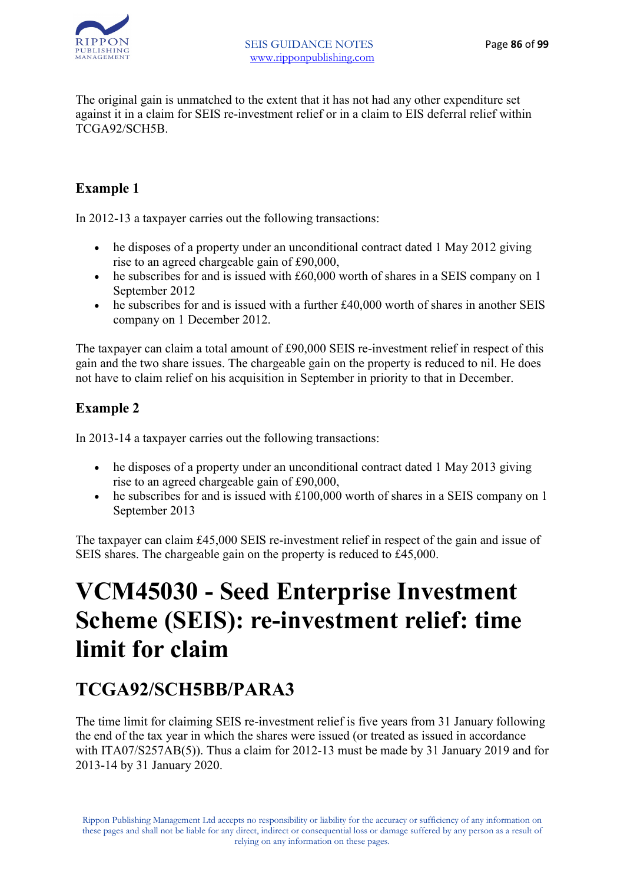The original gain is unmatched to the extent that it has not had any other expenditure set against it in a claim for SEIS re-investment relief or in a claim to EIS deferral relief within TCGA92/SCH5B.

### Example 1

In 2012-13 a taxpayer carries out the following transactions:

- he disposes of a property under an unconditional contract dated 1 May 2012 giving rise to an agreed chargeable gain of £90,000,
- he subscribes for and is issued with £60,000 worth of shares in a SEIS company on 1 September 2012
- he subscribes for and is issued with a further £40,000 worth of shares in another SEIS company on 1 December 2012.

The taxpayer can claim a total amount of £90,000 SEIS re-investment relief in respect of this gain and the two share issues. The chargeable gain on the property is reduced to nil. He does not have to claim relief on his acquisition in September in priority to that in December.

### Example 2

In 2013-14 a taxpayer carries out the following transactions:

- he disposes of a property under an unconditional contract dated 1 May 2013 giving rise to an agreed chargeable gain of £90,000,
- he subscribes for and is issued with £100,000 worth of shares in a SEIS company on 1 September 2013

The taxpayer can claim £45,000 SEIS re-investment relief in respect of the gain and issue of SEIS shares. The chargeable gain on the property is reduced to £45,000.

# VCM45030 - Seed Enterprise Investment Scheme (SEIS): re-investment relief: time limit for claim

## TCGA92/SCH5BB/PARA3

The time limit for claiming SEIS re-investment relief is five years from 31 January following the end of the tax year in which the shares were issued (or treated as issued in accordance with ITA07/S257AB(5)). Thus a claim for 2012-13 must be made by 31 January 2019 and for 2013-14 by 31 January 2020.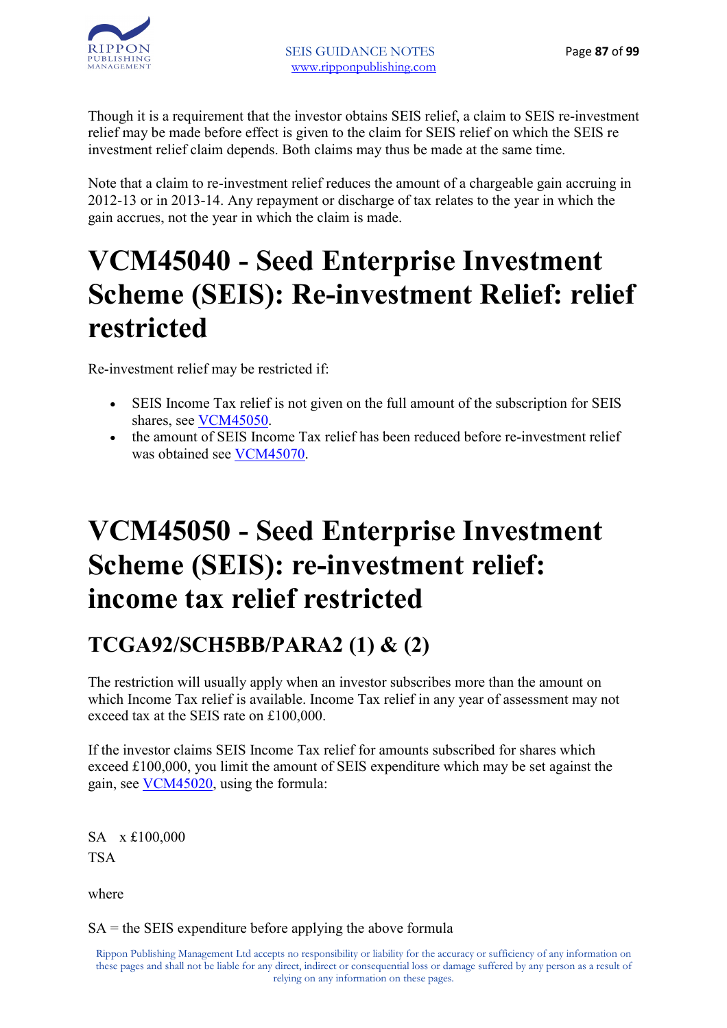Though it is a requirement that the investor obtains SEIS relief, a claim to SEIS re-investment relief may be made before effect is given to the claim for SEIS relief on which the SEIS re investment relief claim depends. Both claims may thus be made at the same time.

Note that a claim to re-investment relief reduces the amount of a chargeable gain accruing in 2012-13 or in 2013-14. Any repayment or discharge of tax relates to the year in which the gain accrues, not the year in which the claim is made.

# VCM45040 - Seed Enterprise Investment Scheme (SEIS): Re-investment Relief: relief restricted

Re-investment relief may be restricted if:

- SEIS Income Tax relief is not given on the full amount of the subscription for SEIS shares, see VCM45050.
- the amount of SEIS Income Tax relief has been reduced before re-investment relief was obtained see VCM45070.

# VCM45050 - Seed Enterprise Investment Scheme (SEIS): re-investment relief: income tax relief restricted

## TCGA92/SCH5BB/PARA2 (1) & (2)

The restriction will usually apply when an investor subscribes more than the amount on which Income Tax relief is available. Income Tax relief in any year of assessment may not exceed tax at the SEIS rate on £100,000.

If the investor claims SEIS Income Tax relief for amounts subscribed for shares which exceed £100,000, you limit the amount of SEIS expenditure which may be set against the gain, see VCM45020, using the formula:

$$\frac{SA}{TSA} \times £100,000$$

where

SA = the SEIS expenditure before applying the above formula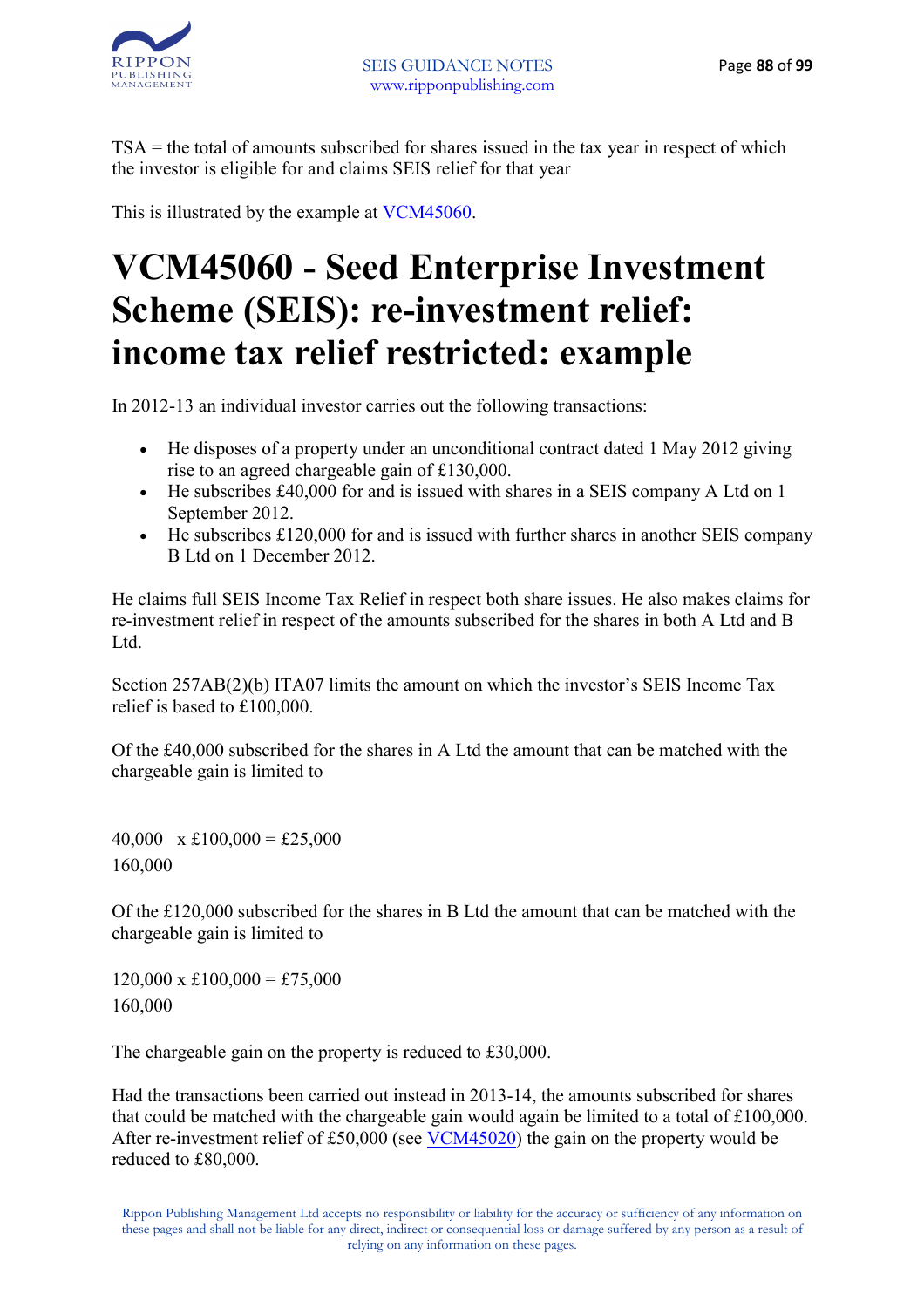TSA = the total of amounts subscribed for shares issued in the tax year in respect of which the investor is eligible for and claims SEIS relief for that year

This is illustrated by the example at VCM45060.

# VCM45060 - Seed Enterprise Investment Scheme (SEIS): re-investment relief: income tax relief restricted: example

In 2012-13 an individual investor carries out the following transactions:

- He disposes of a property under an unconditional contract dated 1 May 2012 giving rise to an agreed chargeable gain of £130,000.
- He subscribes £40,000 for and is issued with shares in a SEIS company A Ltd on 1 September 2012.
- He subscribes £120,000 for and is issued with further shares in another SEIS company B Ltd on 1 December 2012.

He claims full SEIS Income Tax Relief in respect both share issues. He also makes claims for re-investment relief in respect of the amounts subscribed for the shares in both A Ltd and B Ltd.

Section 257AB(2)(b) ITA07 limits the amount on which the investor's SEIS Income Tax relief is based to £100,000.

Of the £40,000 subscribed for the shares in A Ltd the amount that can be matched with the chargeable gain is limited to

$$\frac{40,000}{160,000} \times £100,000 = £25,000$$

Of the £120,000 subscribed for the shares in B Ltd the amount that can be matched with the chargeable gain is limited to

$$\frac{120,000}{160,000} \times £100,000 = £75,000$$

The chargeable gain on the property is reduced to £30,000.

Had the transactions been carried out instead in 2013-14, the amounts subscribed for shares that could be matched with the chargeable gain would again be limited to a total of £100,000. After re-investment relief of £50,000 (see VCM45020) the gain on the property would be reduced to £80,000.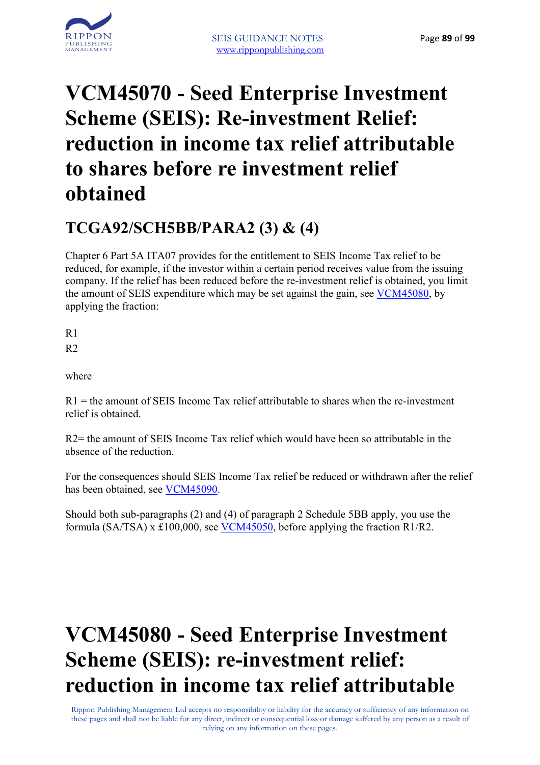# VCM45070 - Seed Enterprise Investment Scheme (SEIS): Re-investment Relief: reduction in income tax relief attributable to shares before re investment relief obtained

## TCGA92/SCH5BB/PARA2 (3) & (4)

Chapter 6 Part 5A ITA07 provides for the entitlement to SEIS Income Tax relief to be reduced, for example, if the investor within a certain period receives value from the issuing company. If the relief has been reduced before the re-investment relief is obtained, you limit the amount of SEIS expenditure which may be set against the gain, see VCM45080, by applying the fraction:

R1
R2

where

R1 = the amount of SEIS Income Tax relief attributable to shares when the re-investment relief is obtained.

R2= the amount of SEIS Income Tax relief which would have been so attributable in the absence of the reduction.

For the consequences should SEIS Income Tax relief be reduced or withdrawn after the relief has been obtained, see VCM45090.

Should both sub-paragraphs (2) and (4) of paragraph 2 Schedule 5BB apply, you use the formula (SA/TSA) x £100,000, see VCM45050, before applying the fraction R1/R2.

# VCM45080 - Seed Enterprise Investment Scheme (SEIS): re-investment relief: reduction in income tax relief attributable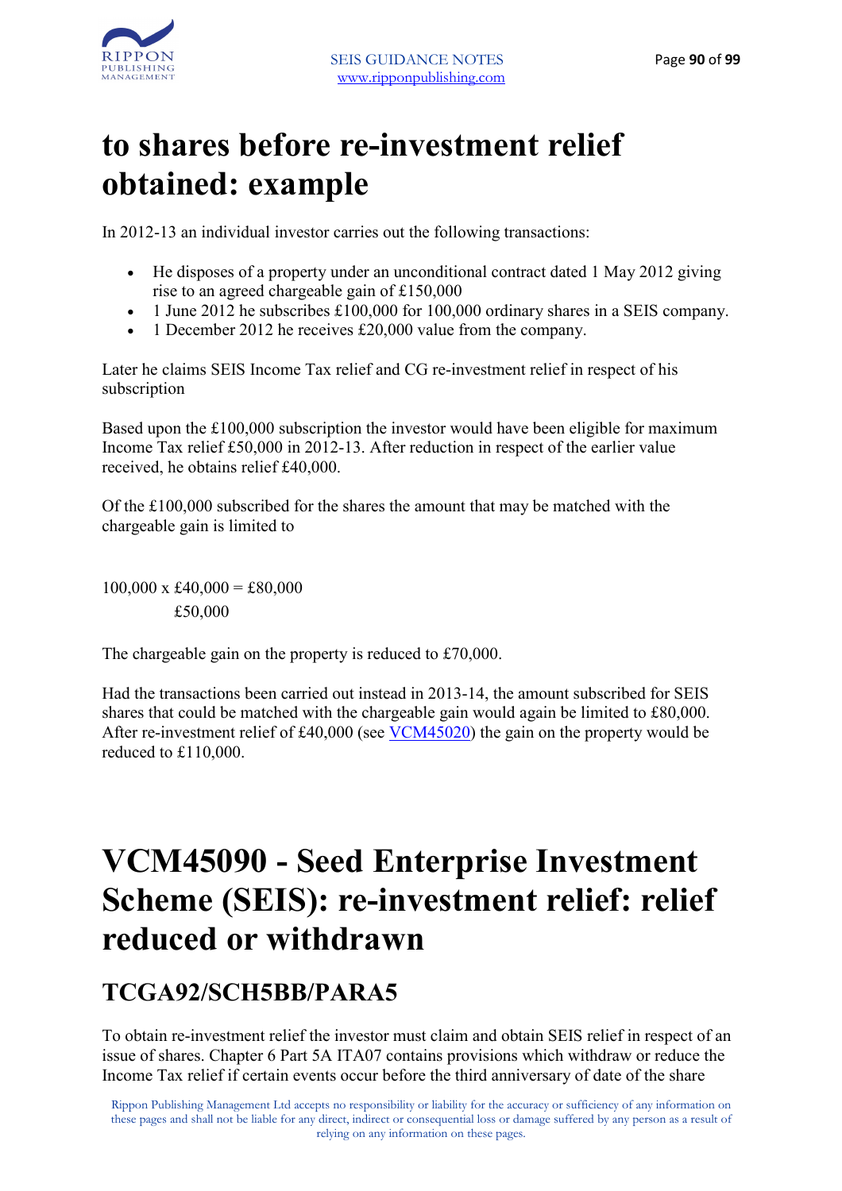# to shares before re-investment relief obtained: example

In 2012-13 an individual investor carries out the following transactions:

- He disposes of a property under an unconditional contract dated 1 May 2012 giving rise to an agreed chargeable gain of £150,000
- 1 June 2012 he subscribes £100,000 for 100,000 ordinary shares in a SEIS company.
- 1 December 2012 he receives £20,000 value from the company.

Later he claims SEIS Income Tax relief and CG re-investment relief in respect of his subscription

Based upon the £100,000 subscription the investor would have been eligible for maximum Income Tax relief £50,000 in 2012-13. After reduction in respect of the earlier value received, he obtains relief £40,000.

Of the £100,000 subscribed for the shares the amount that may be matched with the chargeable gain is limited to

$$\frac{100{,}000 \times £40{,}000}{£50{,}000} = £80{,}000$$

The chargeable gain on the property is reduced to £70,000.

Had the transactions been carried out instead in 2013-14, the amount subscribed for SEIS shares that could be matched with the chargeable gain would again be limited to £80,000. After re-investment relief of £40,000 (see VCM45020) the gain on the property would be reduced to £110,000.

# VCM45090 - Seed Enterprise Investment Scheme (SEIS): re-investment relief: relief reduced or withdrawn

## TCGA92/SCH5BB/PARA5

To obtain re-investment relief the investor must claim and obtain SEIS relief in respect of an issue of shares. Chapter 6 Part 5A ITA07 contains provisions which withdraw or reduce the Income Tax relief if certain events occur before the third anniversary of date of the share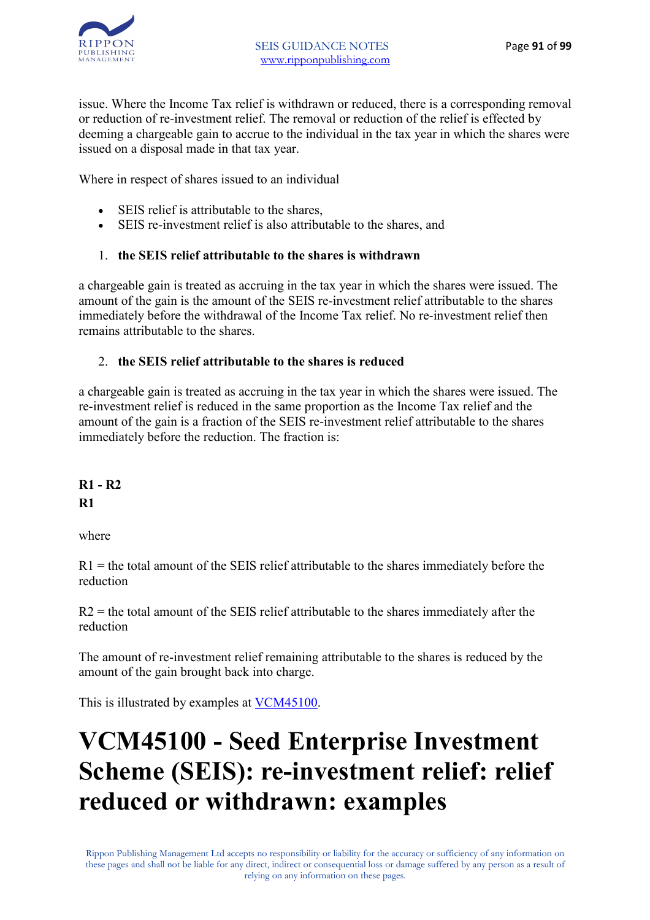issue. Where the Income Tax relief is withdrawn or reduced, there is a corresponding removal or reduction of re-investment relief. The removal or reduction of the relief is effected by deeming a chargeable gain to accrue to the individual in the tax year in which the shares were issued on a disposal made in that tax year.

Where in respect of shares issued to an individual

- SEIS relief is attributable to the shares,
- SEIS re-investment relief is also attributable to the shares, and

1. **the SEIS relief attributable to the shares is withdrawn**

a chargeable gain is treated as accruing in the tax year in which the shares were issued. The amount of the gain is the amount of the SEIS re-investment relief attributable to the shares immediately before the withdrawal of the Income Tax relief. No re-investment relief then remains attributable to the shares.

2. **the SEIS relief attributable to the shares is reduced**

a chargeable gain is treated as accruing in the tax year in which the shares were issued. The re-investment relief is reduced in the same proportion as the Income Tax relief and the amount of the gain is a fraction of the SEIS re-investment relief attributable to the shares immediately before the reduction. The fraction is:

$$\frac{R1 - R2}{R1}$$

where

R1 = the total amount of the SEIS relief attributable to the shares immediately before the reduction

R2 = the total amount of the SEIS relief attributable to the shares immediately after the reduction

The amount of re-investment relief remaining attributable to the shares is reduced by the amount of the gain brought back into charge.

This is illustrated by examples at VCM45100.

# VCM45100 - Seed Enterprise Investment Scheme (SEIS): re-investment relief: relief reduced or withdrawn: examples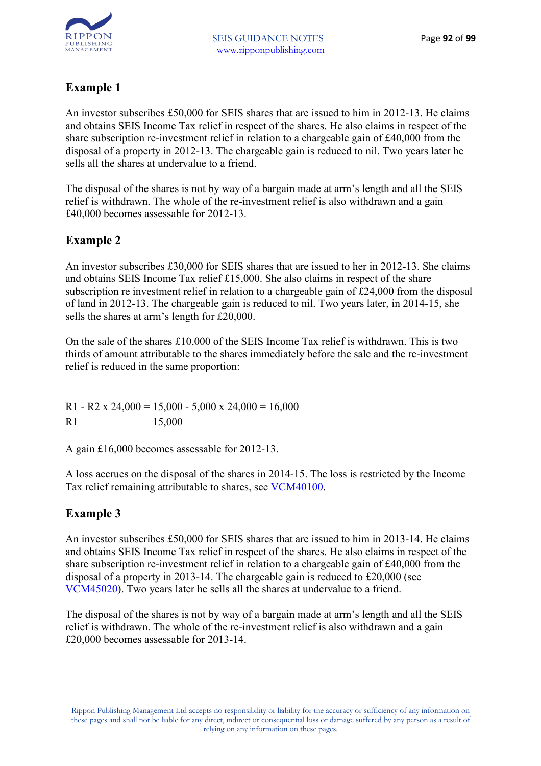## Example 1

An investor subscribes £50,000 for SEIS shares that are issued to him in 2012-13. He claims and obtains SEIS Income Tax relief in respect of the shares. He also claims in respect of the share subscription re-investment relief in relation to a chargeable gain of £40,000 from the disposal of a property in 2012-13. The chargeable gain is reduced to nil. Two years later he sells all the shares at undervalue to a friend.

The disposal of the shares is not by way of a bargain made at arm's length and all the SEIS relief is withdrawn. The whole of the re-investment relief is also withdrawn and a gain £40,000 becomes assessable for 2012-13.

## Example 2

An investor subscribes £30,000 for SEIS shares that are issued to her in 2012-13. She claims and obtains SEIS Income Tax relief £15,000. She also claims in respect of the share subscription re investment relief in relation to a chargeable gain of £24,000 from the disposal of land in 2012-13. The chargeable gain is reduced to nil. Two years later, in 2014-15, she sells the shares at arm's length for £20,000.

On the sale of the shares £10,000 of the SEIS Income Tax relief is withdrawn. This is two thirds of amount attributable to the shares immediately before the sale and the re-investment relief is reduced in the same proportion:

$$\frac{R1 - R2}{R1} \times 24{,}000 = \frac{15{,}000 - 5{,}000}{15{,}000} \times 24{,}000 = 16{,}000$$

A gain £16,000 becomes assessable for 2012-13.

A loss accrues on the disposal of the shares in 2014-15. The loss is restricted by the Income Tax relief remaining attributable to shares, see VCM40100.

## Example 3

An investor subscribes £50,000 for SEIS shares that are issued to him in 2013-14. He claims and obtains SEIS Income Tax relief in respect of the shares. He also claims in respect of the share subscription re-investment relief in relation to a chargeable gain of £40,000 from the disposal of a property in 2013-14. The chargeable gain is reduced to £20,000 (see VCM45020). Two years later he sells all the shares at undervalue to a friend.

The disposal of the shares is not by way of a bargain made at arm's length and all the SEIS relief is withdrawn. The whole of the re-investment relief is also withdrawn and a gain £20,000 becomes assessable for 2013-14.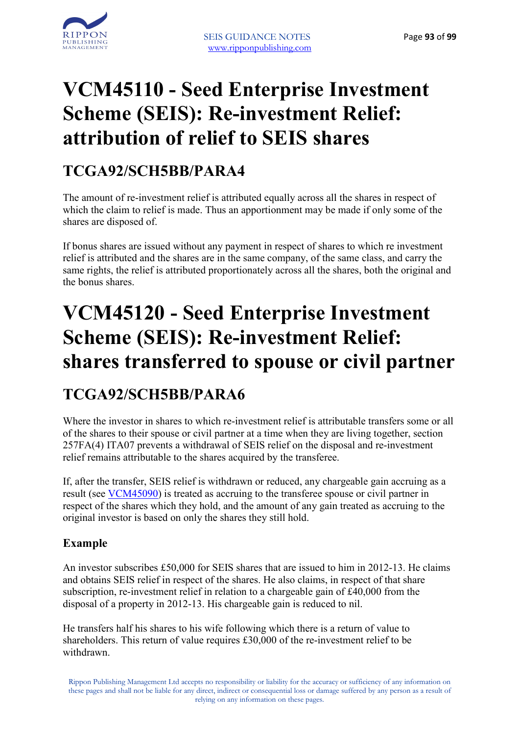# VCM45110 - Seed Enterprise Investment Scheme (SEIS): Re-investment Relief: attribution of relief to SEIS shares

## TCGA92/SCH5BB/PARA4

The amount of re-investment relief is attributed equally across all the shares in respect of which the claim to relief is made. Thus an apportionment may be made if only some of the shares are disposed of.

If bonus shares are issued without any payment in respect of shares to which re investment relief is attributed and the shares are in the same company, of the same class, and carry the same rights, the relief is attributed proportionately across all the shares, both the original and the bonus shares.

# VCM45120 - Seed Enterprise Investment Scheme (SEIS): Re-investment Relief: shares transferred to spouse or civil partner

## TCGA92/SCH5BB/PARA6

Where the investor in shares to which re-investment relief is attributable transfers some or all of the shares to their spouse or civil partner at a time when they are living together, section 257FA(4) ITA07 prevents a withdrawal of SEIS relief on the disposal and re-investment relief remains attributable to the shares acquired by the transferee.

If, after the transfer, SEIS relief is withdrawn or reduced, any chargeable gain accruing as a result (see VCM45090) is treated as accruing to the transferee spouse or civil partner in respect of the shares which they hold, and the amount of any gain treated as accruing to the original investor is based on only the shares they still hold.

### Example

An investor subscribes £50,000 for SEIS shares that are issued to him in 2012-13. He claims and obtains SEIS relief in respect of the shares. He also claims, in respect of that share subscription, re-investment relief in relation to a chargeable gain of £40,000 from the disposal of a property in 2012-13. His chargeable gain is reduced to nil.

He transfers half his shares to his wife following which there is a return of value to shareholders. This return of value requires £30,000 of the re-investment relief to be withdrawn.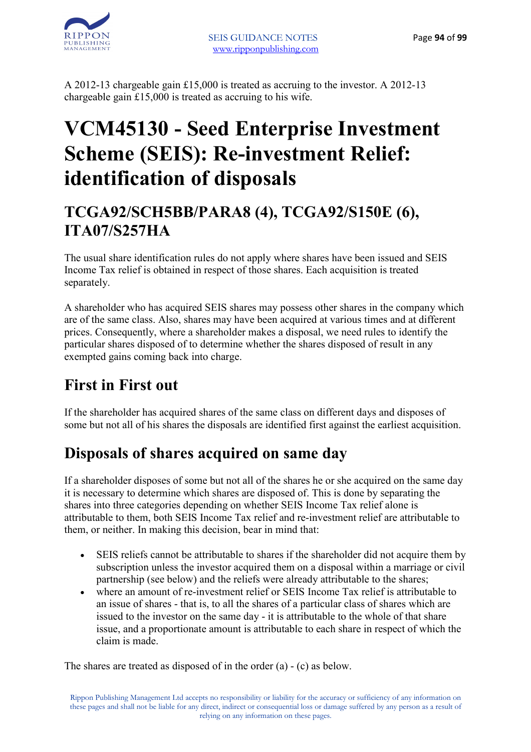A 2012-13 chargeable gain £15,000 is treated as accruing to the investor. A 2012-13 chargeable gain £15,000 is treated as accruing to his wife.

# VCM45130 - Seed Enterprise Investment Scheme (SEIS): Re-investment Relief: identification of disposals

## TCGA92/SCH5BB/PARA8 (4), TCGA92/S150E (6), ITA07/S257HA

The usual share identification rules do not apply where shares have been issued and SEIS Income Tax relief is obtained in respect of those shares. Each acquisition is treated separately.

A shareholder who has acquired SEIS shares may possess other shares in the company which are of the same class. Also, shares may have been acquired at various times and at different prices. Consequently, where a shareholder makes a disposal, we need rules to identify the particular shares disposed of to determine whether the shares disposed of result in any exempted gains coming back into charge.

## First in First out

If the shareholder has acquired shares of the same class on different days and disposes of some but not all of his shares the disposals are identified first against the earliest acquisition.

## Disposals of shares acquired on same day

If a shareholder disposes of some but not all of the shares he or she acquired on the same day it is necessary to determine which shares are disposed of. This is done by separating the shares into three categories depending on whether SEIS Income Tax relief alone is attributable to them, both SEIS Income Tax relief and re-investment relief are attributable to them, or neither. In making this decision, bear in mind that:

- SEIS reliefs cannot be attributable to shares if the shareholder did not acquire them by subscription unless the investor acquired them on a disposal within a marriage or civil partnership (see below) and the reliefs were already attributable to the shares;
- where an amount of re-investment relief or SEIS Income Tax relief is attributable to an issue of shares - that is, to all the shares of a particular class of shares which are issued to the investor on the same day - it is attributable to the whole of that share issue, and a proportionate amount is attributable to each share in respect of which the claim is made.

The shares are treated as disposed of in the order (a) - (c) as below.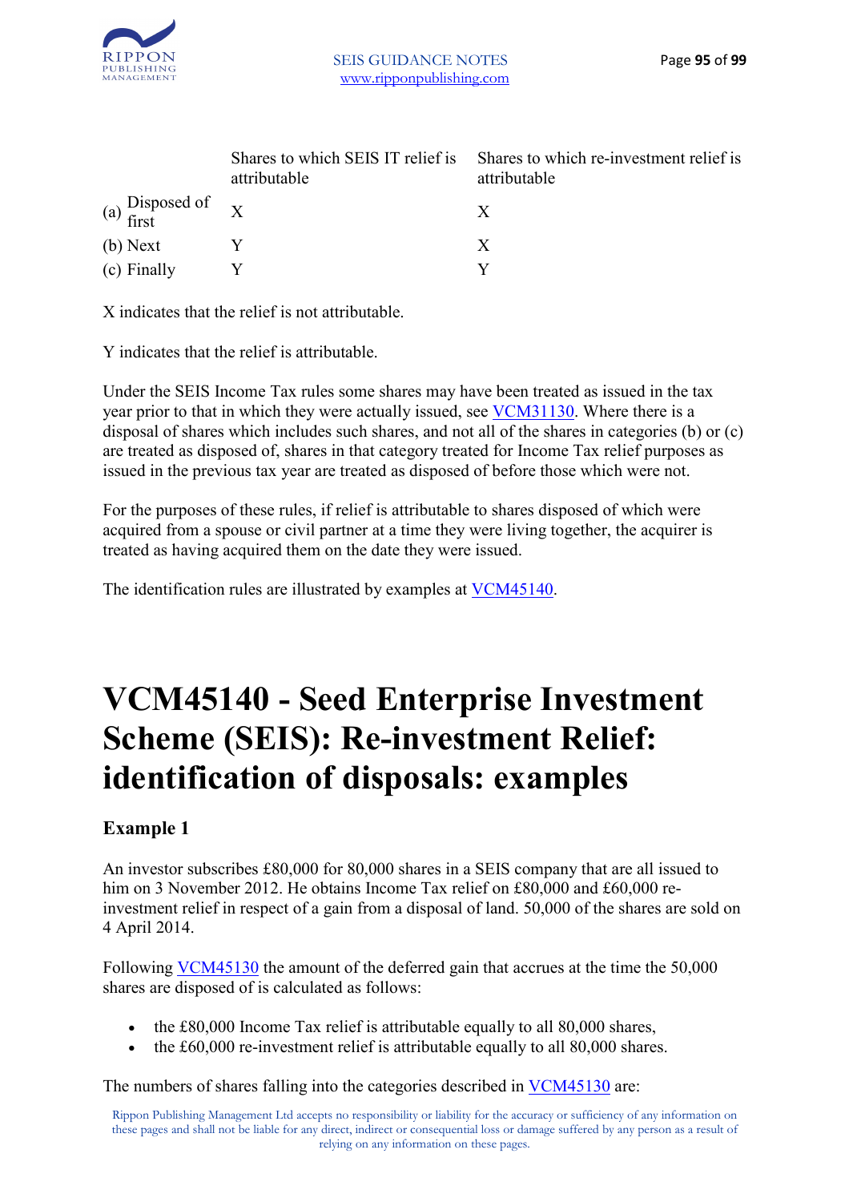| | Shares to which SEIS IT relief is attributable | Shares to which re-investment relief is attributable |
|---|---|---|
| (a) Disposed of first | X | X |
| (b) Next | Y | X |
| (c) Finally | Y | Y |

X indicates that the relief is not attributable.

Y indicates that the relief is attributable.

Under the SEIS Income Tax rules some shares may have been treated as issued in the tax year prior to that in which they were actually issued, see VCM31130. Where there is a disposal of shares which includes such shares, and not all of the shares in categories (b) or (c) are treated as disposed of, shares in that category treated for Income Tax relief purposes as issued in the previous tax year are treated as disposed of before those which were not.

For the purposes of these rules, if relief is attributable to shares disposed of which were acquired from a spouse or civil partner at a time they were living together, the acquirer is treated as having acquired them on the date they were issued.

The identification rules are illustrated by examples at VCM45140.

# VCM45140 - Seed Enterprise Investment Scheme (SEIS): Re-investment Relief: identification of disposals: examples

### Example 1

An investor subscribes £80,000 for 80,000 shares in a SEIS company that are all issued to him on 3 November 2012. He obtains Income Tax relief on £80,000 and £60,000 re-investment relief in respect of a gain from a disposal of land. 50,000 of the shares are sold on 4 April 2014.

Following VCM45130 the amount of the deferred gain that accrues at the time the 50,000 shares are disposed of is calculated as follows:

- the £80,000 Income Tax relief is attributable equally to all 80,000 shares,
- the £60,000 re-investment relief is attributable equally to all 80,000 shares.

The numbers of shares falling into the categories described in VCM45130 are: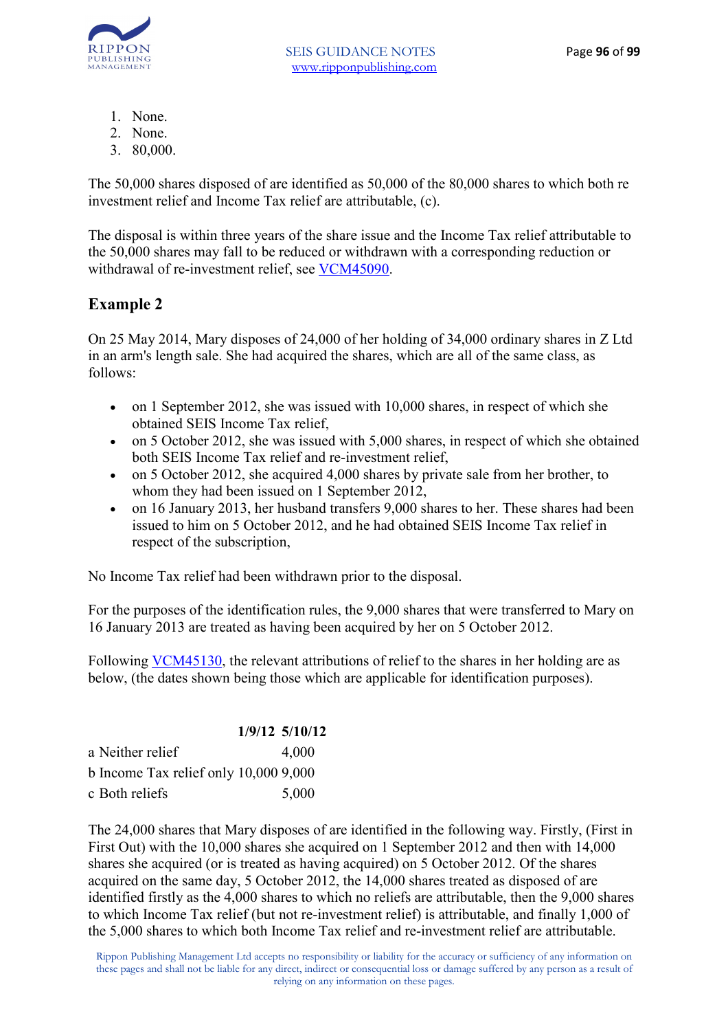1. None.
2. None.
3. 80,000.

The 50,000 shares disposed of are identified as 50,000 of the 80,000 shares to which both re investment relief and Income Tax relief are attributable, (c).

The disposal is within three years of the share issue and the Income Tax relief attributable to the 50,000 shares may fall to be reduced or withdrawn with a corresponding reduction or withdrawal of re-investment relief, see VCM45090.

## Example 2

On 25 May 2014, Mary disposes of 24,000 of her holding of 34,000 ordinary shares in Z Ltd in an arm's length sale. She had acquired the shares, which are all of the same class, as follows:

- on 1 September 2012, she was issued with 10,000 shares, in respect of which she obtained SEIS Income Tax relief,
- on 5 October 2012, she was issued with 5,000 shares, in respect of which she obtained both SEIS Income Tax relief and re-investment relief,
- on 5 October 2012, she acquired 4,000 shares by private sale from her brother, to whom they had been issued on 1 September 2012,
- on 16 January 2013, her husband transfers 9,000 shares to her. These shares had been issued to him on 5 October 2012, and he had obtained SEIS Income Tax relief in respect of the subscription,

No Income Tax relief had been withdrawn prior to the disposal.

For the purposes of the identification rules, the 9,000 shares that were transferred to Mary on 16 January 2013 are treated as having been acquired by her on 5 October 2012.

Following VCM45130, the relevant attributions of relief to the shares in her holding are as below, (the dates shown being those which are applicable for identification purposes).

| | **1/9/12** | **5/10/12** |
|---|---|---|
| a Neither relief | | 4,000 |
| b Income Tax relief only | 10,000 | 9,000 |
| c Both reliefs | | 5,000 |

The 24,000 shares that Mary disposes of are identified in the following way. Firstly, (First in First Out) with the 10,000 shares she acquired on 1 September 2012 and then with 14,000 shares she acquired (or is treated as having acquired) on 5 October 2012. Of the shares acquired on the same day, 5 October 2012, the 14,000 shares treated as disposed of are identified firstly as the 4,000 shares to which no reliefs are attributable, then the 9,000 shares to which Income Tax relief (but not re-investment relief) is attributable, and finally 1,000 of the 5,000 shares to which both Income Tax relief and re-investment relief are attributable.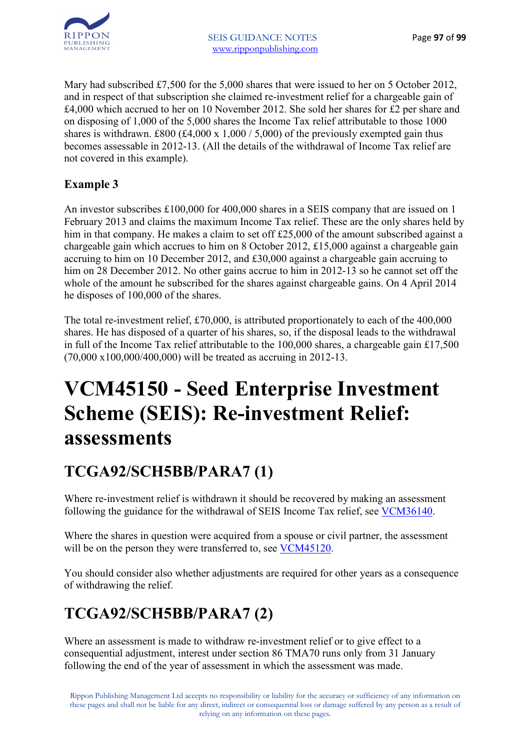Mary had subscribed £7,500 for the 5,000 shares that were issued to her on 5 October 2012, and in respect of that subscription she claimed re-investment relief for a chargeable gain of £4,000 which accrued to her on 10 November 2012. She sold her shares for £2 per share and on disposing of 1,000 of the 5,000 shares the Income Tax relief attributable to those 1000 shares is withdrawn. £800 (£4,000 x 1,000 / 5,000) of the previously exempted gain thus becomes assessable in 2012-13. (All the details of the withdrawal of Income Tax relief are not covered in this example).

### Example 3

An investor subscribes £100,000 for 400,000 shares in a SEIS company that are issued on 1 February 2013 and claims the maximum Income Tax relief. These are the only shares held by him in that company. He makes a claim to set off £25,000 of the amount subscribed against a chargeable gain which accrues to him on 8 October 2012, £15,000 against a chargeable gain accruing to him on 10 December 2012, and £30,000 against a chargeable gain accruing to him on 28 December 2012. No other gains accrue to him in 2012-13 so he cannot set off the whole of the amount he subscribed for the shares against chargeable gains. On 4 April 2014 he disposes of 100,000 of the shares.

The total re-investment relief, £70,000, is attributed proportionately to each of the 400,000 shares. He has disposed of a quarter of his shares, so, if the disposal leads to the withdrawal in full of the Income Tax relief attributable to the 100,000 shares, a chargeable gain £17,500 (70,000 x100,000/400,000) will be treated as accruing in 2012-13.

# VCM45150 - Seed Enterprise Investment Scheme (SEIS): Re-investment Relief: assessments

## TCGA92/SCH5BB/PARA7 (1)

Where re-investment relief is withdrawn it should be recovered by making an assessment following the guidance for the withdrawal of SEIS Income Tax relief, see VCM36140.

Where the shares in question were acquired from a spouse or civil partner, the assessment will be on the person they were transferred to, see VCM45120.

You should consider also whether adjustments are required for other years as a consequence of withdrawing the relief.

## TCGA92/SCH5BB/PARA7 (2)

Where an assessment is made to withdraw re-investment relief or to give effect to a consequential adjustment, interest under section 86 TMA70 runs only from 31 January following the end of the year of assessment in which the assessment was made.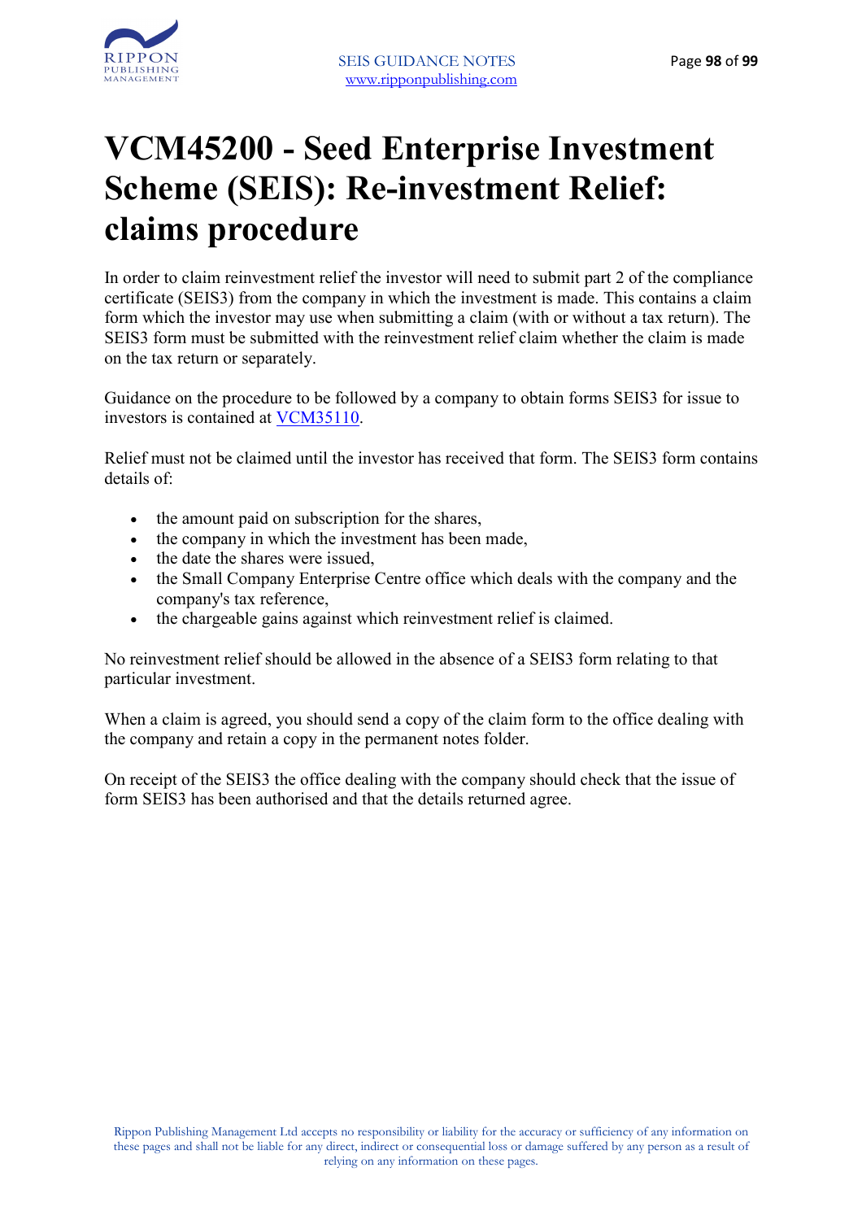# VCM45200 - Seed Enterprise Investment Scheme (SEIS): Re-investment Relief: claims procedure

In order to claim reinvestment relief the investor will need to submit part 2 of the compliance certificate (SEIS3) from the company in which the investment is made. This contains a claim form which the investor may use when submitting a claim (with or without a tax return). The SEIS3 form must be submitted with the reinvestment relief claim whether the claim is made on the tax return or separately.

Guidance on the procedure to be followed by a company to obtain forms SEIS3 for issue to investors is contained at VCM35110.

Relief must not be claimed until the investor has received that form. The SEIS3 form contains details of:

- the amount paid on subscription for the shares,
- the company in which the investment has been made,
- the date the shares were issued,
- the Small Company Enterprise Centre office which deals with the company and the company's tax reference,
- the chargeable gains against which reinvestment relief is claimed.

No reinvestment relief should be allowed in the absence of a SEIS3 form relating to that particular investment.

When a claim is agreed, you should send a copy of the claim form to the office dealing with the company and retain a copy in the permanent notes folder.

On receipt of the SEIS3 the office dealing with the company should check that the issue of form SEIS3 has been authorised and that the details returned agree.